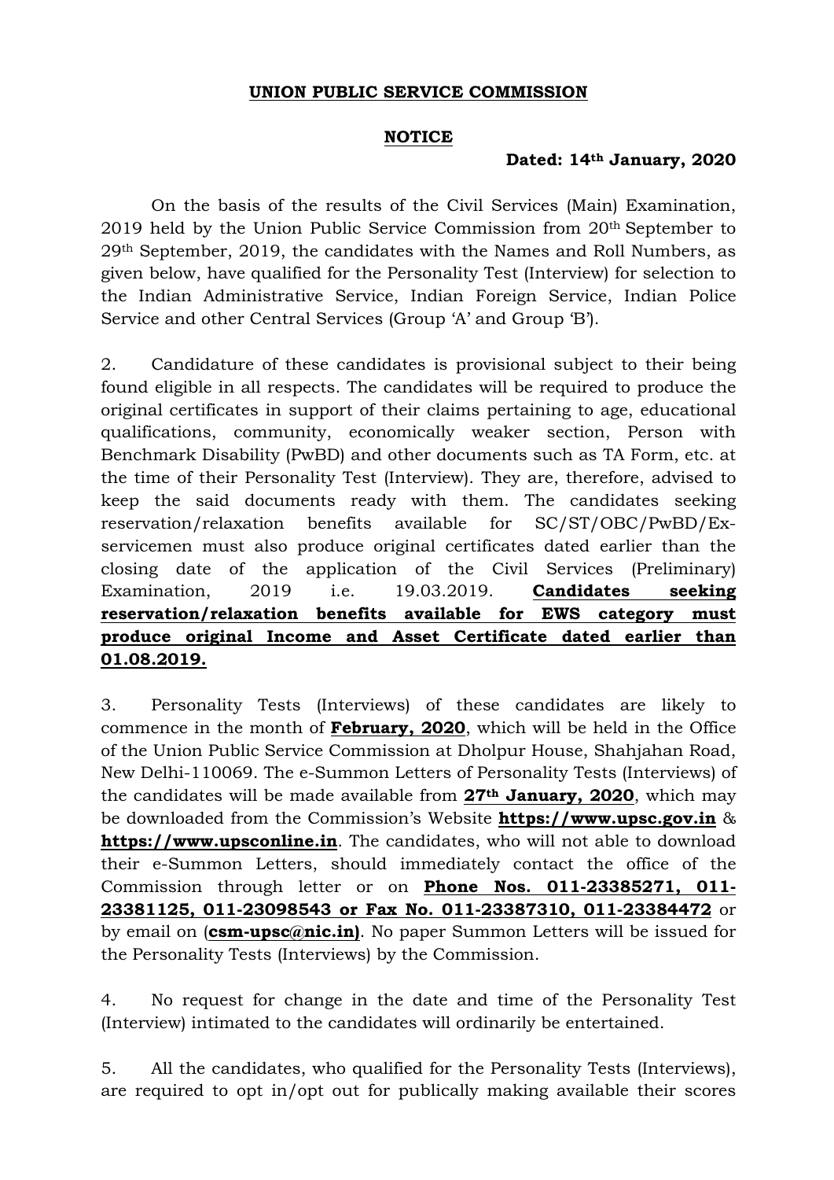**UNION PUBLIC SERVICE COMMISSION**

**NOTICE**

**Dated: 14th January, 2020**

On the basis of the results of the Civil Services (Main) Examination, 2019 held by the Union Public Service Commission from 20th September to 29th September, 2019, the candidates with the Names and Roll Numbers, as given below, have qualified for the Personality Test (Interview) for selection to the Indian Administrative Service, Indian Foreign Service, Indian Police Service and other Central Services (Group 'A' and Group 'B').

2. Candidature of these candidates is provisional subject to their being found eligible in all respects. The candidates will be required to produce the original certificates in support of their claims pertaining to age, educational qualifications, community, economically weaker section, Person with Benchmark Disability (PwBD) and other documents such as TA Form, etc. at the time of their Personality Test (Interview). They are, therefore, advised to keep the said documents ready with them. The candidates seeking reservation/relaxation benefits available for SC/ST/OBC/PwBD/Ex-servicemen must also produce original certificates dated earlier than the closing date of the application of the Civil Services (Preliminary) Examination, 2019 i.e. 19.03.2019. **Candidates seeking reservation/relaxation benefits available for EWS category must produce original Income and Asset Certificate dated earlier than 01.08.2019.**

3. Personality Tests (Interviews) of these candidates are likely to commence in the month of **February, 2020**, which will be held in the Office of the Union Public Service Commission at Dholpur House, Shahjahan Road, New Delhi-110069. The e-Summon Letters of Personality Tests (Interviews) of the candidates will be made available from **27th January, 2020**, which may be downloaded from the Commission's Website **https://www.upsc.gov.in** & **https://www.upsconline.in**. The candidates, who will not able to download their e-Summon Letters, should immediately contact the office of the Commission through letter or on **Phone Nos. 011-23385271, 011-23381125, 011-23098543 or Fax No. 011-23387310, 011-23384472** or by email on (**csm-upsc@nic.in)**. No paper Summon Letters will be issued for the Personality Tests (Interviews) by the Commission.

4. No request for change in the date and time of the Personality Test (Interview) intimated to the candidates will ordinarily be entertained.

5. All the candidates, who qualified for the Personality Tests (Interviews), are required to opt in/opt out for publically making available their scores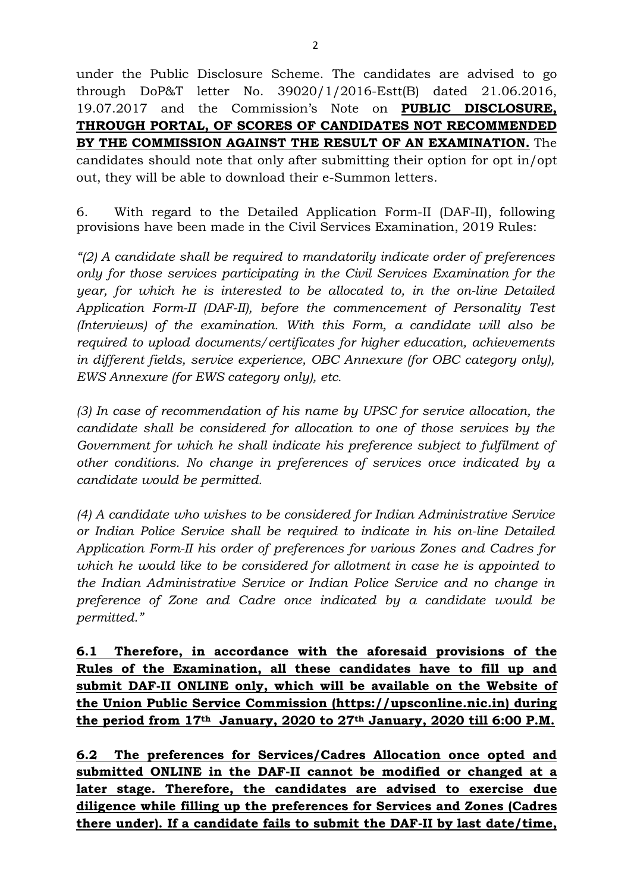under the Public Disclosure Scheme. The candidates are advised to go through DoP&T letter No. 39020/1/2016-Estt(B) dated 21.06.2016, 19.07.2017 and the Commission's Note on **PUBLIC DISCLOSURE, THROUGH PORTAL, OF SCORES OF CANDIDATES NOT RECOMMENDED BY THE COMMISSION AGAINST THE RESULT OF AN EXAMINATION.** The candidates should note that only after submitting their option for opt in/opt out, they will be able to download their e-Summon letters.

6. With regard to the Detailed Application Form-II (DAF-II), following provisions have been made in the Civil Services Examination, 2019 Rules:

*"(2) A candidate shall be required to mandatorily indicate order of preferences only for those services participating in the Civil Services Examination for the year, for which he is interested to be allocated to, in the on-line Detailed Application Form-II (DAF-II), before the commencement of Personality Test (Interviews) of the examination. With this Form, a candidate will also be required to upload documents/certificates for higher education, achievements in different fields, service experience, OBC Annexure (for OBC category only), EWS Annexure (for EWS category only), etc.*

*(3) In case of recommendation of his name by UPSC for service allocation, the candidate shall be considered for allocation to one of those services by the Government for which he shall indicate his preference subject to fulfilment of other conditions. No change in preferences of services once indicated by a candidate would be permitted.*

*(4) A candidate who wishes to be considered for Indian Administrative Service or Indian Police Service shall be required to indicate in his on-line Detailed Application Form-II his order of preferences for various Zones and Cadres for which he would like to be considered for allotment in case he is appointed to the Indian Administrative Service or Indian Police Service and no change in preference of Zone and Cadre once indicated by a candidate would be permitted."*

**6.1 Therefore, in accordance with the aforesaid provisions of the Rules of the Examination, all these candidates have to fill up and submit DAF-II ONLINE only, which will be available on the Website of the Union Public Service Commission (https://upsconline.nic.in) during the period from 17th January, 2020 to 27th January, 2020 till 6:00 P.M.**

**6.2 The preferences for Services/Cadres Allocation once opted and submitted ONLINE in the DAF-II cannot be modified or changed at a later stage. Therefore, the candidates are advised to exercise due diligence while filling up the preferences for Services and Zones (Cadres there under). If a candidate fails to submit the DAF-II by last date/time,**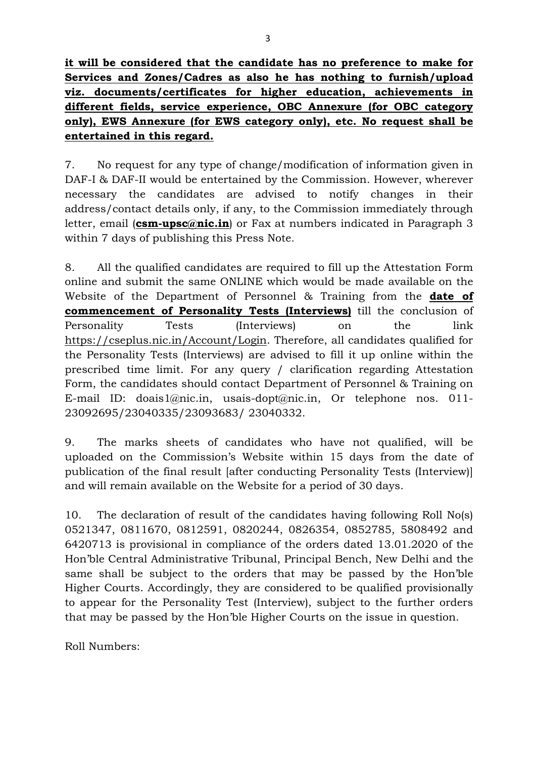**it will be considered that the candidate has no preference to make for Services and Zones/Cadres as also he has nothing to furnish/upload viz. documents/certificates for higher education, achievements in different fields, service experience, OBC Annexure (for OBC category only), EWS Annexure (for EWS category only), etc. No request shall be entertained in this regard.**

7. No request for any type of change/modification of information given in DAF-I & DAF-II would be entertained by the Commission. However, wherever necessary the candidates are advised to notify changes in their address/contact details only, if any, to the Commission immediately through letter, email (**csm-upsc@nic.in**) or Fax at numbers indicated in Paragraph 3 within 7 days of publishing this Press Note.

8. All the qualified candidates are required to fill up the Attestation Form online and submit the same ONLINE which would be made available on the Website of the Department of Personnel & Training from the **date of commencement of Personality Tests (Interviews)** till the conclusion of Personality Tests (Interviews) on the link https://cseplus.nic.in/Account/Login. Therefore, all candidates qualified for the Personality Tests (Interviews) are advised to fill it up online within the prescribed time limit. For any query / clarification regarding Attestation Form, the candidates should contact Department of Personnel & Training on E-mail ID: doais1@nic.in, usais-dopt@nic.in, Or telephone nos. 011-23092695/23040335/23093683/ 23040332.

9. The marks sheets of candidates who have not qualified, will be uploaded on the Commission's Website within 15 days from the date of publication of the final result [after conducting Personality Tests (Interview)] and will remain available on the Website for a period of 30 days.

10. The declaration of result of the candidates having following Roll No(s) 0521347, 0811670, 0812591, 0820244, 0826354, 0852785, 5808492 and 6420713 is provisional in compliance of the orders dated 13.01.2020 of the Hon'ble Central Administrative Tribunal, Principal Bench, New Delhi and the same shall be subject to the orders that may be passed by the Hon'ble Higher Courts. Accordingly, they are considered to be qualified provisionally to appear for the Personality Test (Interview), subject to the further orders that may be passed by the Hon'ble Higher Courts on the issue in question.

Roll Numbers: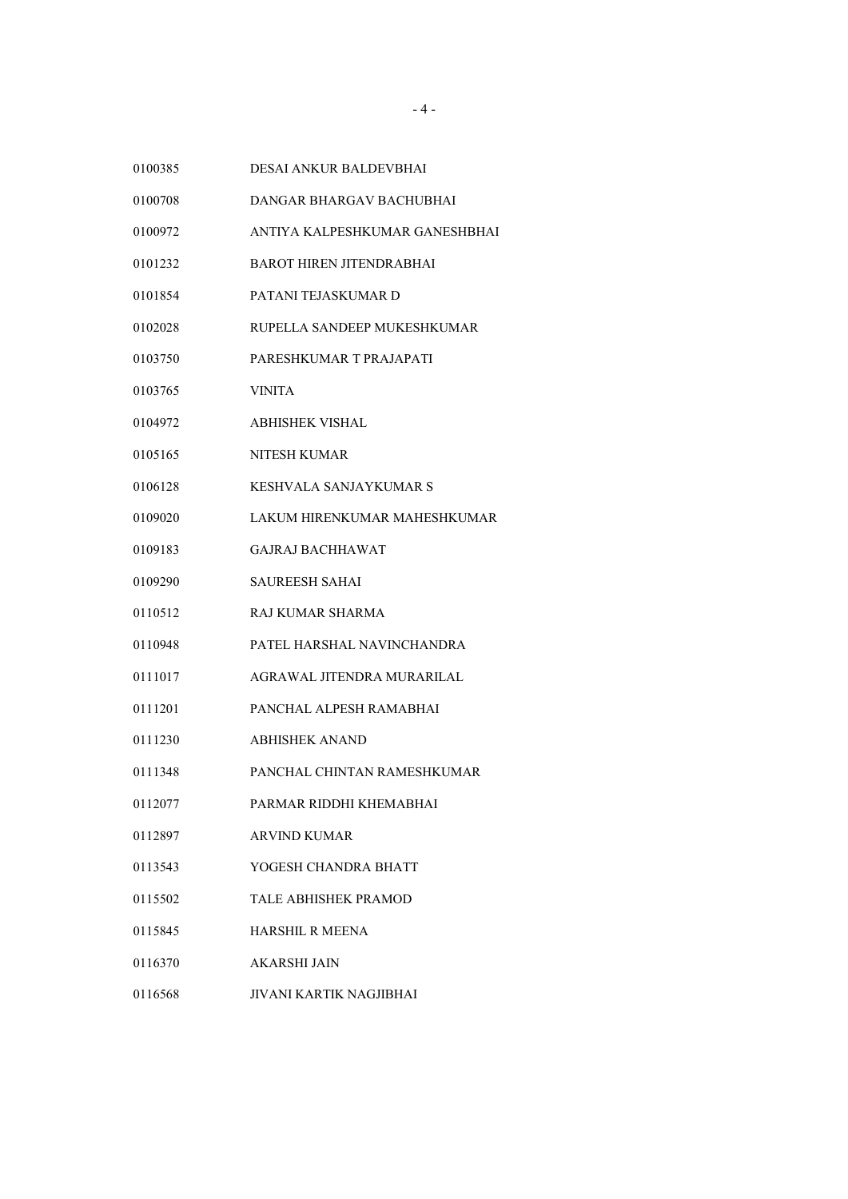| | |
|---|---|
| 0100385 | DESAI ANKUR BALDEVBHAI |
| 0100708 | DANGAR BHARGAV BACHUBHAI |
| 0100972 | ANTIYA KALPESHKUMAR GANESHBHAI |
| 0101232 | BAROT HIREN JITENDRABHAI |
| 0101854 | PATANI TEJASKUMAR D |
| 0102028 | RUPELLA SANDEEP MUKESHKUMAR |
| 0103750 | PARESHKUMAR T PRAJAPATI |
| 0103765 | VINITA |
| 0104972 | ABHISHEK VISHAL |
| 0105165 | NITESH KUMAR |
| 0106128 | KESHVALA SANJAYKUMAR S |
| 0109020 | LAKUM HIRENKUMAR MAHESHKUMAR |
| 0109183 | GAJRAJ BACHHAWAT |
| 0109290 | SAUREESH SAHAI |
| 0110512 | RAJ KUMAR SHARMA |
| 0110948 | PATEL HARSHAL NAVINCHANDRA |
| 0111017 | AGRAWAL JITENDRA MURARILAL |
| 0111201 | PANCHAL ALPESH RAMABHAI |
| 0111230 | ABHISHEK ANAND |
| 0111348 | PANCHAL CHINTAN RAMESHKUMAR |
| 0112077 | PARMAR RIDDHI KHEMABHAI |
| 0112897 | ARVIND KUMAR |
| 0113543 | YOGESH CHANDRA BHATT |
| 0115502 | TALE ABHISHEK PRAMOD |
| 0115845 | HARSHIL R MEENA |
| 0116370 | AKARSHI JAIN |
| 0116568 | JIVANI KARTIK NAGJIBHAI |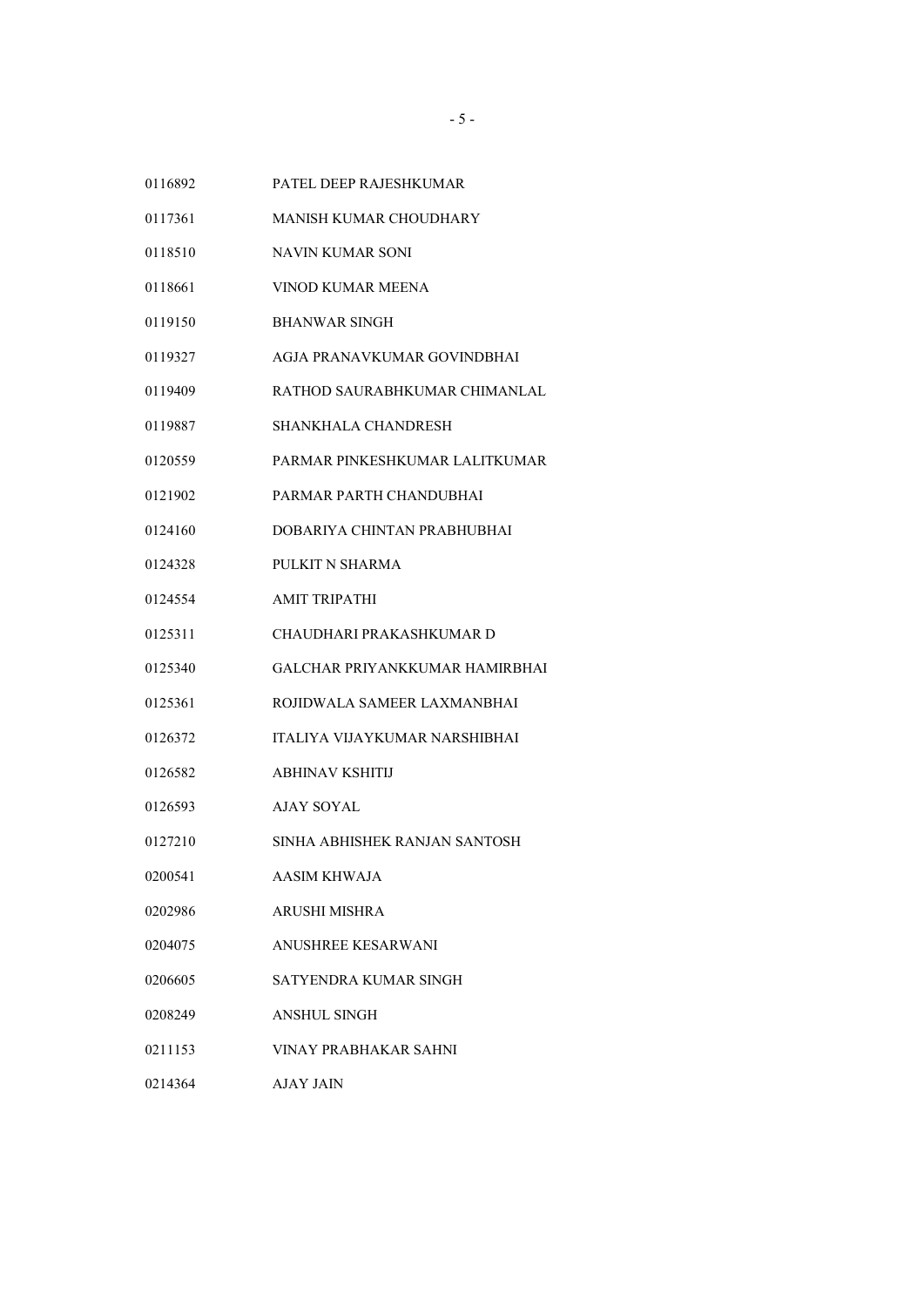| | |
|---|---|
| 0116892 | PATEL DEEP RAJESHKUMAR |
| 0117361 | MANISH KUMAR CHOUDHARY |
| 0118510 | NAVIN KUMAR SONI |
| 0118661 | VINOD KUMAR MEENA |
| 0119150 | BHANWAR SINGH |
| 0119327 | AGJA PRANAVKUMAR GOVINDBHAI |
| 0119409 | RATHOD SAURABHKUMAR CHIMANLAL |
| 0119887 | SHANKHALA CHANDRESH |
| 0120559 | PARMAR PINKESHKUMAR LALITKUMAR |
| 0121902 | PARMAR PARTH CHANDUBHAI |
| 0124160 | DOBARIYA CHINTAN PRABHUBHAI |
| 0124328 | PULKIT N SHARMA |
| 0124554 | AMIT TRIPATHI |
| 0125311 | CHAUDHARI PRAKASHKUMAR D |
| 0125340 | GALCHAR PRIYANKKUMAR HAMIRBHAI |
| 0125361 | ROJIDWALA SAMEER LAXMANBHAI |
| 0126372 | ITALIYA VIJAYKUMAR NARSHIBHAI |
| 0126582 | ABHINAV KSHITIJ |
| 0126593 | AJAY SOYAL |
| 0127210 | SINHA ABHISHEK RANJAN SANTOSH |
| 0200541 | AASIM KHWAJA |
| 0202986 | ARUSHI MISHRA |
| 0204075 | ANUSHREE KESARWANI |
| 0206605 | SATYENDRA KUMAR SINGH |
| 0208249 | ANSHUL SINGH |
| 0211153 | VINAY PRABHAKAR SAHNI |
| 0214364 | AJAY JAIN |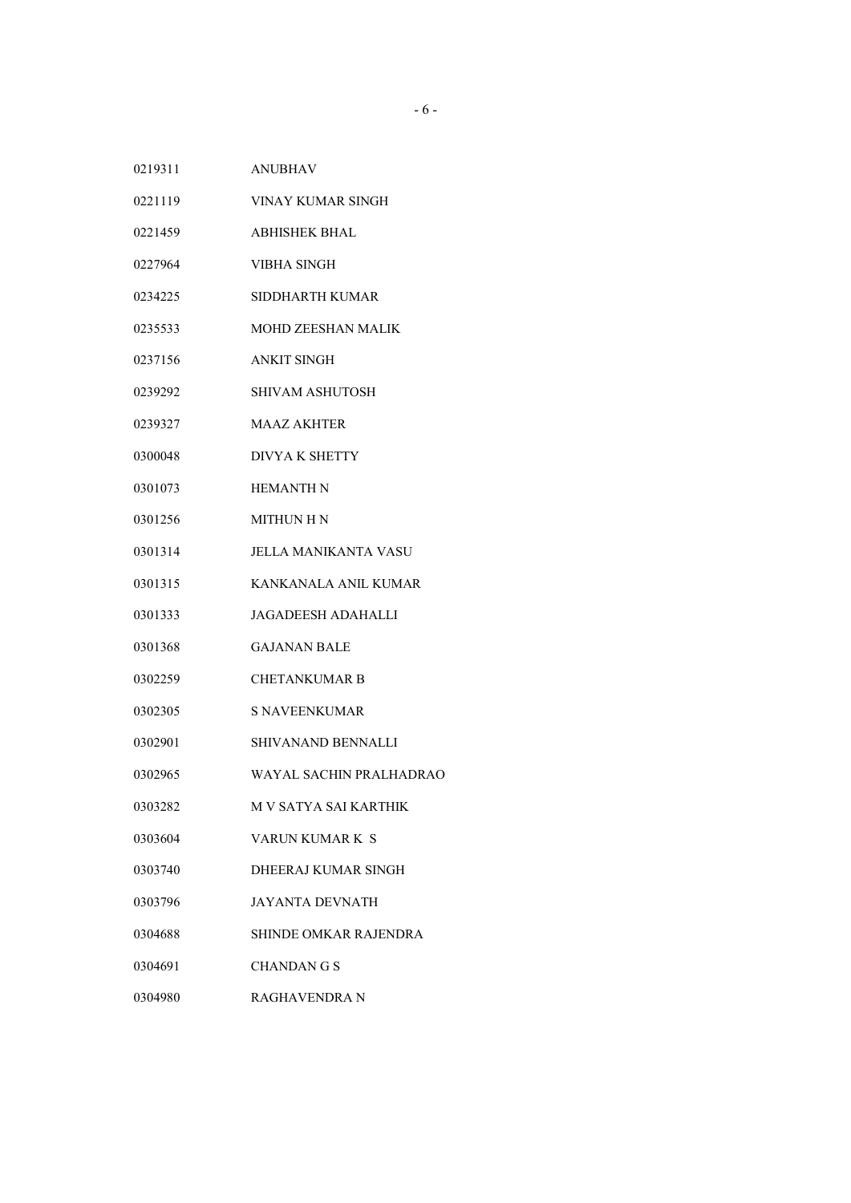| | |
|---|---|
| 0219311 | ANUBHAV |
| 0221119 | VINAY KUMAR SINGH |
| 0221459 | ABHISHEK BHAL |
| 0227964 | VIBHA SINGH |
| 0234225 | SIDDHARTH KUMAR |
| 0235533 | MOHD ZEESHAN MALIK |
| 0237156 | ANKIT SINGH |
| 0239292 | SHIVAM ASHUTOSH |
| 0239327 | MAAZ AKHTER |
| 0300048 | DIVYA K SHETTY |
| 0301073 | HEMANTH N |
| 0301256 | MITHUN H N |
| 0301314 | JELLA MANIKANTA VASU |
| 0301315 | KANKANALA ANIL KUMAR |
| 0301333 | JAGADEESH ADAHALLI |
| 0301368 | GAJANAN BALE |
| 0302259 | CHETANKUMAR B |
| 0302305 | S NAVEENKUMAR |
| 0302901 | SHIVANAND BENNALLI |
| 0302965 | WAYAL SACHIN PRALHADRAO |
| 0303282 | M V SATYA SAI KARTHIK |
| 0303604 | VARUN KUMAR K S |
| 0303740 | DHEERAJ KUMAR SINGH |
| 0303796 | JAYANTA DEVNATH |
| 0304688 | SHINDE OMKAR RAJENDRA |
| 0304691 | CHANDAN G S |
| 0304980 | RAGHAVENDRA N |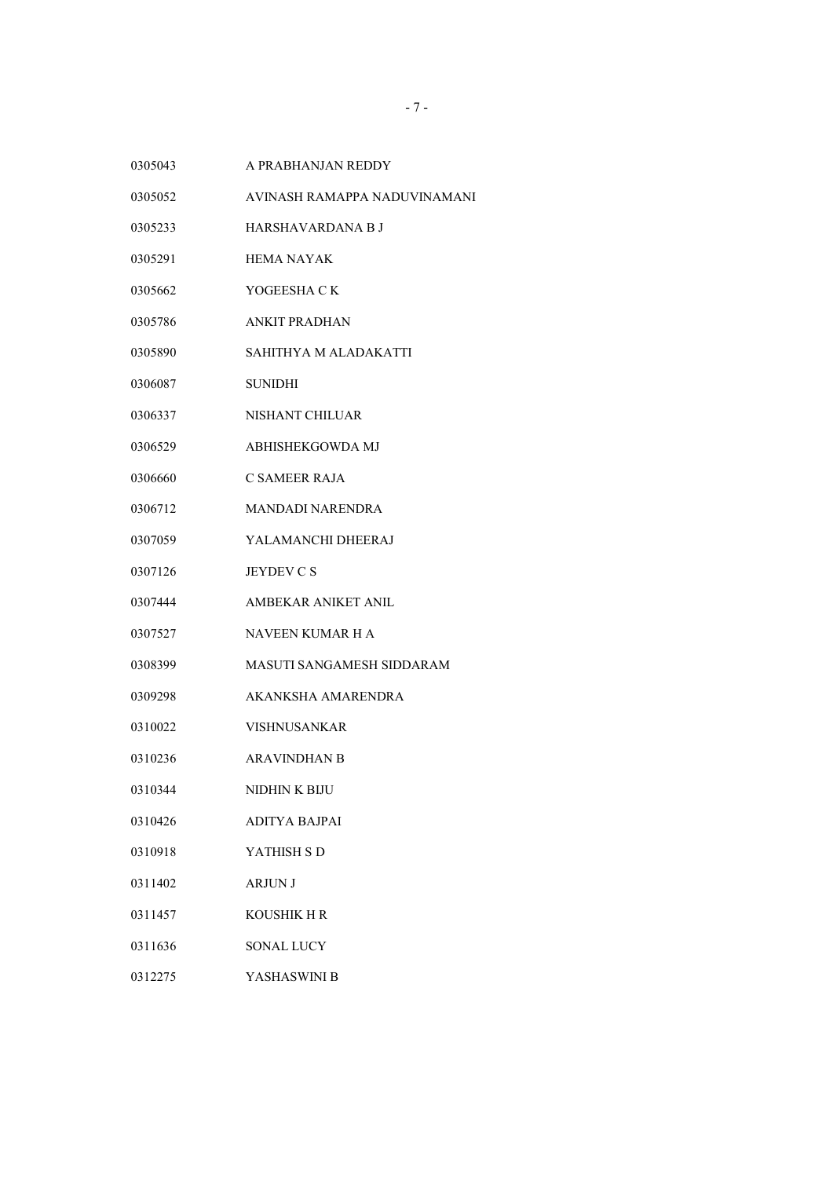| | |
|---|---|
| 0305043 | A PRABHANJAN REDDY |
| 0305052 | AVINASH RAMAPPA NADUVINAMANI |
| 0305233 | HARSHAVARDANA B J |
| 0305291 | HEMA NAYAK |
| 0305662 | YOGEESHA C K |
| 0305786 | ANKIT PRADHAN |
| 0305890 | SAHITHYA M ALADAKATTI |
| 0306087 | SUNIDHI |
| 0306337 | NISHANT CHILUAR |
| 0306529 | ABHISHEKGOWDA MJ |
| 0306660 | C SAMEER RAJA |
| 0306712 | MANDADI NARENDRA |
| 0307059 | YALAMANCHI DHEERAJ |
| 0307126 | JEYDEV C S |
| 0307444 | AMBEKAR ANIKET ANIL |
| 0307527 | NAVEEN KUMAR H A |
| 0308399 | MASUTI SANGAMESH SIDDARAM |
| 0309298 | AKANKSHA AMARENDRA |
| 0310022 | VISHNUSANKAR |
| 0310236 | ARAVINDHAN B |
| 0310344 | NIDHIN K BIJU |
| 0310426 | ADITYA BAJPAI |
| 0310918 | YATHISH S D |
| 0311402 | ARJUN J |
| 0311457 | KOUSHIK H R |
| 0311636 | SONAL LUCY |
| 0312275 | YASHASWINI B |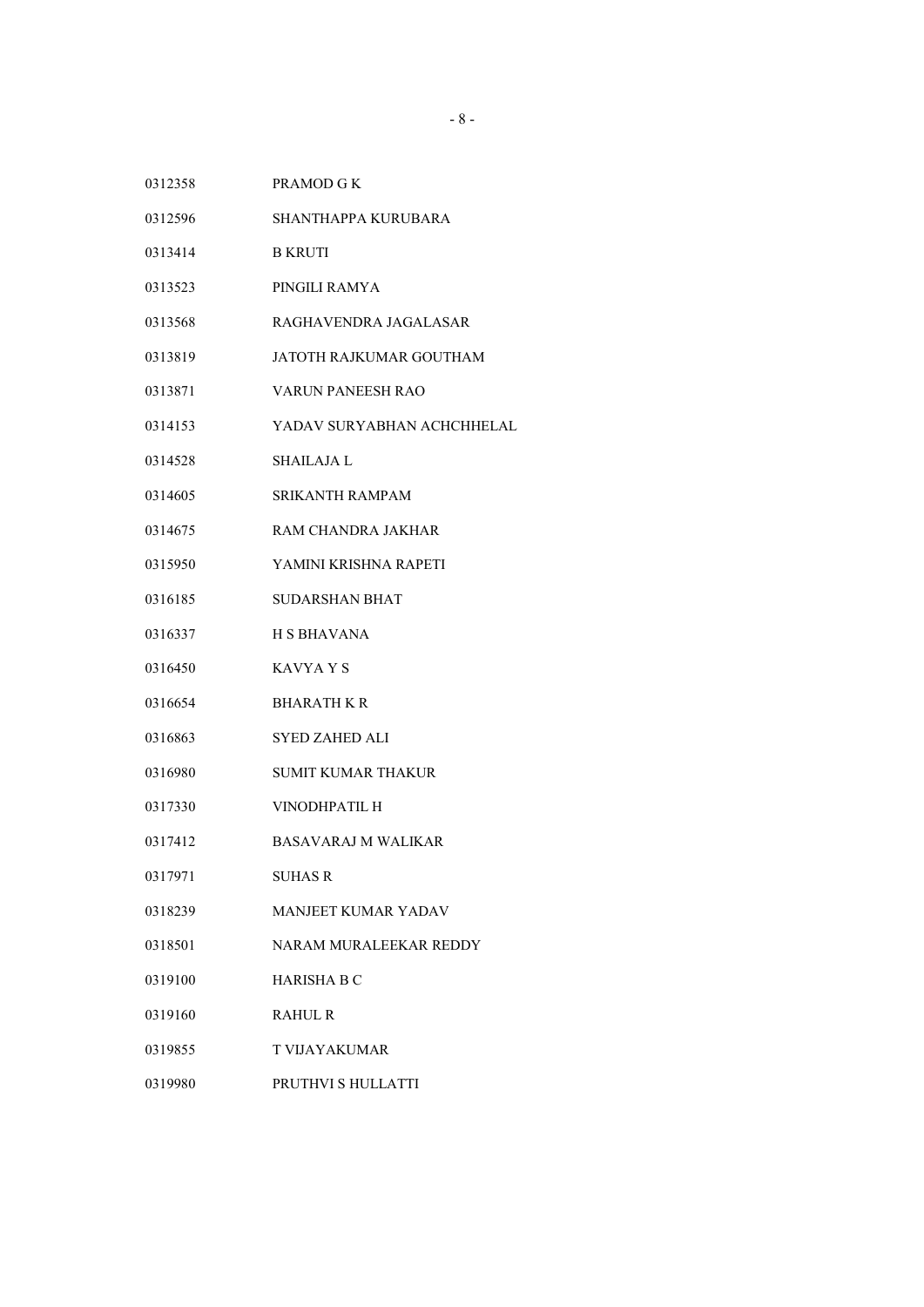| | |
|---|---|
| 0312358 | PRAMOD G K |
| 0312596 | SHANTHAPPA KURUBARA |
| 0313414 | B KRUTI |
| 0313523 | PINGILI RAMYA |
| 0313568 | RAGHAVENDRA JAGALASAR |
| 0313819 | JATOTH RAJKUMAR GOUTHAM |
| 0313871 | VARUN PANEESH RAO |
| 0314153 | YADAV SURYABHAN ACHCHHELAL |
| 0314528 | SHAILAJA L |
| 0314605 | SRIKANTH RAMPAM |
| 0314675 | RAM CHANDRA JAKHAR |
| 0315950 | YAMINI KRISHNA RAPETI |
| 0316185 | SUDARSHAN BHAT |
| 0316337 | H S BHAVANA |
| 0316450 | KAVYA Y S |
| 0316654 | BHARATH K R |
| 0316863 | SYED ZAHED ALI |
| 0316980 | SUMIT KUMAR THAKUR |
| 0317330 | VINODHPATIL H |
| 0317412 | BASAVARAJ M WALIKAR |
| 0317971 | SUHAS R |
| 0318239 | MANJEET KUMAR YADAV |
| 0318501 | NARAM MURALEEKAR REDDY |
| 0319100 | HARISHA B C |
| 0319160 | RAHUL R |
| 0319855 | T VIJAYAKUMAR |
| 0319980 | PRUTHVI S HULLATTI |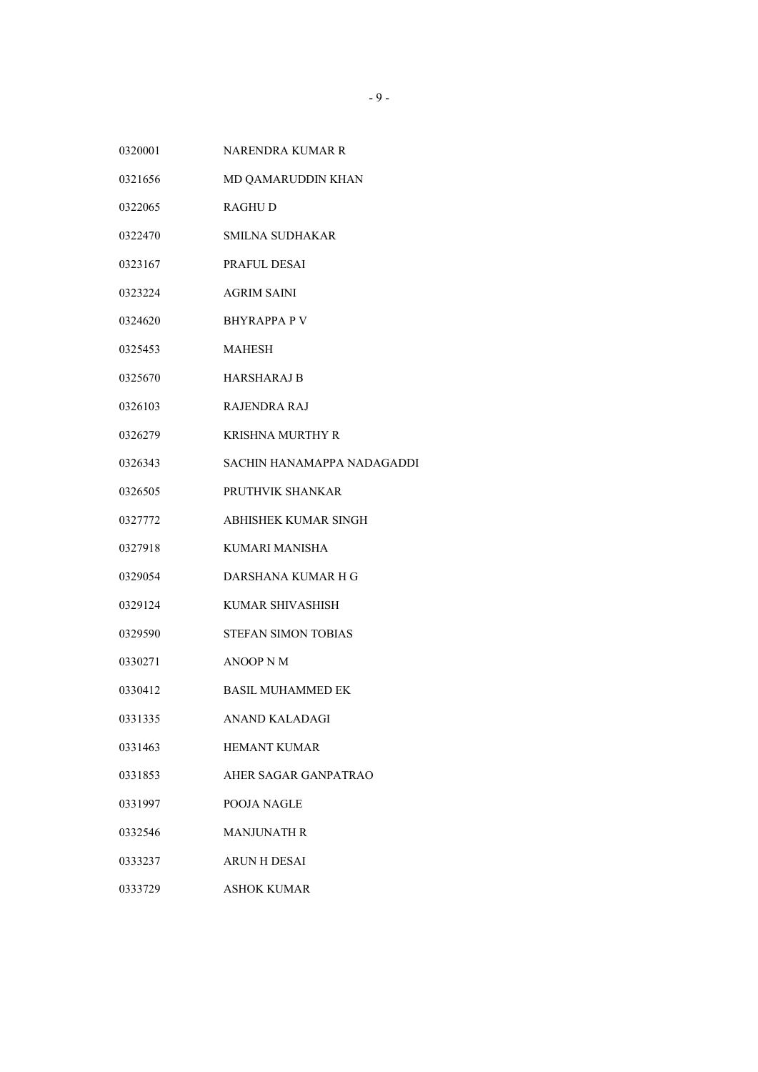| | |
|---|---|
| 0320001 | NARENDRA KUMAR R |
| 0321656 | MD QAMARUDDIN KHAN |
| 0322065 | RAGHU D |
| 0322470 | SMILNA SUDHAKAR |
| 0323167 | PRAFUL DESAI |
| 0323224 | AGRIM SAINI |
| 0324620 | BHYRAPPA P V |
| 0325453 | MAHESH |
| 0325670 | HARSHARAJ B |
| 0326103 | RAJENDRA RAJ |
| 0326279 | KRISHNA MURTHY R |
| 0326343 | SACHIN HANAMAPPA NADAGADDI |
| 0326505 | PRUTHVIK SHANKAR |
| 0327772 | ABHISHEK KUMAR SINGH |
| 0327918 | KUMARI MANISHA |
| 0329054 | DARSHANA KUMAR H G |
| 0329124 | KUMAR SHIVASHISH |
| 0329590 | STEFAN SIMON TOBIAS |
| 0330271 | ANOOP N M |
| 0330412 | BASIL MUHAMMED EK |
| 0331335 | ANAND KALADAGI |
| 0331463 | HEMANT KUMAR |
| 0331853 | AHER SAGAR GANPATRAO |
| 0331997 | POOJA NAGLE |
| 0332546 | MANJUNATH R |
| 0333237 | ARUN H DESAI |
| 0333729 | ASHOK KUMAR |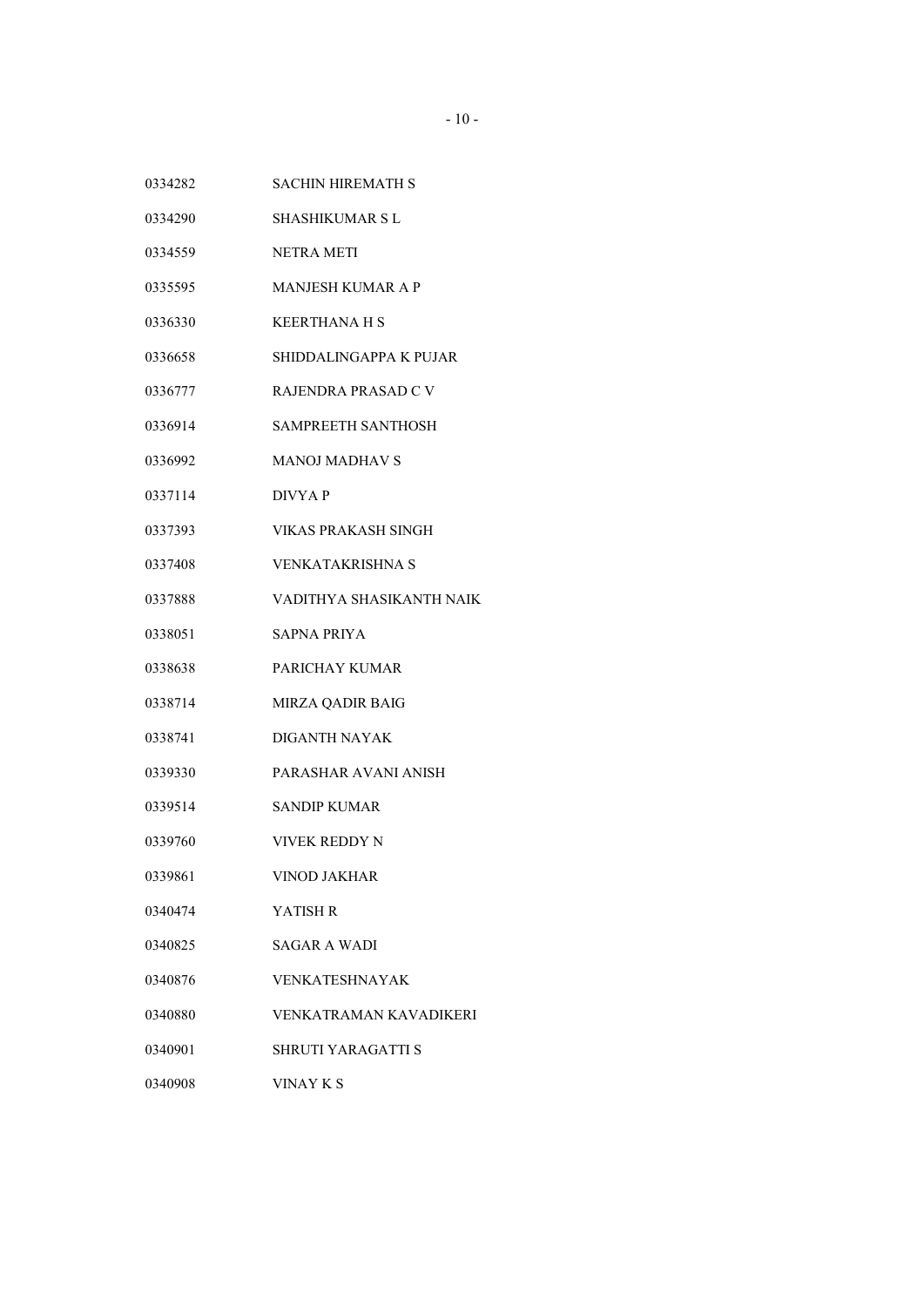| | |
|---|---|
| 0334282 | SACHIN HIREMATH S |
| 0334290 | SHASHIKUMAR S L |
| 0334559 | NETRA METI |
| 0335595 | MANJESH KUMAR A P |
| 0336330 | KEERTHANA H S |
| 0336658 | SHIDDALINGAPPA K PUJAR |
| 0336777 | RAJENDRA PRASAD C V |
| 0336914 | SAMPREETH SANTHOSH |
| 0336992 | MANOJ MADHAV S |
| 0337114 | DIVYA P |
| 0337393 | VIKAS PRAKASH SINGH |
| 0337408 | VENKATAKRISHNA S |
| 0337888 | VADITHYA SHASIKANTH NAIK |
| 0338051 | SAPNA PRIYA |
| 0338638 | PARICHAY KUMAR |
| 0338714 | MIRZA QADIR BAIG |
| 0338741 | DIGANTH NAYAK |
| 0339330 | PARASHAR AVANI ANISH |
| 0339514 | SANDIP KUMAR |
| 0339760 | VIVEK REDDY N |
| 0339861 | VINOD JAKHAR |
| 0340474 | YATISH R |
| 0340825 | SAGAR A WADI |
| 0340876 | VENKATESHNAYAK |
| 0340880 | VENKATRAMAN KAVADIKERI |
| 0340901 | SHRUTI YARAGATTI S |
| 0340908 | VINAY K S |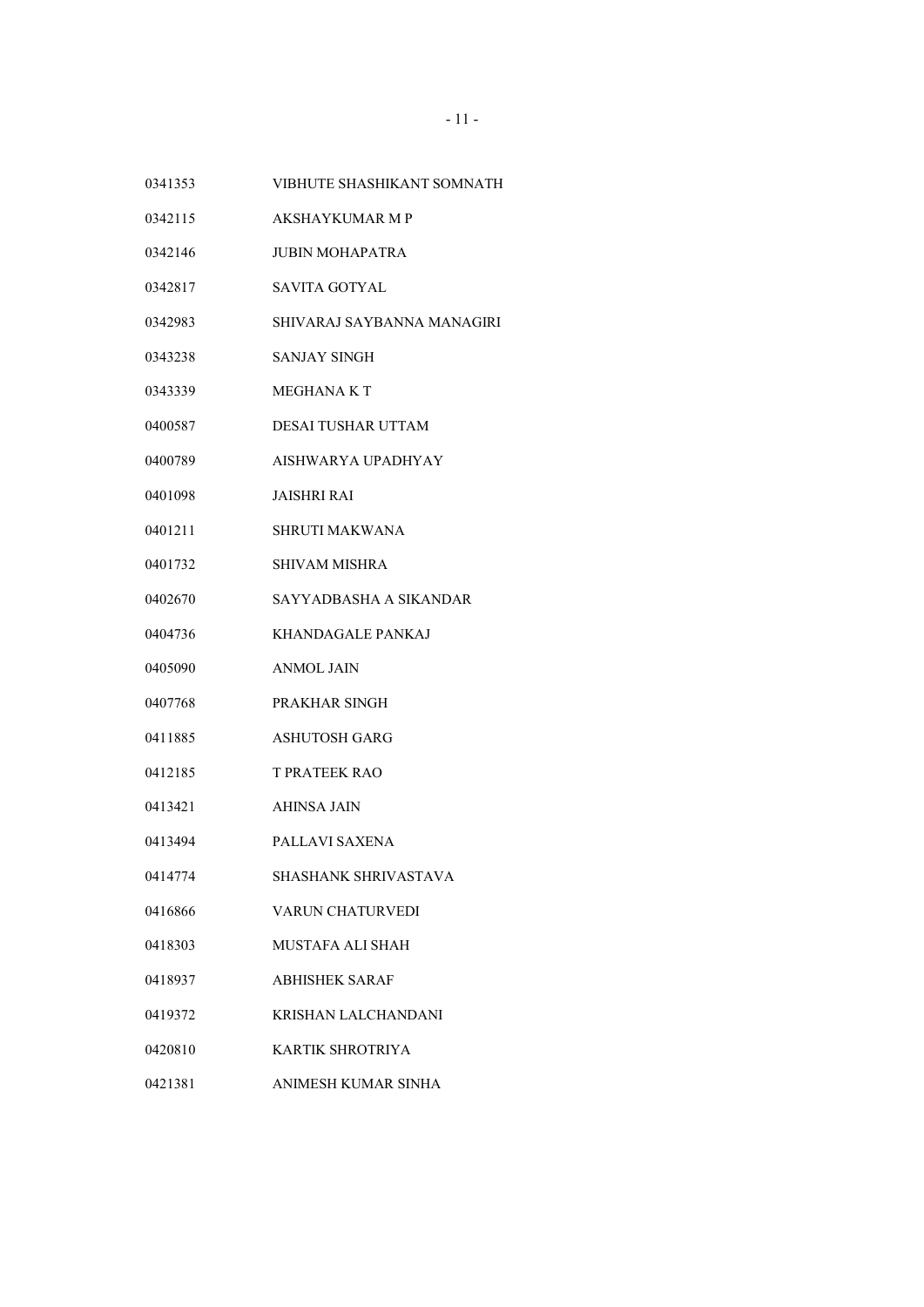| | |
|---|---|
| 0341353 | VIBHUTE SHASHIKANT SOMNATH |
| 0342115 | AKSHAYKUMAR M P |
| 0342146 | JUBIN MOHAPATRA |
| 0342817 | SAVITA GOTYAL |
| 0342983 | SHIVARAJ SAYBANNA MANAGIRI |
| 0343238 | SANJAY SINGH |
| 0343339 | MEGHANA K T |
| 0400587 | DESAI TUSHAR UTTAM |
| 0400789 | AISHWARYA UPADHYAY |
| 0401098 | JAISHRI RAI |
| 0401211 | SHRUTI MAKWANA |
| 0401732 | SHIVAM MISHRA |
| 0402670 | SAYYADBASHA A SIKANDAR |
| 0404736 | KHANDAGALE PANKAJ |
| 0405090 | ANMOL JAIN |
| 0407768 | PRAKHAR SINGH |
| 0411885 | ASHUTOSH GARG |
| 0412185 | T PRATEEK RAO |
| 0413421 | AHINSA JAIN |
| 0413494 | PALLAVI SAXENA |
| 0414774 | SHASHANK SHRIVASTAVA |
| 0416866 | VARUN CHATURVEDI |
| 0418303 | MUSTAFA ALI SHAH |
| 0418937 | ABHISHEK SARAF |
| 0419372 | KRISHAN LALCHANDANI |
| 0420810 | KARTIK SHROTRIYA |
| 0421381 | ANIMESH KUMAR SINHA |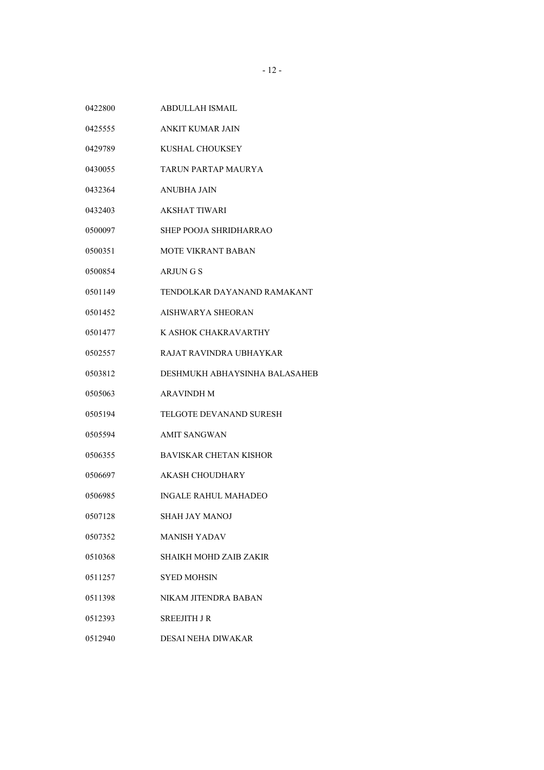| | |
|---|---|
| 0422800 | ABDULLAH ISMAIL |
| 0425555 | ANKIT KUMAR JAIN |
| 0429789 | KUSHAL CHOUKSEY |
| 0430055 | TARUN PARTAP MAURYA |
| 0432364 | ANUBHA JAIN |
| 0432403 | AKSHAT TIWARI |
| 0500097 | SHEP POOJA SHRIDHARRAO |
| 0500351 | MOTE VIKRANT BABAN |
| 0500854 | ARJUN G S |
| 0501149 | TENDOLKAR DAYANAND RAMAKANT |
| 0501452 | AISHWARYA SHEORAN |
| 0501477 | K ASHOK CHAKRAVARTHY |
| 0502557 | RAJAT RAVINDRA UBHAYKAR |
| 0503812 | DESHMUKH ABHAYSINHA BALASAHEB |
| 0505063 | ARAVINDH M |
| 0505194 | TELGOTE DEVANAND SURESH |
| 0505594 | AMIT SANGWAN |
| 0506355 | BAVISKAR CHETAN KISHOR |
| 0506697 | AKASH CHOUDHARY |
| 0506985 | INGALE RAHUL MAHADEO |
| 0507128 | SHAH JAY MANOJ |
| 0507352 | MANISH YADAV |
| 0510368 | SHAIKH MOHD ZAIB ZAKIR |
| 0511257 | SYED MOHSIN |
| 0511398 | NIKAM JITENDRA BABAN |
| 0512393 | SREEJITH J R |
| 0512940 | DESAI NEHA DIWAKAR |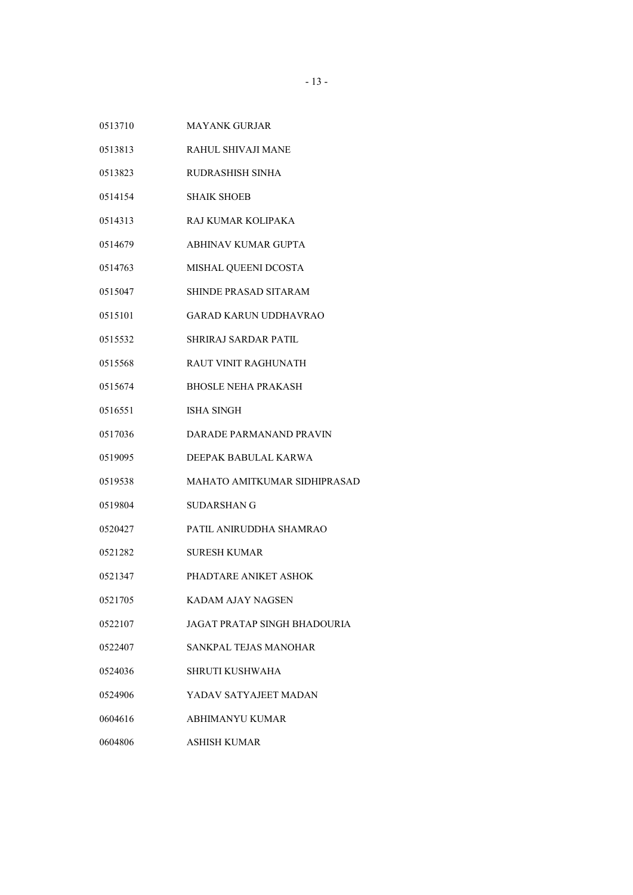| | |
|---|---|
| 0513710 | MAYANK GURJAR |
| 0513813 | RAHUL SHIVAJI MANE |
| 0513823 | RUDRASHISH SINHA |
| 0514154 | SHAIK SHOEB |
| 0514313 | RAJ KUMAR KOLIPAKA |
| 0514679 | ABHINAV KUMAR GUPTA |
| 0514763 | MISHAL QUEENI DCOSTA |
| 0515047 | SHINDE PRASAD SITARAM |
| 0515101 | GARAD KARUN UDDHAVRAO |
| 0515532 | SHRIRAJ SARDAR PATIL |
| 0515568 | RAUT VINIT RAGHUNATH |
| 0515674 | BHOSLE NEHA PRAKASH |
| 0516551 | ISHA SINGH |
| 0517036 | DARADE PARMANAND PRAVIN |
| 0519095 | DEEPAK BABULAL KARWA |
| 0519538 | MAHATO AMITKUMAR SIDHIPRASAD |
| 0519804 | SUDARSHAN G |
| 0520427 | PATIL ANIRUDDHA SHAMRAO |
| 0521282 | SURESH KUMAR |
| 0521347 | PHADTARE ANIKET ASHOK |
| 0521705 | KADAM AJAY NAGSEN |
| 0522107 | JAGAT PRATAP SINGH BHADOURIA |
| 0522407 | SANKPAL TEJAS MANOHAR |
| 0524036 | SHRUTI KUSHWAHA |
| 0524906 | YADAV SATYAJEET MADAN |
| 0604616 | ABHIMANYU KUMAR |
| 0604806 | ASHISH KUMAR |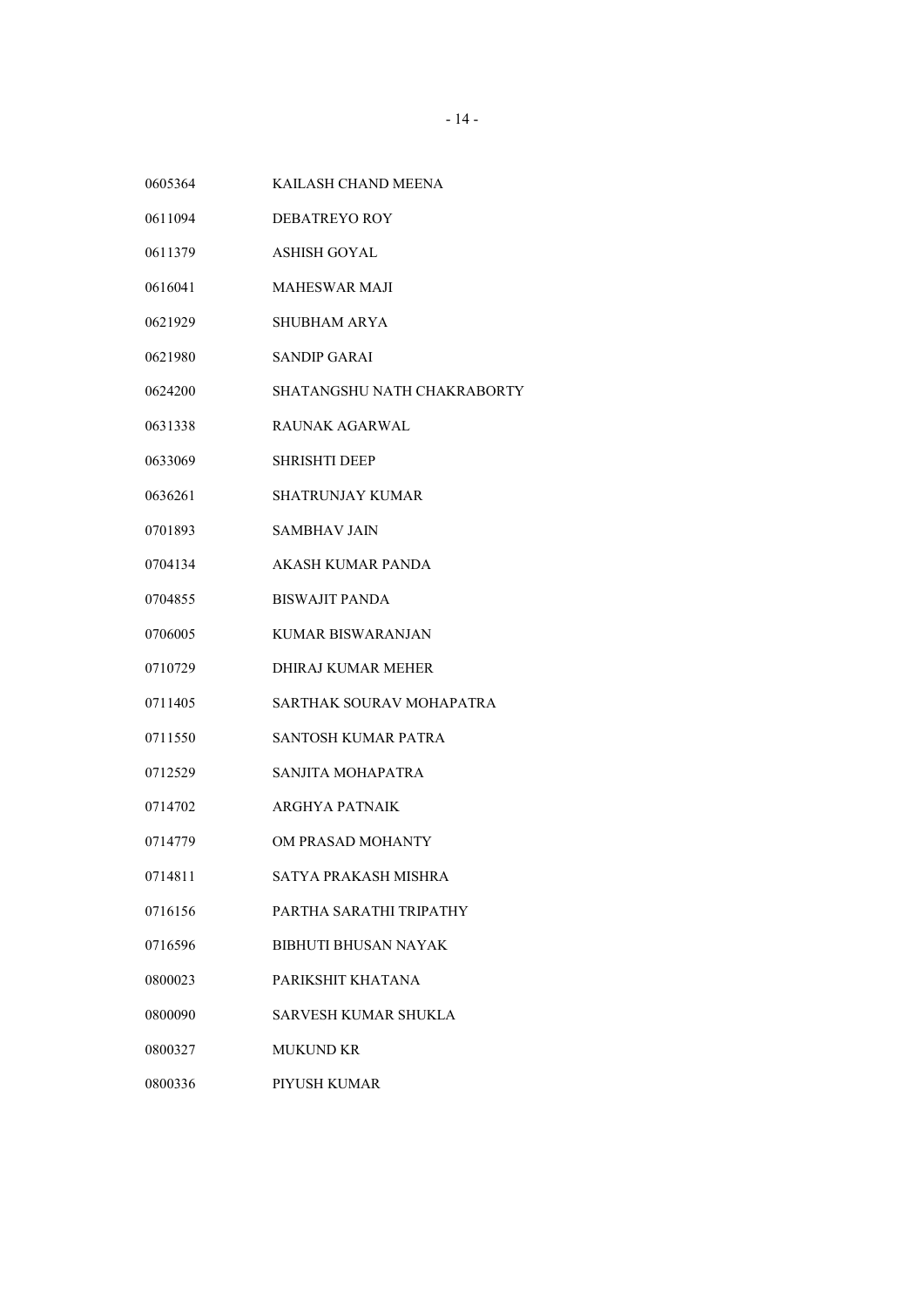| | |
|---|---|
| 0605364 | KAILASH CHAND MEENA |
| 0611094 | DEBATREYO ROY |
| 0611379 | ASHISH GOYAL |
| 0616041 | MAHESWAR MAJI |
| 0621929 | SHUBHAM ARYA |
| 0621980 | SANDIP GARAI |
| 0624200 | SHATANGSHU NATH CHAKRABORTY |
| 0631338 | RAUNAK AGARWAL |
| 0633069 | SHRISHTI DEEP |
| 0636261 | SHATRUNJAY KUMAR |
| 0701893 | SAMBHAV JAIN |
| 0704134 | AKASH KUMAR PANDA |
| 0704855 | BISWAJIT PANDA |
| 0706005 | KUMAR BISWARANJAN |
| 0710729 | DHIRAJ KUMAR MEHER |
| 0711405 | SARTHAK SOURAV MOHAPATRA |
| 0711550 | SANTOSH KUMAR PATRA |
| 0712529 | SANJITA MOHAPATRA |
| 0714702 | ARGHYA PATNAIK |
| 0714779 | OM PRASAD MOHANTY |
| 0714811 | SATYA PRAKASH MISHRA |
| 0716156 | PARTHA SARATHI TRIPATHY |
| 0716596 | BIBHUTI BHUSAN NAYAK |
| 0800023 | PARIKSHIT KHATANA |
| 0800090 | SARVESH KUMAR SHUKLA |
| 0800327 | MUKUND KR |
| 0800336 | PIYUSH KUMAR |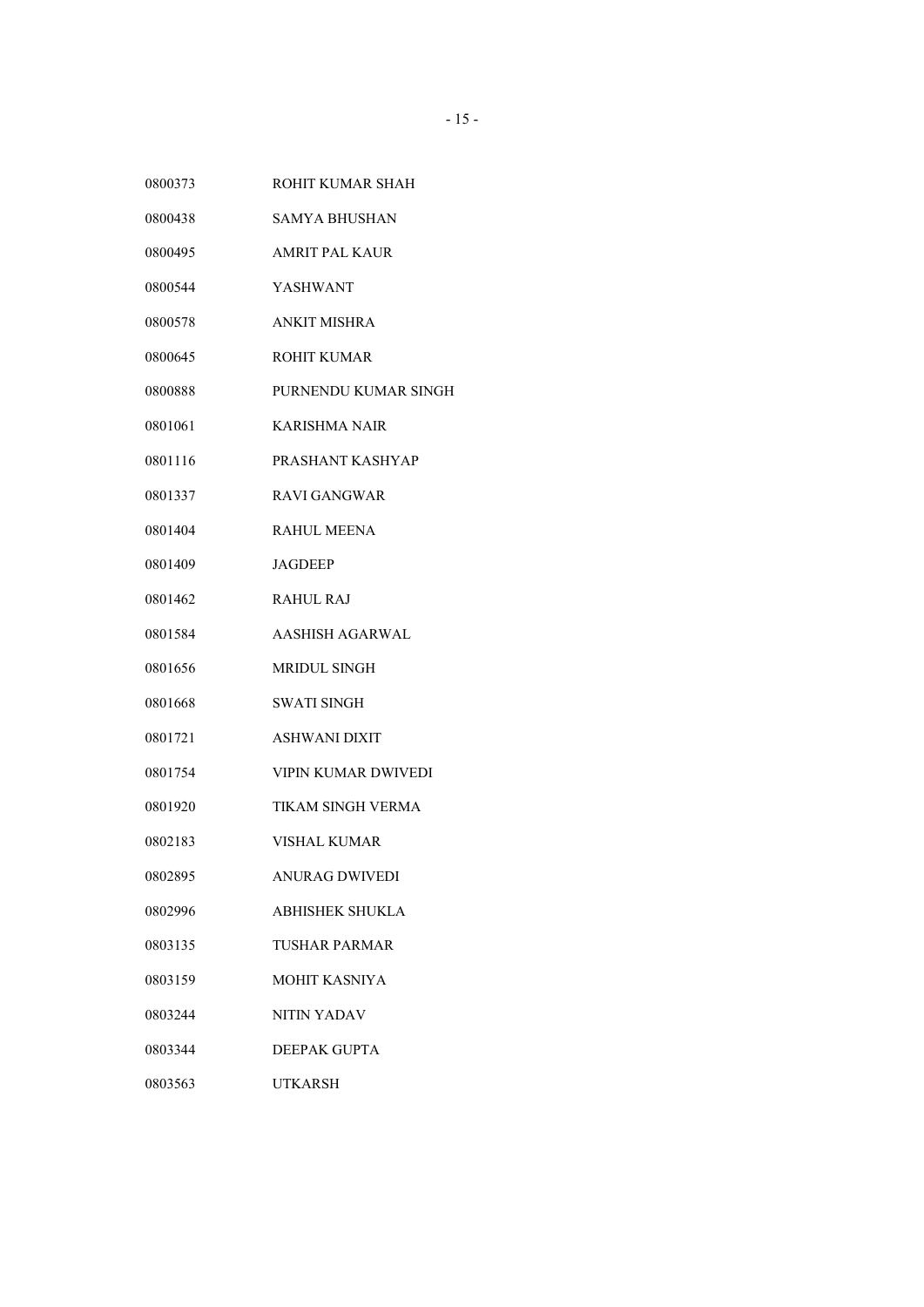| | |
|---|---|
| 0800373 | ROHIT KUMAR SHAH |
| 0800438 | SAMYA BHUSHAN |
| 0800495 | AMRIT PAL KAUR |
| 0800544 | YASHWANT |
| 0800578 | ANKIT MISHRA |
| 0800645 | ROHIT KUMAR |
| 0800888 | PURNENDU KUMAR SINGH |
| 0801061 | KARISHMA NAIR |
| 0801116 | PRASHANT KASHYAP |
| 0801337 | RAVI GANGWAR |
| 0801404 | RAHUL MEENA |
| 0801409 | JAGDEEP |
| 0801462 | RAHUL RAJ |
| 0801584 | AASHISH AGARWAL |
| 0801656 | MRIDUL SINGH |
| 0801668 | SWATI SINGH |
| 0801721 | ASHWANI DIXIT |
| 0801754 | VIPIN KUMAR DWIVEDI |
| 0801920 | TIKAM SINGH VERMA |
| 0802183 | VISHAL KUMAR |
| 0802895 | ANURAG DWIVEDI |
| 0802996 | ABHISHEK SHUKLA |
| 0803135 | TUSHAR PARMAR |
| 0803159 | MOHIT KASNIYA |
| 0803244 | NITIN YADAV |
| 0803344 | DEEPAK GUPTA |
| 0803563 | UTKARSH |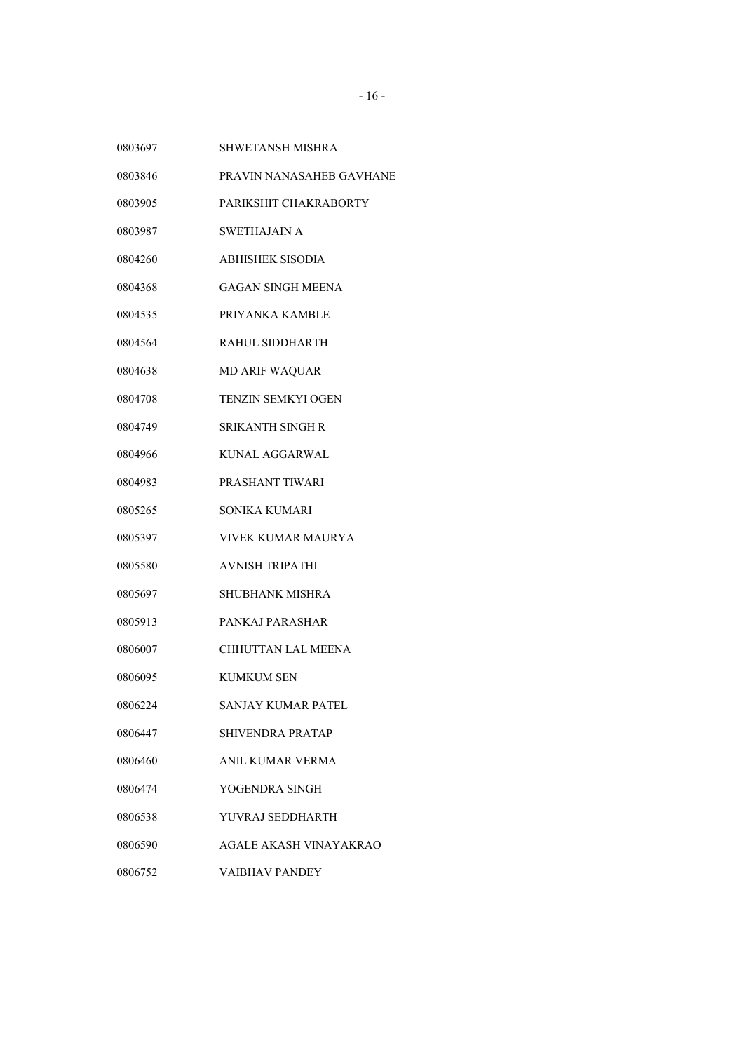| | |
|---|---|
| 0803697 | SHWETANSH MISHRA |
| 0803846 | PRAVIN NANASAHEB GAVHANE |
| 0803905 | PARIKSHIT CHAKRABORTY |
| 0803987 | SWETHAJAIN A |
| 0804260 | ABHISHEK SISODIA |
| 0804368 | GAGAN SINGH MEENA |
| 0804535 | PRIYANKA KAMBLE |
| 0804564 | RAHUL SIDDHARTH |
| 0804638 | MD ARIF WAQUAR |
| 0804708 | TENZIN SEMKYI OGEN |
| 0804749 | SRIKANTH SINGH R |
| 0804966 | KUNAL AGGARWAL |
| 0804983 | PRASHANT TIWARI |
| 0805265 | SONIKA KUMARI |
| 0805397 | VIVEK KUMAR MAURYA |
| 0805580 | AVNISH TRIPATHI |
| 0805697 | SHUBHANK MISHRA |
| 0805913 | PANKAJ PARASHAR |
| 0806007 | CHHUTTAN LAL MEENA |
| 0806095 | KUMKUM SEN |
| 0806224 | SANJAY KUMAR PATEL |
| 0806447 | SHIVENDRA PRATAP |
| 0806460 | ANIL KUMAR VERMA |
| 0806474 | YOGENDRA SINGH |
| 0806538 | YUVRAJ SEDDHARTH |
| 0806590 | AGALE AKASH VINAYAKRAO |
| 0806752 | VAIBHAV PANDEY |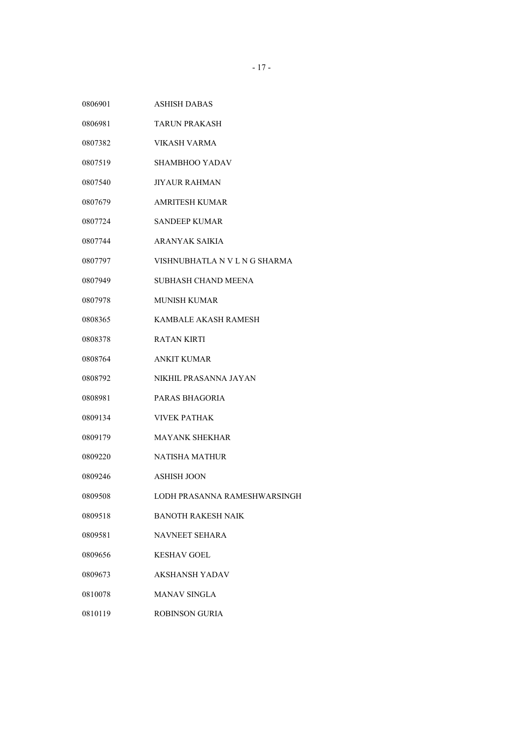| | |
|---|---|
| 0806901 | ASHISH DABAS |
| 0806981 | TARUN PRAKASH |
| 0807382 | VIKASH VARMA |
| 0807519 | SHAMBHOO YADAV |
| 0807540 | JIYAUR RAHMAN |
| 0807679 | AMRITESH KUMAR |
| 0807724 | SANDEEP KUMAR |
| 0807744 | ARANYAK SAIKIA |
| 0807797 | VISHNUBHATLA N V L N G SHARMA |
| 0807949 | SUBHASH CHAND MEENA |
| 0807978 | MUNISH KUMAR |
| 0808365 | KAMBALE AKASH RAMESH |
| 0808378 | RATAN KIRTI |
| 0808764 | ANKIT KUMAR |
| 0808792 | NIKHIL PRASANNA JAYAN |
| 0808981 | PARAS BHAGORIA |
| 0809134 | VIVEK PATHAK |
| 0809179 | MAYANK SHEKHAR |
| 0809220 | NATISHA MATHUR |
| 0809246 | ASHISH JOON |
| 0809508 | LODH PRASANNA RAMESHWARSINGH |
| 0809518 | BANOTH RAKESH NAIK |
| 0809581 | NAVNEET SEHARA |
| 0809656 | KESHAV GOEL |
| 0809673 | AKSHANSH YADAV |
| 0810078 | MANAV SINGLA |
| 0810119 | ROBINSON GURIA |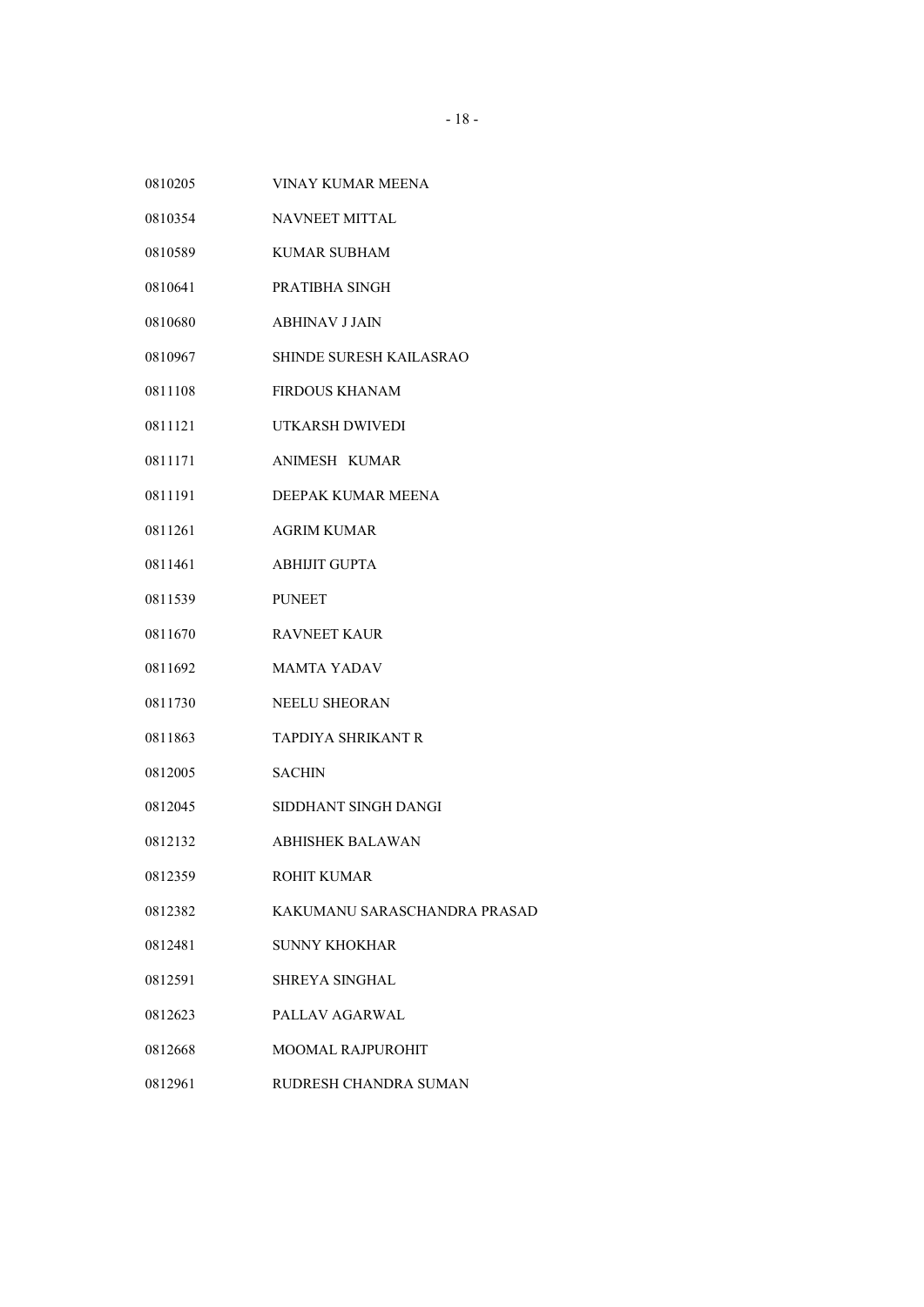| | |
|---|---|
| 0810205 | VINAY KUMAR MEENA |
| 0810354 | NAVNEET MITTAL |
| 0810589 | KUMAR SUBHAM |
| 0810641 | PRATIBHA SINGH |
| 0810680 | ABHINAV J JAIN |
| 0810967 | SHINDE SURESH KAILASRAO |
| 0811108 | FIRDOUS KHANAM |
| 0811121 | UTKARSH DWIVEDI |
| 0811171 | ANIMESH KUMAR |
| 0811191 | DEEPAK KUMAR MEENA |
| 0811261 | AGRIM KUMAR |
| 0811461 | ABHIJIT GUPTA |
| 0811539 | PUNEET |
| 0811670 | RAVNEET KAUR |
| 0811692 | MAMTA YADAV |
| 0811730 | NEELU SHEORAN |
| 0811863 | TAPDIYA SHRIKANT R |
| 0812005 | SACHIN |
| 0812045 | SIDDHANT SINGH DANGI |
| 0812132 | ABHISHEK BALAWAN |
| 0812359 | ROHIT KUMAR |
| 0812382 | KAKUMANU SARASCHANDRA PRASAD |
| 0812481 | SUNNY KHOKHAR |
| 0812591 | SHREYA SINGHAL |
| 0812623 | PALLAV AGARWAL |
| 0812668 | MOOMAL RAJPUROHIT |
| 0812961 | RUDRESH CHANDRA SUMAN |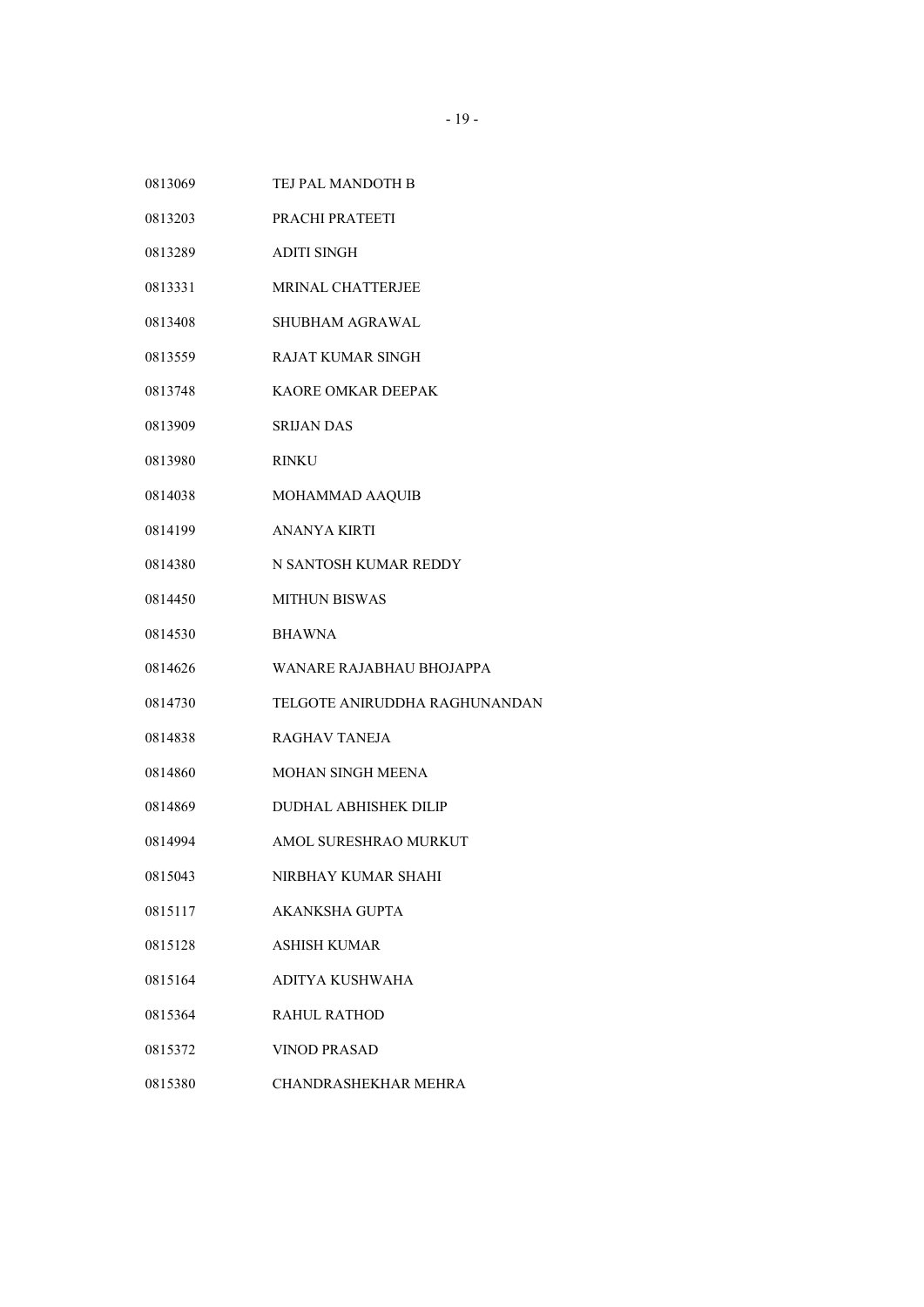| | |
|---|---|
| 0813069 | TEJ PAL MANDOTH B |
| 0813203 | PRACHI PRATEETI |
| 0813289 | ADITI SINGH |
| 0813331 | MRINAL CHATTERJEE |
| 0813408 | SHUBHAM AGRAWAL |
| 0813559 | RAJAT KUMAR SINGH |
| 0813748 | KAORE OMKAR DEEPAK |
| 0813909 | SRIJAN DAS |
| 0813980 | RINKU |
| 0814038 | MOHAMMAD AAQUIB |
| 0814199 | ANANYA KIRTI |
| 0814380 | N SANTOSH KUMAR REDDY |
| 0814450 | MITHUN BISWAS |
| 0814530 | BHAWNA |
| 0814626 | WANARE RAJABHAU BHOJAPPA |
| 0814730 | TELGOTE ANIRUDDHA RAGHUNANDAN |
| 0814838 | RAGHAV TANEJA |
| 0814860 | MOHAN SINGH MEENA |
| 0814869 | DUDHAL ABHISHEK DILIP |
| 0814994 | AMOL SURESHRAO MURKUT |
| 0815043 | NIRBHAY KUMAR SHAHI |
| 0815117 | AKANKSHA GUPTA |
| 0815128 | ASHISH KUMAR |
| 0815164 | ADITYA KUSHWAHA |
| 0815364 | RAHUL RATHOD |
| 0815372 | VINOD PRASAD |
| 0815380 | CHANDRASHEKHAR MEHRA |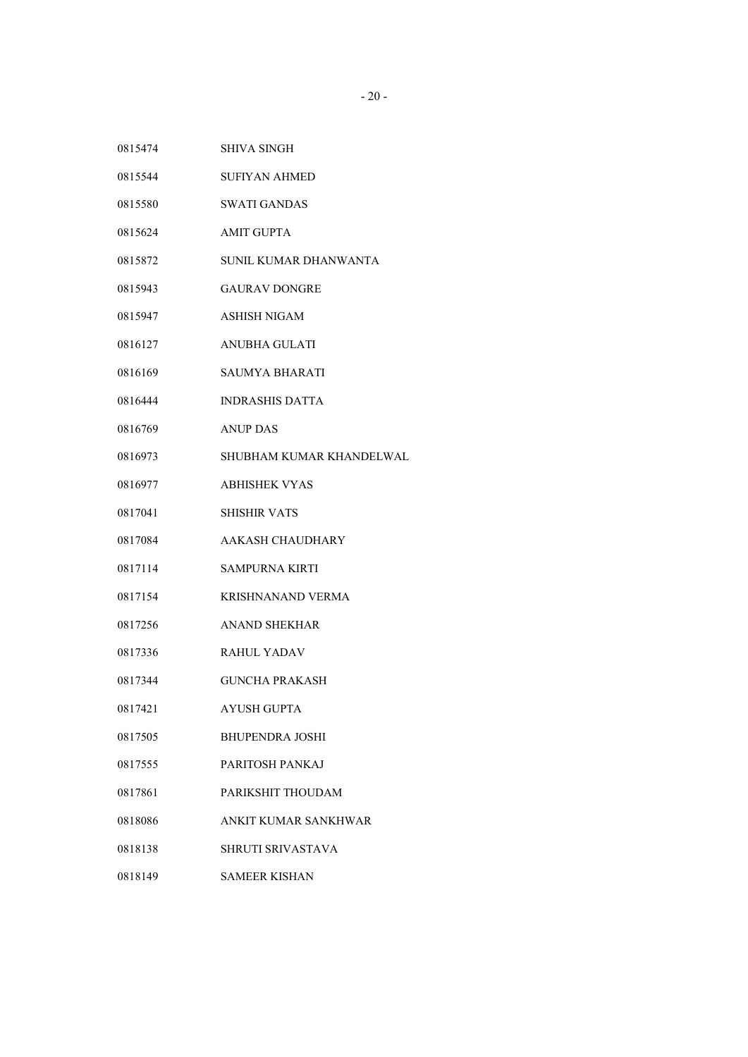| | |
|---|---|
| 0815474 | SHIVA SINGH |
| 0815544 | SUFIYAN AHMED |
| 0815580 | SWATI GANDAS |
| 0815624 | AMIT GUPTA |
| 0815872 | SUNIL KUMAR DHANWANTA |
| 0815943 | GAURAV DONGRE |
| 0815947 | ASHISH NIGAM |
| 0816127 | ANUBHA GULATI |
| 0816169 | SAUMYA BHARATI |
| 0816444 | INDRASHIS DATTA |
| 0816769 | ANUP DAS |
| 0816973 | SHUBHAM KUMAR KHANDELWAL |
| 0816977 | ABHISHEK VYAS |
| 0817041 | SHISHIR VATS |
| 0817084 | AAKASH CHAUDHARY |
| 0817114 | SAMPURNA KIRTI |
| 0817154 | KRISHNANAND VERMA |
| 0817256 | ANAND SHEKHAR |
| 0817336 | RAHUL YADAV |
| 0817344 | GUNCHA PRAKASH |
| 0817421 | AYUSH GUPTA |
| 0817505 | BHUPENDRA JOSHI |
| 0817555 | PARITOSH PANKAJ |
| 0817861 | PARIKSHIT THOUDAM |
| 0818086 | ANKIT KUMAR SANKHWAR |
| 0818138 | SHRUTI SRIVASTAVA |
| 0818149 | SAMEER KISHAN |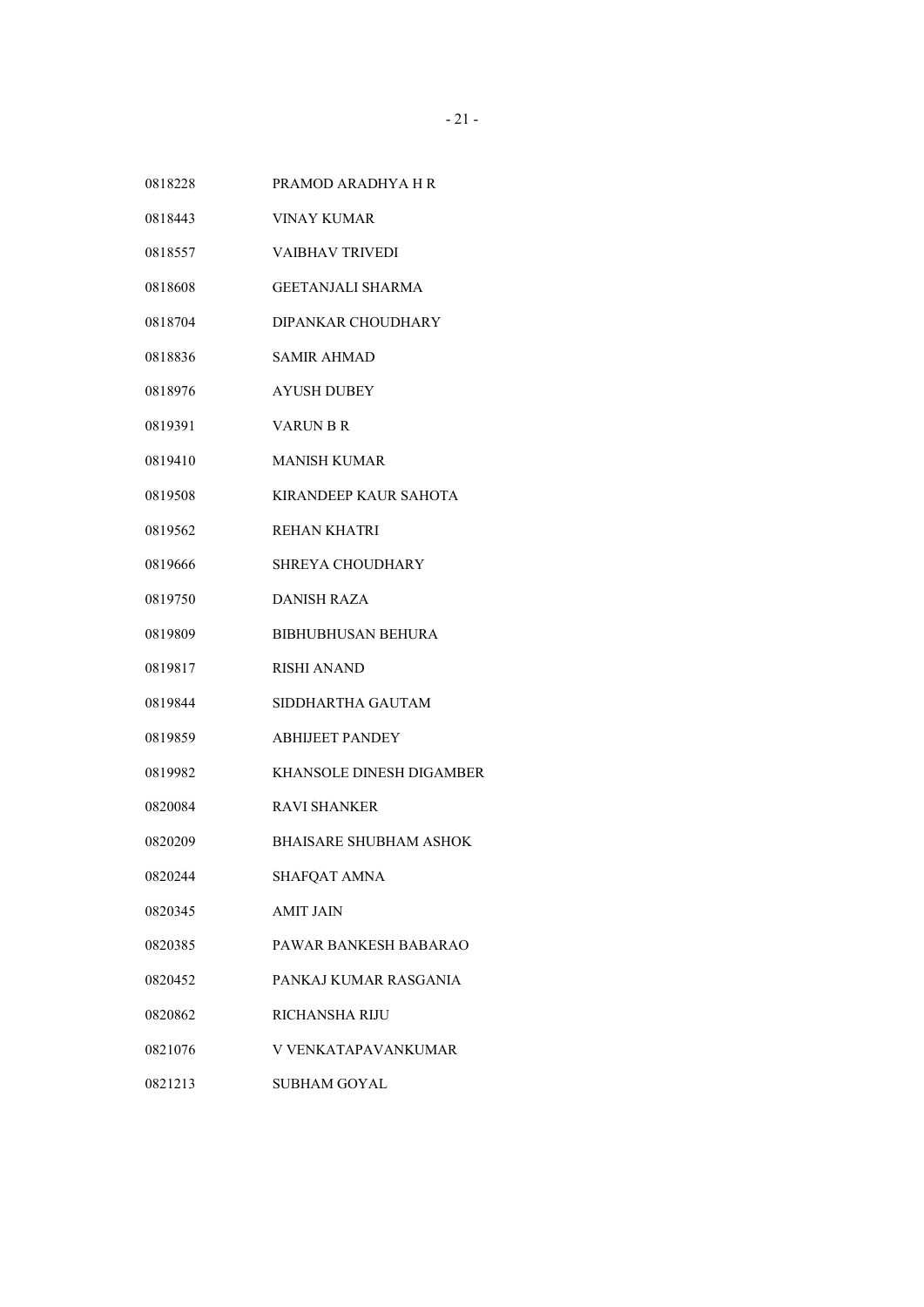| | |
|---|---|
| 0818228 | PRAMOD ARADHYA H R |
| 0818443 | VINAY KUMAR |
| 0818557 | VAIBHAV TRIVEDI |
| 0818608 | GEETANJALI SHARMA |
| 0818704 | DIPANKAR CHOUDHARY |
| 0818836 | SAMIR AHMAD |
| 0818976 | AYUSH DUBEY |
| 0819391 | VARUN B R |
| 0819410 | MANISH KUMAR |
| 0819508 | KIRANDEEP KAUR SAHOTA |
| 0819562 | REHAN KHATRI |
| 0819666 | SHREYA CHOUDHARY |
| 0819750 | DANISH RAZA |
| 0819809 | BIBHUBHUSAN BEHURA |
| 0819817 | RISHI ANAND |
| 0819844 | SIDDHARTHA GAUTAM |
| 0819859 | ABHIJEET PANDEY |
| 0819982 | KHANSOLE DINESH DIGAMBER |
| 0820084 | RAVI SHANKER |
| 0820209 | BHAISARE SHUBHAM ASHOK |
| 0820244 | SHAFQAT AMNA |
| 0820345 | AMIT JAIN |
| 0820385 | PAWAR BANKESH BABARAO |
| 0820452 | PANKAJ KUMAR RASGANIA |
| 0820862 | RICHANSHA RIJU |
| 0821076 | V VENKATAPAVANKUMAR |
| 0821213 | SUBHAM GOYAL |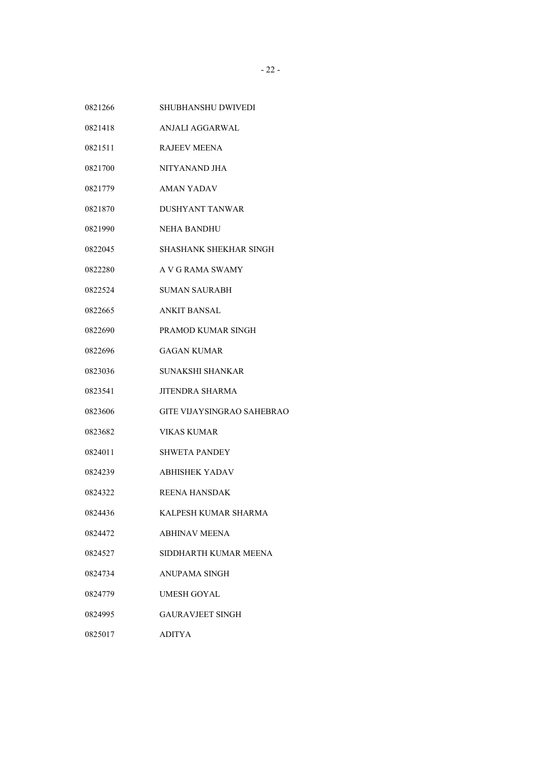| | |
|---|---|
| 0821266 | SHUBHANSHU DWIVEDI |
| 0821418 | ANJALI AGGARWAL |
| 0821511 | RAJEEV MEENA |
| 0821700 | NITYANAND JHA |
| 0821779 | AMAN YADAV |
| 0821870 | DUSHYANT TANWAR |
| 0821990 | NEHA BANDHU |
| 0822045 | SHASHANK SHEKHAR SINGH |
| 0822280 | A V G RAMA SWAMY |
| 0822524 | SUMAN SAURABH |
| 0822665 | ANKIT BANSAL |
| 0822690 | PRAMOD KUMAR SINGH |
| 0822696 | GAGAN KUMAR |
| 0823036 | SUNAKSHI SHANKAR |
| 0823541 | JITENDRA SHARMA |
| 0823606 | GITE VIJAYSINGRAO SAHEBRAO |
| 0823682 | VIKAS KUMAR |
| 0824011 | SHWETA PANDEY |
| 0824239 | ABHISHEK YADAV |
| 0824322 | REENA HANSDAK |
| 0824436 | KALPESH KUMAR SHARMA |
| 0824472 | ABHINAV MEENA |
| 0824527 | SIDDHARTH KUMAR MEENA |
| 0824734 | ANUPAMA SINGH |
| 0824779 | UMESH GOYAL |
| 0824995 | GAURAVJEET SINGH |
| 0825017 | ADITYA |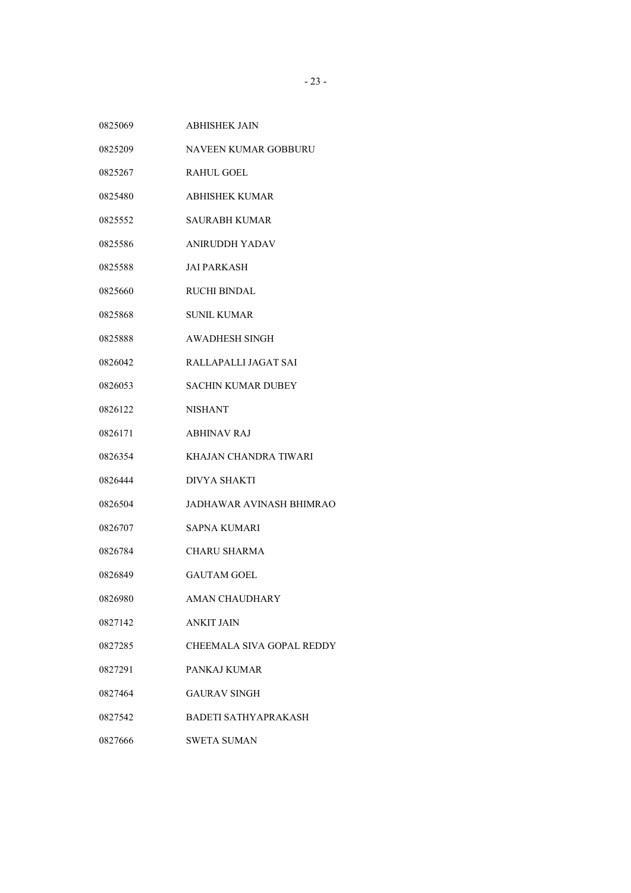| | |
|---|---|
| 0825069 | ABHISHEK JAIN |
| 0825209 | NAVEEN KUMAR GOBBURU |
| 0825267 | RAHUL GOEL |
| 0825480 | ABHISHEK KUMAR |
| 0825552 | SAURABH KUMAR |
| 0825586 | ANIRUDDH YADAV |
| 0825588 | JAI PARKASH |
| 0825660 | RUCHI BINDAL |
| 0825868 | SUNIL KUMAR |
| 0825888 | AWADHESH SINGH |
| 0826042 | RALLAPALLI JAGAT SAI |
| 0826053 | SACHIN KUMAR DUBEY |
| 0826122 | NISHANT |
| 0826171 | ABHINAV RAJ |
| 0826354 | KHAJAN CHANDRA TIWARI |
| 0826444 | DIVYA SHAKTI |
| 0826504 | JADHAWAR AVINASH BHIMRAO |
| 0826707 | SAPNA KUMARI |
| 0826784 | CHARU SHARMA |
| 0826849 | GAUTAM GOEL |
| 0826980 | AMAN CHAUDHARY |
| 0827142 | ANKIT JAIN |
| 0827285 | CHEEMALA SIVA GOPAL REDDY |
| 0827291 | PANKAJ KUMAR |
| 0827464 | GAURAV SINGH |
| 0827542 | BADETI SATHYAPRAKASH |
| 0827666 | SWETA SUMAN |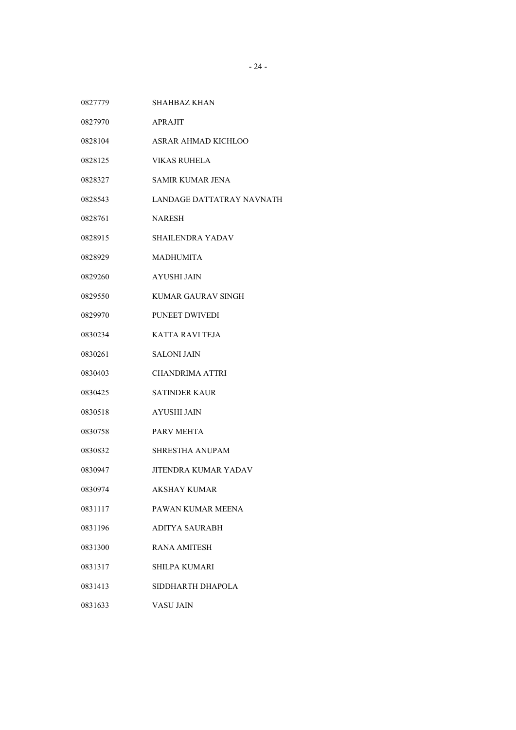| | |
|---|---|
| 0827779 | SHAHBAZ KHAN |
| 0827970 | APRAJIT |
| 0828104 | ASRAR AHMAD KICHLOO |
| 0828125 | VIKAS RUHELA |
| 0828327 | SAMIR KUMAR JENA |
| 0828543 | LANDAGE DATTATRAY NAVNATH |
| 0828761 | NARESH |
| 0828915 | SHAILENDRA YADAV |
| 0828929 | MADHUMITA |
| 0829260 | AYUSHI JAIN |
| 0829550 | KUMAR GAURAV SINGH |
| 0829970 | PUNEET DWIVEDI |
| 0830234 | KATTA RAVI TEJA |
| 0830261 | SALONI JAIN |
| 0830403 | CHANDRIMA ATTRI |
| 0830425 | SATINDER KAUR |
| 0830518 | AYUSHI JAIN |
| 0830758 | PARV MEHTA |
| 0830832 | SHRESTHA ANUPAM |
| 0830947 | JITENDRA KUMAR YADAV |
| 0830974 | AKSHAY KUMAR |
| 0831117 | PAWAN KUMAR MEENA |
| 0831196 | ADITYA SAURABH |
| 0831300 | RANA AMITESH |
| 0831317 | SHILPA KUMARI |
| 0831413 | SIDDHARTH DHAPOLA |
| 0831633 | VASU JAIN |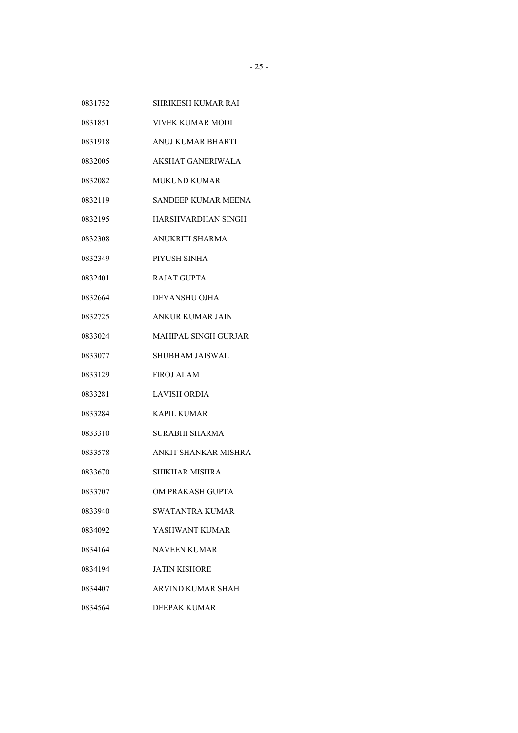| | |
|---|---|
| 0831752 | SHRIKESH KUMAR RAI |
| 0831851 | VIVEK KUMAR MODI |
| 0831918 | ANUJ KUMAR BHARTI |
| 0832005 | AKSHAT GANERIWALA |
| 0832082 | MUKUND KUMAR |
| 0832119 | SANDEEP KUMAR MEENA |
| 0832195 | HARSHVARDHAN SINGH |
| 0832308 | ANUKRITI SHARMA |
| 0832349 | PIYUSH SINHA |
| 0832401 | RAJAT GUPTA |
| 0832664 | DEVANSHU OJHA |
| 0832725 | ANKUR KUMAR JAIN |
| 0833024 | MAHIPAL SINGH GURJAR |
| 0833077 | SHUBHAM JAISWAL |
| 0833129 | FIROJ ALAM |
| 0833281 | LAVISH ORDIA |
| 0833284 | KAPIL KUMAR |
| 0833310 | SURABHI SHARMA |
| 0833578 | ANKIT SHANKAR MISHRA |
| 0833670 | SHIKHAR MISHRA |
| 0833707 | OM PRAKASH GUPTA |
| 0833940 | SWATANTRA KUMAR |
| 0834092 | YASHWANT KUMAR |
| 0834164 | NAVEEN KUMAR |
| 0834194 | JATIN KISHORE |
| 0834407 | ARVIND KUMAR SHAH |
| 0834564 | DEEPAK KUMAR |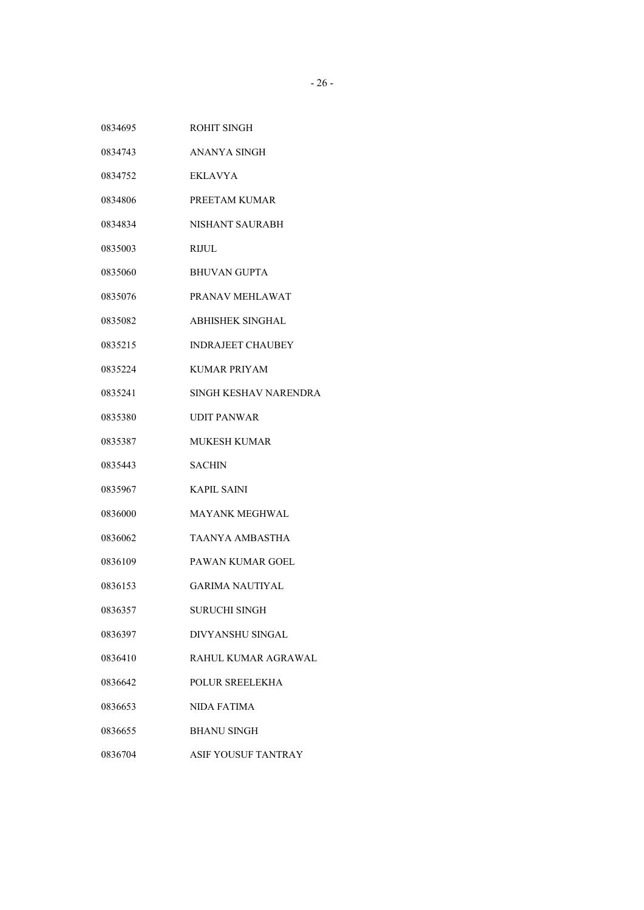| | |
|---|---|
| 0834695 | ROHIT SINGH |
| 0834743 | ANANYA SINGH |
| 0834752 | EKLAVYA |
| 0834806 | PREETAM KUMAR |
| 0834834 | NISHANT SAURABH |
| 0835003 | RIJUL |
| 0835060 | BHUVAN GUPTA |
| 0835076 | PRANAV MEHLAWAT |
| 0835082 | ABHISHEK SINGHAL |
| 0835215 | INDRAJEET CHAUBEY |
| 0835224 | KUMAR PRIYAM |
| 0835241 | SINGH KESHAV NARENDRA |
| 0835380 | UDIT PANWAR |
| 0835387 | MUKESH KUMAR |
| 0835443 | SACHIN |
| 0835967 | KAPIL SAINI |
| 0836000 | MAYANK MEGHWAL |
| 0836062 | TAANYA AMBASTHA |
| 0836109 | PAWAN KUMAR GOEL |
| 0836153 | GARIMA NAUTIYAL |
| 0836357 | SURUCHI SINGH |
| 0836397 | DIVYANSHU SINGAL |
| 0836410 | RAHUL KUMAR AGRAWAL |
| 0836642 | POLUR SREELEKHA |
| 0836653 | NIDA FATIMA |
| 0836655 | BHANU SINGH |
| 0836704 | ASIF YOUSUF TANTRAY |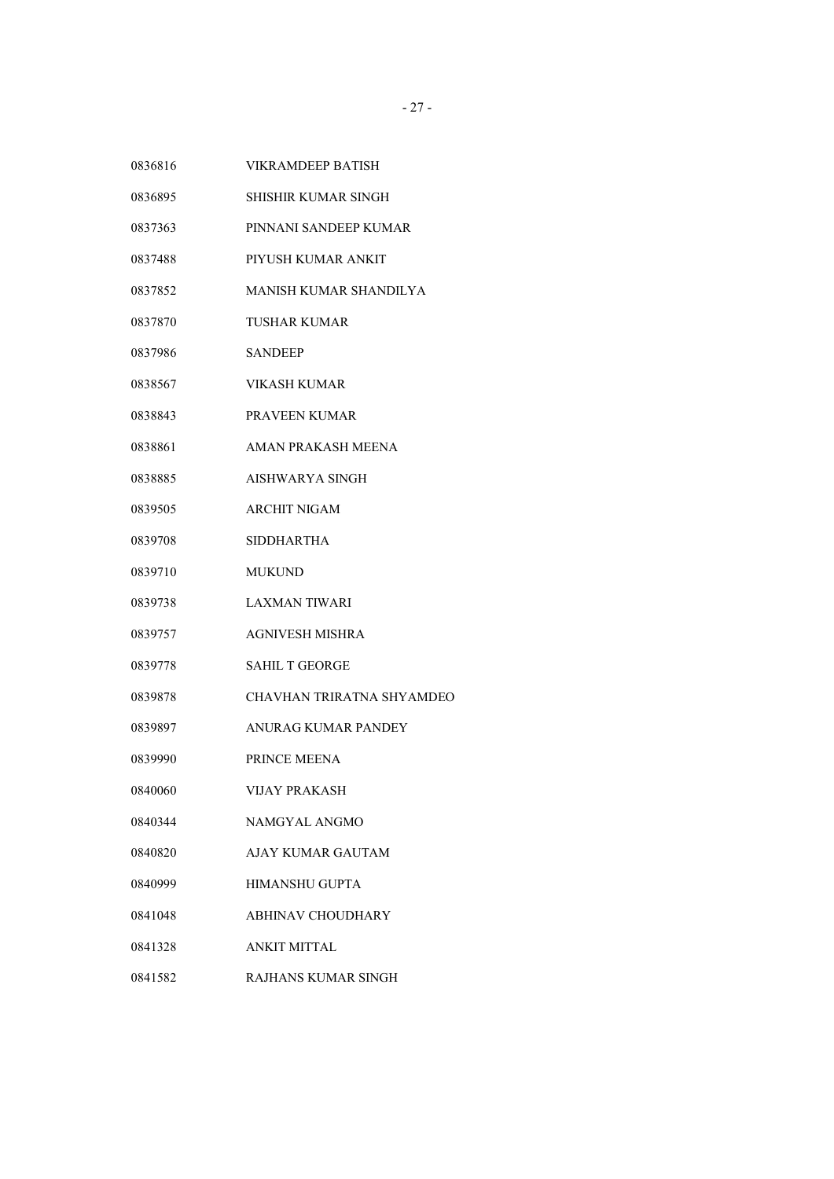| | |
|---|---|
| 0836816 | VIKRAMDEEP BATISH |
| 0836895 | SHISHIR KUMAR SINGH |
| 0837363 | PINNANI SANDEEP KUMAR |
| 0837488 | PIYUSH KUMAR ANKIT |
| 0837852 | MANISH KUMAR SHANDILYA |
| 0837870 | TUSHAR KUMAR |
| 0837986 | SANDEEP |
| 0838567 | VIKASH KUMAR |
| 0838843 | PRAVEEN KUMAR |
| 0838861 | AMAN PRAKASH MEENA |
| 0838885 | AISHWARYA SINGH |
| 0839505 | ARCHIT NIGAM |
| 0839708 | SIDDHARTHA |
| 0839710 | MUKUND |
| 0839738 | LAXMAN TIWARI |
| 0839757 | AGNIVESH MISHRA |
| 0839778 | SAHIL T GEORGE |
| 0839878 | CHAVHAN TRIRATNA SHYAMDEO |
| 0839897 | ANURAG KUMAR PANDEY |
| 0839990 | PRINCE MEENA |
| 0840060 | VIJAY PRAKASH |
| 0840344 | NAMGYAL ANGMO |
| 0840820 | AJAY KUMAR GAUTAM |
| 0840999 | HIMANSHU GUPTA |
| 0841048 | ABHINAV CHOUDHARY |
| 0841328 | ANKIT MITTAL |
| 0841582 | RAJHANS KUMAR SINGH |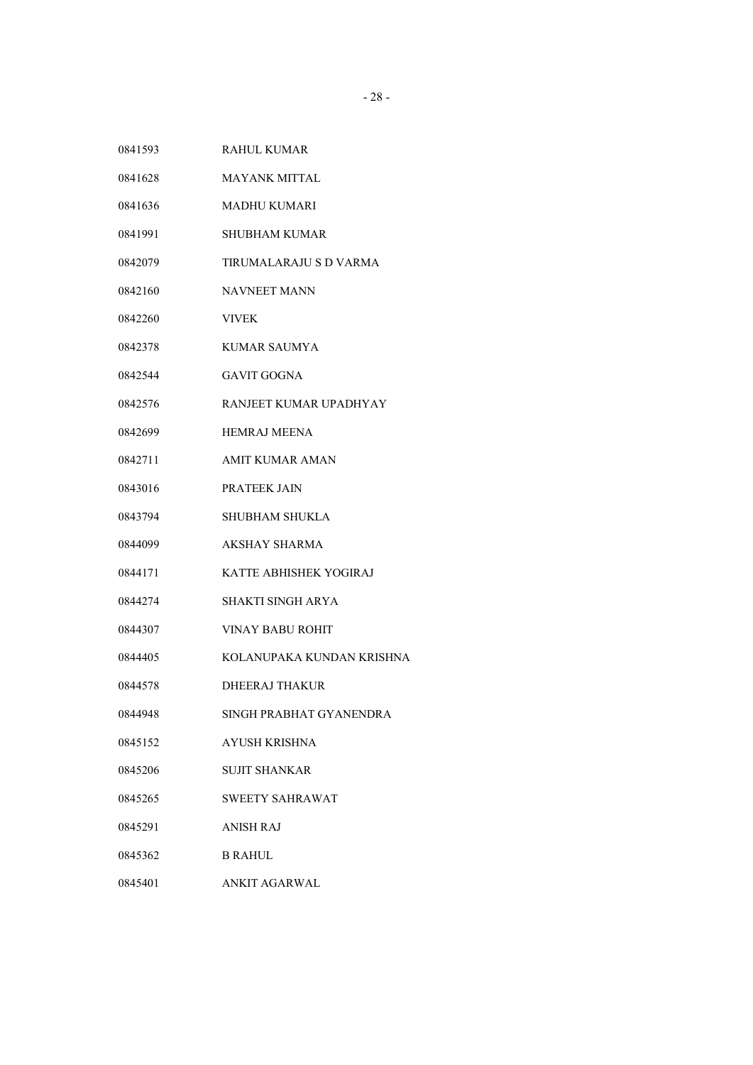0841593 RAHUL KUMAR

0841628 MAYANK MITTAL

0841636 MADHU KUMARI

0841991 SHUBHAM KUMAR

0842079 TIRUMALARAJU S D VARMA

0842160 NAVNEET MANN

0842260 VIVEK

0842378 KUMAR SAUMYA

0842544 GAVIT GOGNA

0842576 RANJEET KUMAR UPADHYAY

0842699 HEMRAJ MEENA

0842711 AMIT KUMAR AMAN

0843016 PRATEEK JAIN

0843794 SHUBHAM SHUKLA

0844099 AKSHAY SHARMA

0844171 KATTE ABHISHEK YOGIRAJ

0844274 SHAKTI SINGH ARYA

0844307 VINAY BABU ROHIT

0844405 KOLANUPAKA KUNDAN KRISHNA

0844578 DHEERAJ THAKUR

0844948 SINGH PRABHAT GYANENDRA

0845152 AYUSH KRISHNA

0845206 SUJIT SHANKAR

0845265 SWEETY SAHRAWAT

0845291 ANISH RAJ

0845362 B RAHUL

0845401 ANKIT AGARWAL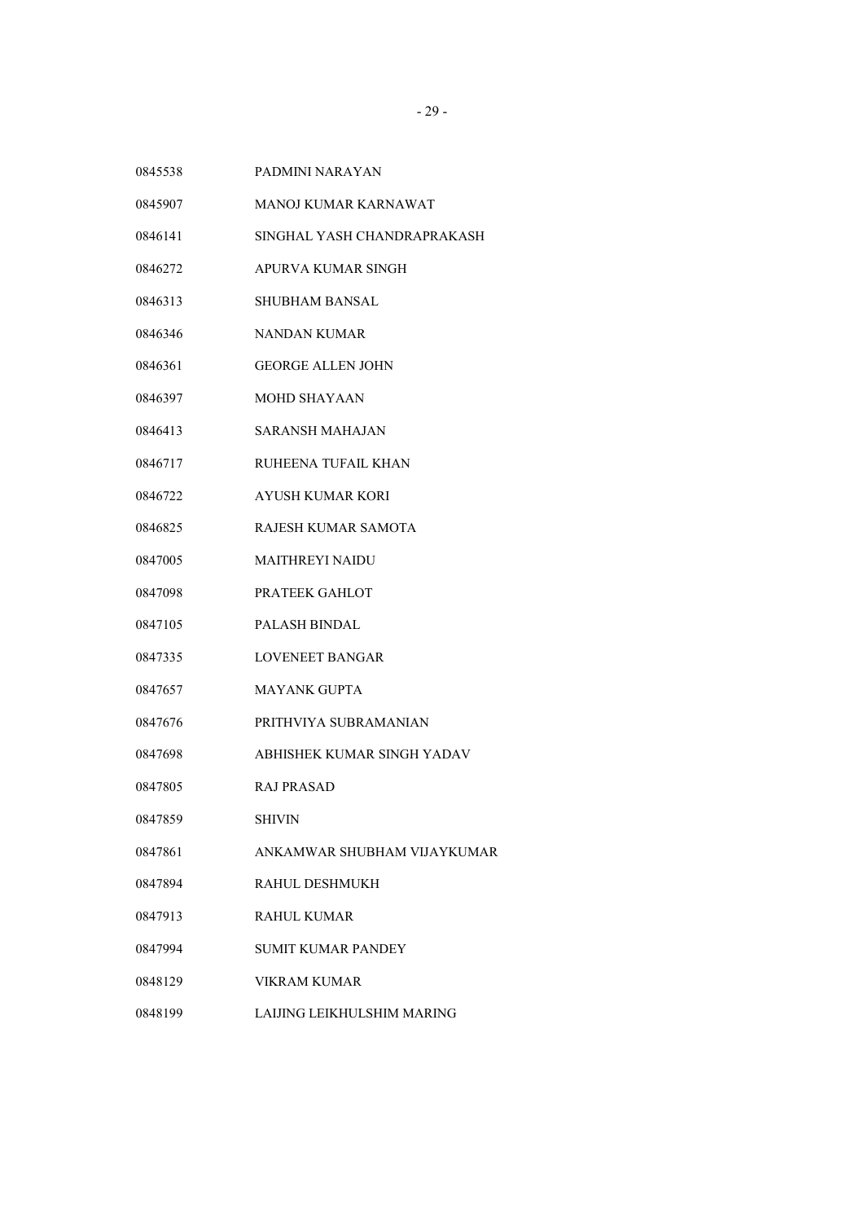| | |
|---|---|
| 0845538 | PADMINI NARAYAN |
| 0845907 | MANOJ KUMAR KARNAWAT |
| 0846141 | SINGHAL YASH CHANDRAPRAKASH |
| 0846272 | APURVA KUMAR SINGH |
| 0846313 | SHUBHAM BANSAL |
| 0846346 | NANDAN KUMAR |
| 0846361 | GEORGE ALLEN JOHN |
| 0846397 | MOHD SHAYAAN |
| 0846413 | SARANSH MAHAJAN |
| 0846717 | RUHEENA TUFAIL KHAN |
| 0846722 | AYUSH KUMAR KORI |
| 0846825 | RAJESH KUMAR SAMOTA |
| 0847005 | MAITHREYI NAIDU |
| 0847098 | PRATEEK GAHLOT |
| 0847105 | PALASH BINDAL |
| 0847335 | LOVENEET BANGAR |
| 0847657 | MAYANK GUPTA |
| 0847676 | PRITHVIYA SUBRAMANIAN |
| 0847698 | ABHISHEK KUMAR SINGH YADAV |
| 0847805 | RAJ PRASAD |
| 0847859 | SHIVIN |
| 0847861 | ANKAMWAR SHUBHAM VIJAYKUMAR |
| 0847894 | RAHUL DESHMUKH |
| 0847913 | RAHUL KUMAR |
| 0847994 | SUMIT KUMAR PANDEY |
| 0848129 | VIKRAM KUMAR |
| 0848199 | LAIJING LEIKHULSHIM MARING |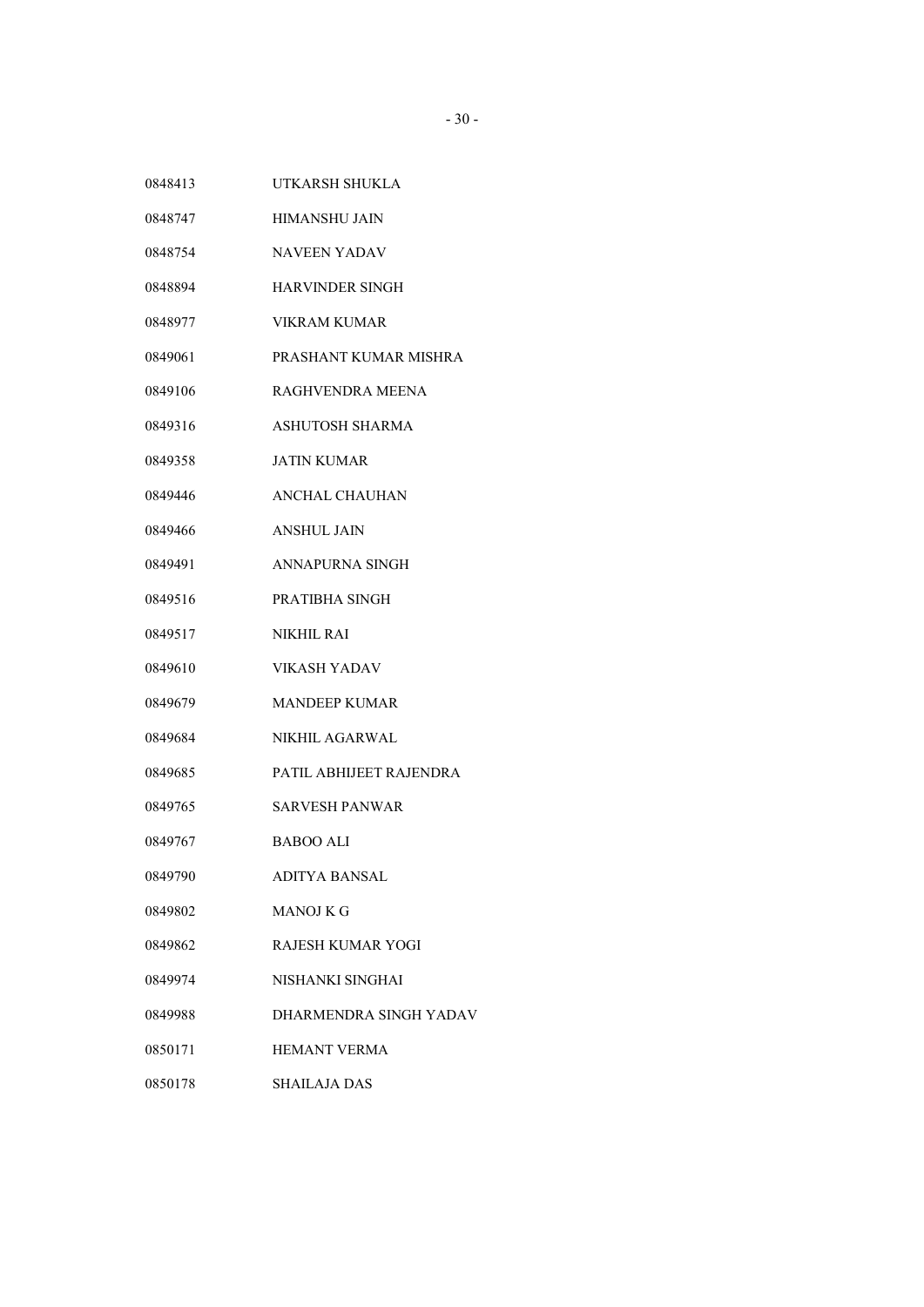| | |
|---|---|
| 0848413 | UTKARSH SHUKLA |
| 0848747 | HIMANSHU JAIN |
| 0848754 | NAVEEN YADAV |
| 0848894 | HARVINDER SINGH |
| 0848977 | VIKRAM KUMAR |
| 0849061 | PRASHANT KUMAR MISHRA |
| 0849106 | RAGHVENDRA MEENA |
| 0849316 | ASHUTOSH SHARMA |
| 0849358 | JATIN KUMAR |
| 0849446 | ANCHAL CHAUHAN |
| 0849466 | ANSHUL JAIN |
| 0849491 | ANNAPURNA SINGH |
| 0849516 | PRATIBHA SINGH |
| 0849517 | NIKHIL RAI |
| 0849610 | VIKASH YADAV |
| 0849679 | MANDEEP KUMAR |
| 0849684 | NIKHIL AGARWAL |
| 0849685 | PATIL ABHIJEET RAJENDRA |
| 0849765 | SARVESH PANWAR |
| 0849767 | BABOO ALI |
| 0849790 | ADITYA BANSAL |
| 0849802 | MANOJ K G |
| 0849862 | RAJESH KUMAR YOGI |
| 0849974 | NISHANKI SINGHAI |
| 0849988 | DHARMENDRA SINGH YADAV |
| 0850171 | HEMANT VERMA |
| 0850178 | SHAILAJA DAS |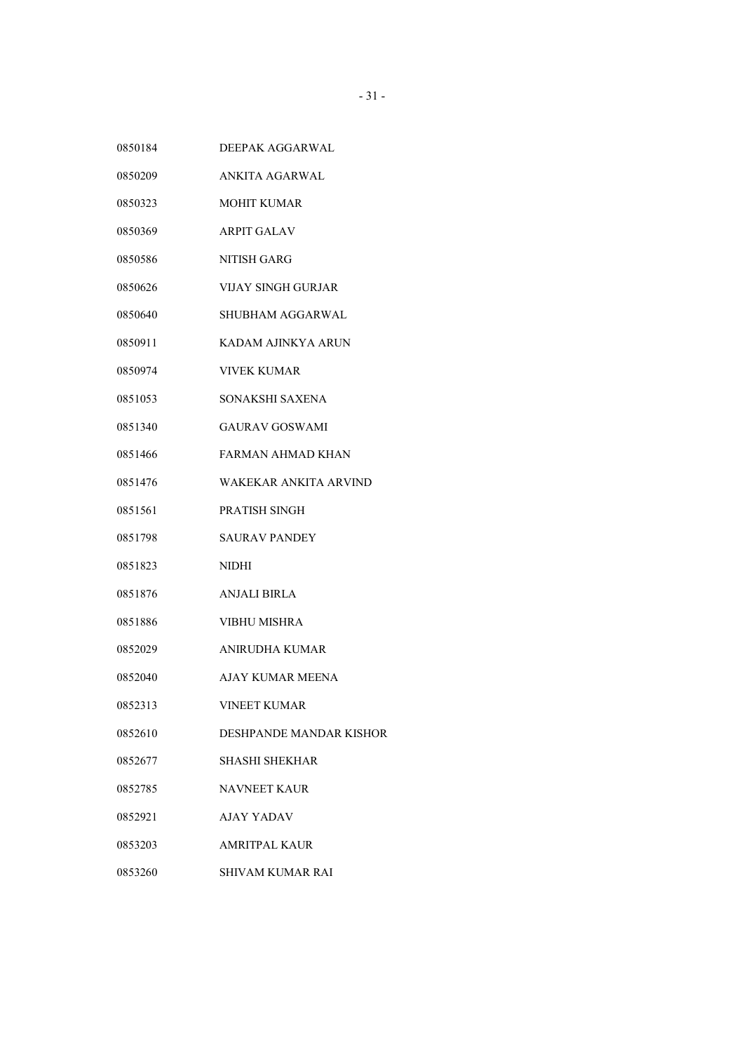0850184 DEEPAK AGGARWAL

0850209 ANKITA AGARWAL

0850323 MOHIT KUMAR

0850369 ARPIT GALAV

0850586 NITISH GARG

0850626 VIJAY SINGH GURJAR

0850640 SHUBHAM AGGARWAL

0850911 KADAM AJINKYA ARUN

0850974 VIVEK KUMAR

0851053 SONAKSHI SAXENA

0851340 GAURAV GOSWAMI

0851466 FARMAN AHMAD KHAN

0851476 WAKEKAR ANKITA ARVIND

0851561 PRATISH SINGH

0851798 SAURAV PANDEY

0851823 NIDHI

0851876 ANJALI BIRLA

0851886 VIBHU MISHRA

0852029 ANIRUDHA KUMAR

0852040 AJAY KUMAR MEENA

0852313 VINEET KUMAR

0852610 DESHPANDE MANDAR KISHOR

0852677 SHASHI SHEKHAR

0852785 NAVNEET KAUR

0852921 AJAY YADAV

0853203 AMRITPAL KAUR

0853260 SHIVAM KUMAR RAI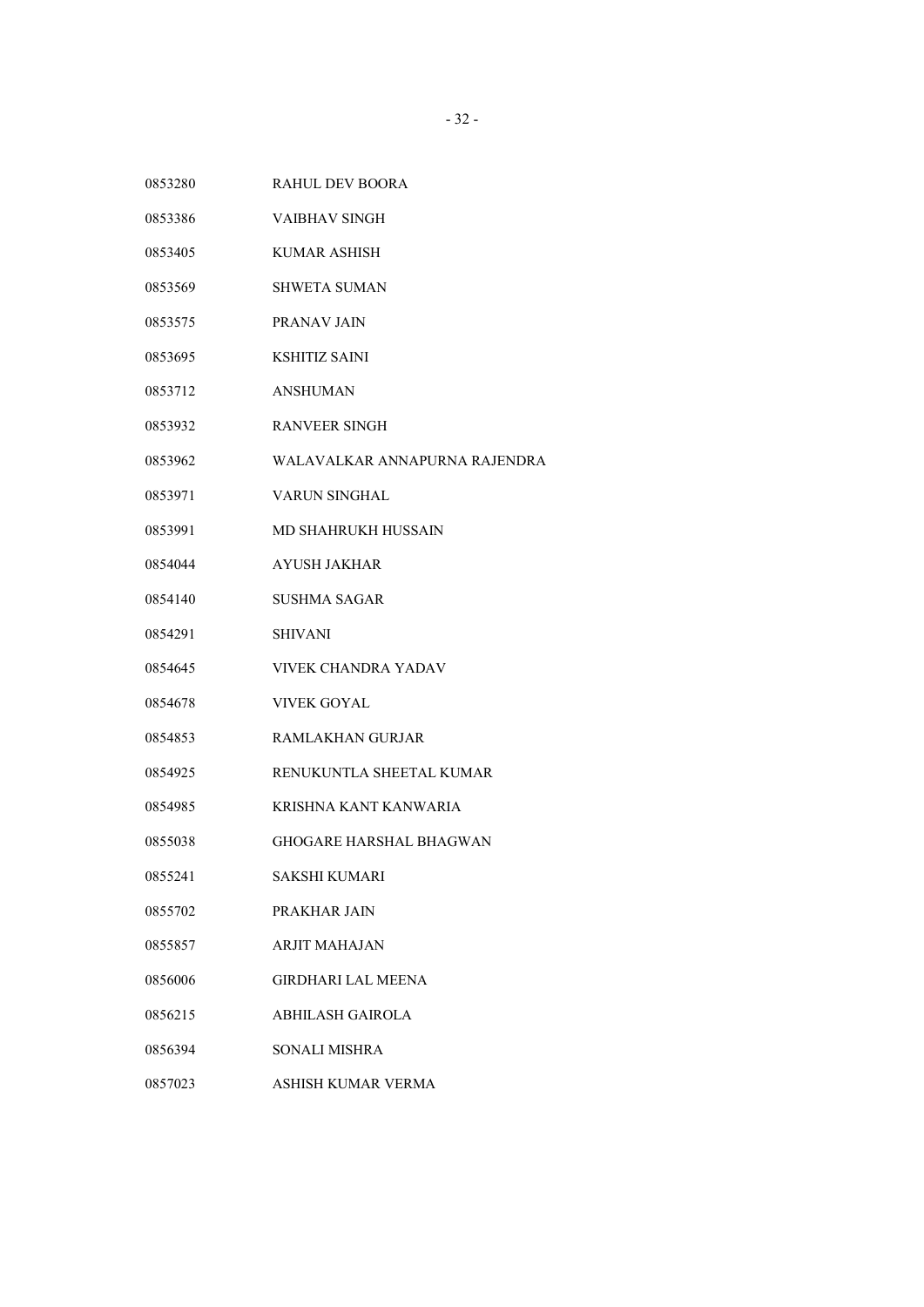| | |
|---|---|
| 0853280 | RAHUL DEV BOORA |
| 0853386 | VAIBHAV SINGH |
| 0853405 | KUMAR ASHISH |
| 0853569 | SHWETA SUMAN |
| 0853575 | PRANAV JAIN |
| 0853695 | KSHITIZ SAINI |
| 0853712 | ANSHUMAN |
| 0853932 | RANVEER SINGH |
| 0853962 | WALAVALKAR ANNAPURNA RAJENDRA |
| 0853971 | VARUN SINGHAL |
| 0853991 | MD SHAHRUKH HUSSAIN |
| 0854044 | AYUSH JAKHAR |
| 0854140 | SUSHMA SAGAR |
| 0854291 | SHIVANI |
| 0854645 | VIVEK CHANDRA YADAV |
| 0854678 | VIVEK GOYAL |
| 0854853 | RAMLAKHAN GURJAR |
| 0854925 | RENUKUNTLA SHEETAL KUMAR |
| 0854985 | KRISHNA KANT KANWARIA |
| 0855038 | GHOGARE HARSHAL BHAGWAN |
| 0855241 | SAKSHI KUMARI |
| 0855702 | PRAKHAR JAIN |
| 0855857 | ARJIT MAHAJAN |
| 0856006 | GIRDHARI LAL MEENA |
| 0856215 | ABHILASH GAIROLA |
| 0856394 | SONALI MISHRA |
| 0857023 | ASHISH KUMAR VERMA |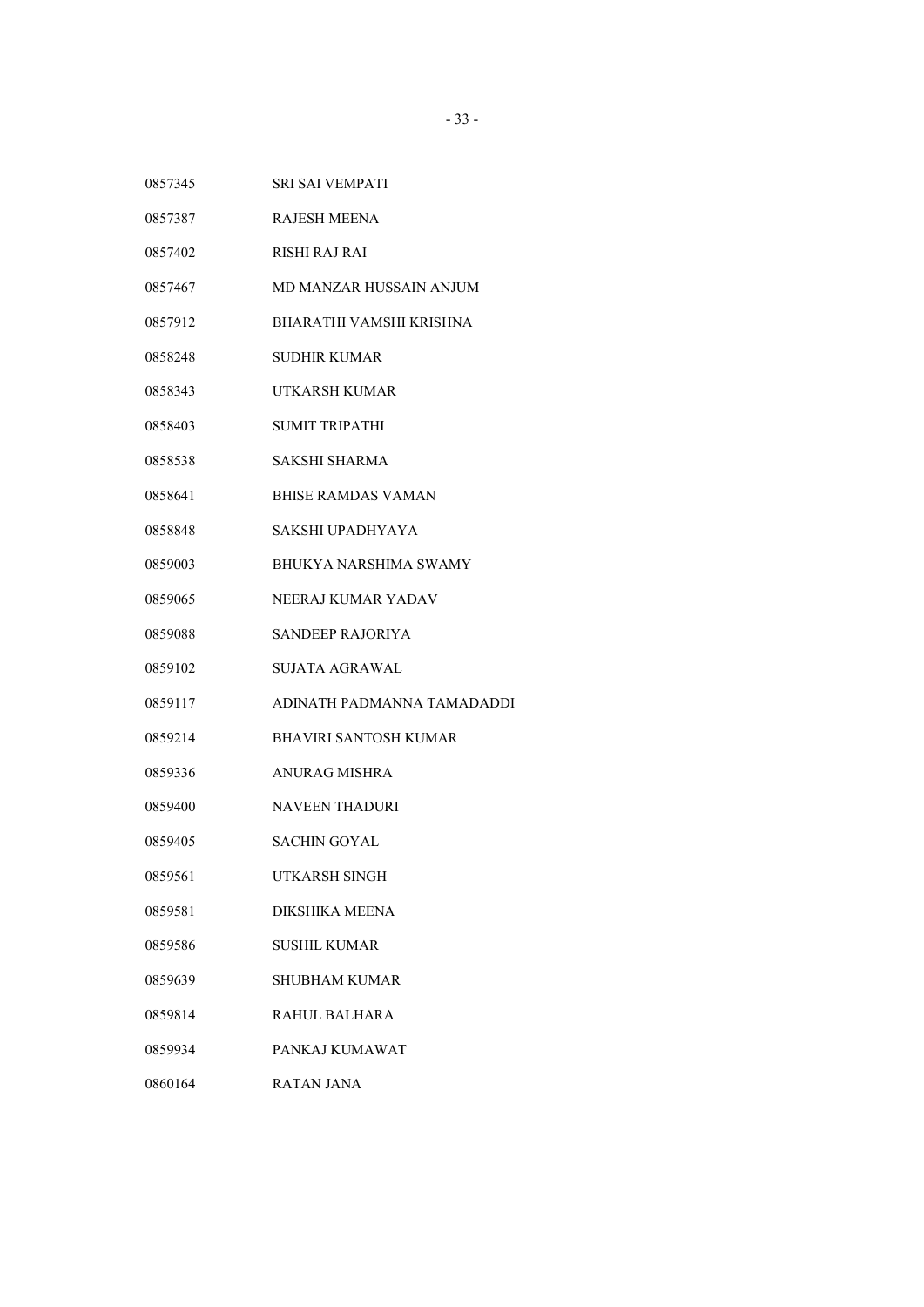| | |
|---|---|
| 0857345 | SRI SAI VEMPATI |
| 0857387 | RAJESH MEENA |
| 0857402 | RISHI RAJ RAI |
| 0857467 | MD MANZAR HUSSAIN ANJUM |
| 0857912 | BHARATHI VAMSHI KRISHNA |
| 0858248 | SUDHIR KUMAR |
| 0858343 | UTKARSH KUMAR |
| 0858403 | SUMIT TRIPATHI |
| 0858538 | SAKSHI SHARMA |
| 0858641 | BHISE RAMDAS VAMAN |
| 0858848 | SAKSHI UPADHYAYA |
| 0859003 | BHUKYA NARSHIMA SWAMY |
| 0859065 | NEERAJ KUMAR YADAV |
| 0859088 | SANDEEP RAJORIYA |
| 0859102 | SUJATA AGRAWAL |
| 0859117 | ADINATH PADMANNA TAMADADDI |
| 0859214 | BHAVIRI SANTOSH KUMAR |
| 0859336 | ANURAG MISHRA |
| 0859400 | NAVEEN THADURI |
| 0859405 | SACHIN GOYAL |
| 0859561 | UTKARSH SINGH |
| 0859581 | DIKSHIKA MEENA |
| 0859586 | SUSHIL KUMAR |
| 0859639 | SHUBHAM KUMAR |
| 0859814 | RAHUL BALHARA |
| 0859934 | PANKAJ KUMAWAT |
| 0860164 | RATAN JANA |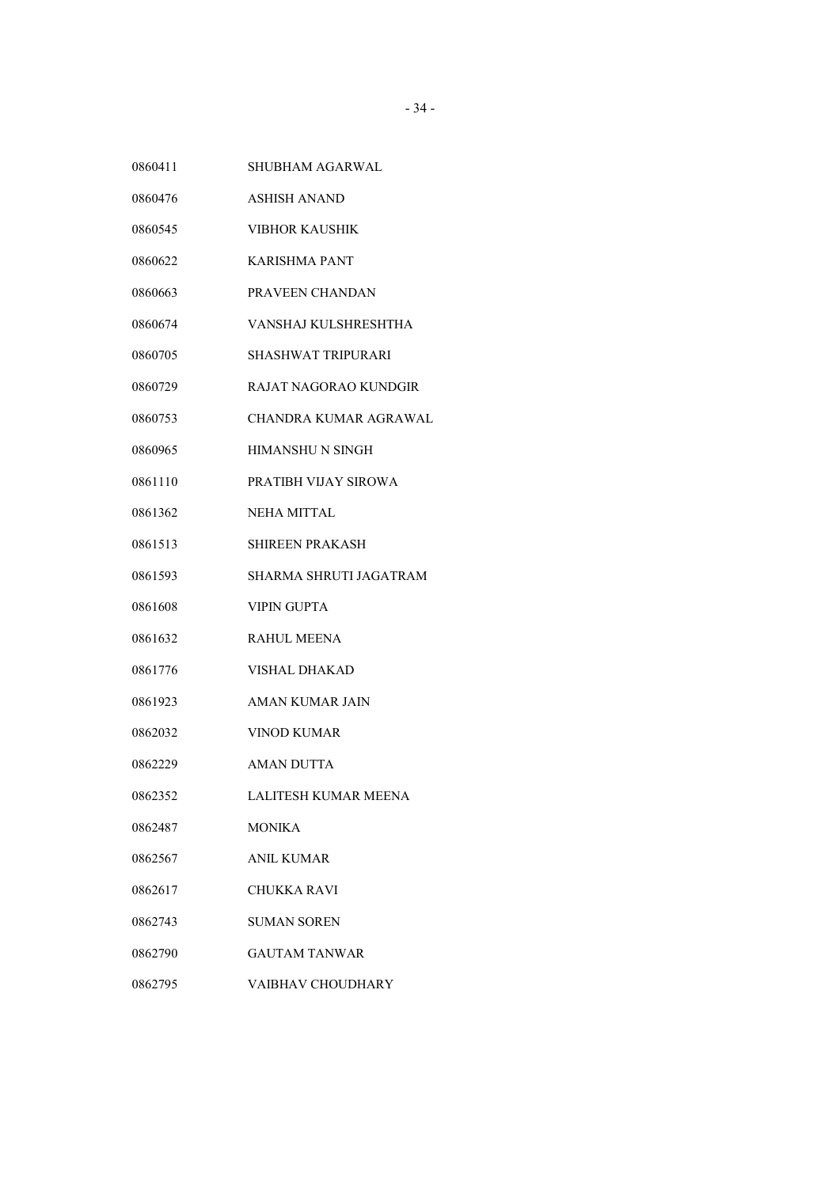0860411 SHUBHAM AGARWAL

0860476 ASHISH ANAND

0860545 VIBHOR KAUSHIK

0860622 KARISHMA PANT

0860663 PRAVEEN CHANDAN

0860674 VANSHAJ KULSHRESHTHA

0860705 SHASHWAT TRIPURARI

0860729 RAJAT NAGORAO KUNDGIR

0860753 CHANDRA KUMAR AGRAWAL

0860965 HIMANSHU N SINGH

0861110 PRATIBH VIJAY SIROWA

0861362 NEHA MITTAL

0861513 SHIREEN PRAKASH

0861593 SHARMA SHRUTI JAGATRAM

0861608 VIPIN GUPTA

0861632 RAHUL MEENA

0861776 VISHAL DHAKAD

0861923 AMAN KUMAR JAIN

0862032 VINOD KUMAR

0862229 AMAN DUTTA

0862352 LALITESH KUMAR MEENA

0862487 MONIKA

0862567 ANIL KUMAR

0862617 CHUKKA RAVI

0862743 SUMAN SOREN

0862790 GAUTAM TANWAR

0862795 VAIBHAV CHOUDHARY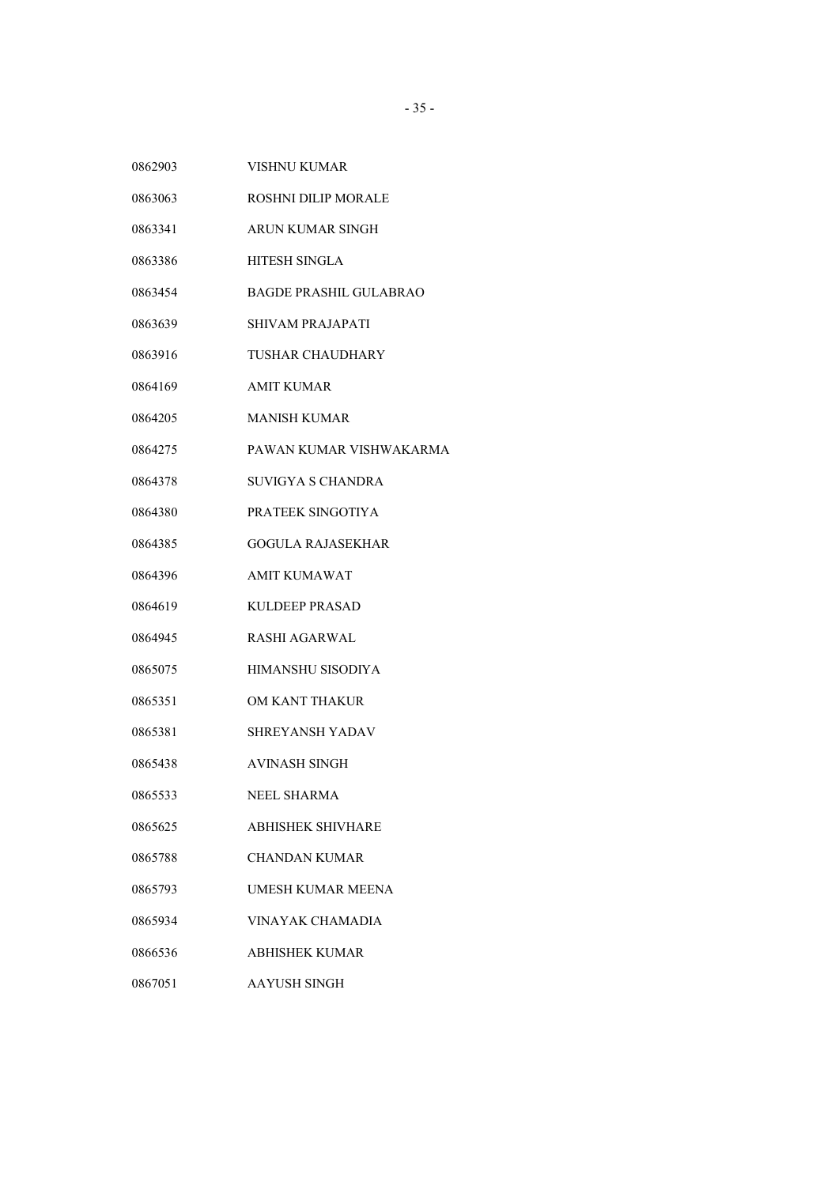| | |
|---|---|
| 0862903 | VISHNU KUMAR |
| 0863063 | ROSHNI DILIP MORALE |
| 0863341 | ARUN KUMAR SINGH |
| 0863386 | HITESH SINGLA |
| 0863454 | BAGDE PRASHIL GULABRAO |
| 0863639 | SHIVAM PRAJAPATI |
| 0863916 | TUSHAR CHAUDHARY |
| 0864169 | AMIT KUMAR |
| 0864205 | MANISH KUMAR |
| 0864275 | PAWAN KUMAR VISHWAKARMA |
| 0864378 | SUVIGYA S CHANDRA |
| 0864380 | PRATEEK SINGOTIYA |
| 0864385 | GOGULA RAJASEKHAR |
| 0864396 | AMIT KUMAWAT |
| 0864619 | KULDEEP PRASAD |
| 0864945 | RASHI AGARWAL |
| 0865075 | HIMANSHU SISODIYA |
| 0865351 | OM KANT THAKUR |
| 0865381 | SHREYANSH YADAV |
| 0865438 | AVINASH SINGH |
| 0865533 | NEEL SHARMA |
| 0865625 | ABHISHEK SHIVHARE |
| 0865788 | CHANDAN KUMAR |
| 0865793 | UMESH KUMAR MEENA |
| 0865934 | VINAYAK CHAMADIA |
| 0866536 | ABHISHEK KUMAR |
| 0867051 | AAYUSH SINGH |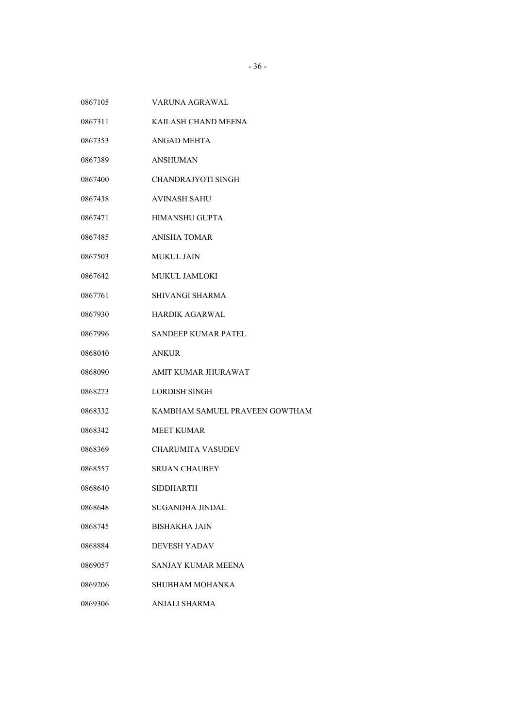| | |
|---|---|
| 0867105 | VARUNA AGRAWAL |
| 0867311 | KAILASH CHAND MEENA |
| 0867353 | ANGAD MEHTA |
| 0867389 | ANSHUMAN |
| 0867400 | CHANDRAJYOTI SINGH |
| 0867438 | AVINASH SAHU |
| 0867471 | HIMANSHU GUPTA |
| 0867485 | ANISHA TOMAR |
| 0867503 | MUKUL JAIN |
| 0867642 | MUKUL JAMLOKI |
| 0867761 | SHIVANGI SHARMA |
| 0867930 | HARDIK AGARWAL |
| 0867996 | SANDEEP KUMAR PATEL |
| 0868040 | ANKUR |
| 0868090 | AMIT KUMAR JHURAWAT |
| 0868273 | LORDISH SINGH |
| 0868332 | KAMBHAM SAMUEL PRAVEEN GOWTHAM |
| 0868342 | MEET KUMAR |
| 0868369 | CHARUMITA VASUDEV |
| 0868557 | SRIJAN CHAUBEY |
| 0868640 | SIDDHARTH |
| 0868648 | SUGANDHA JINDAL |
| 0868745 | BISHAKHA JAIN |
| 0868884 | DEVESH YADAV |
| 0869057 | SANJAY KUMAR MEENA |
| 0869206 | SHUBHAM MOHANKA |
| 0869306 | ANJALI SHARMA |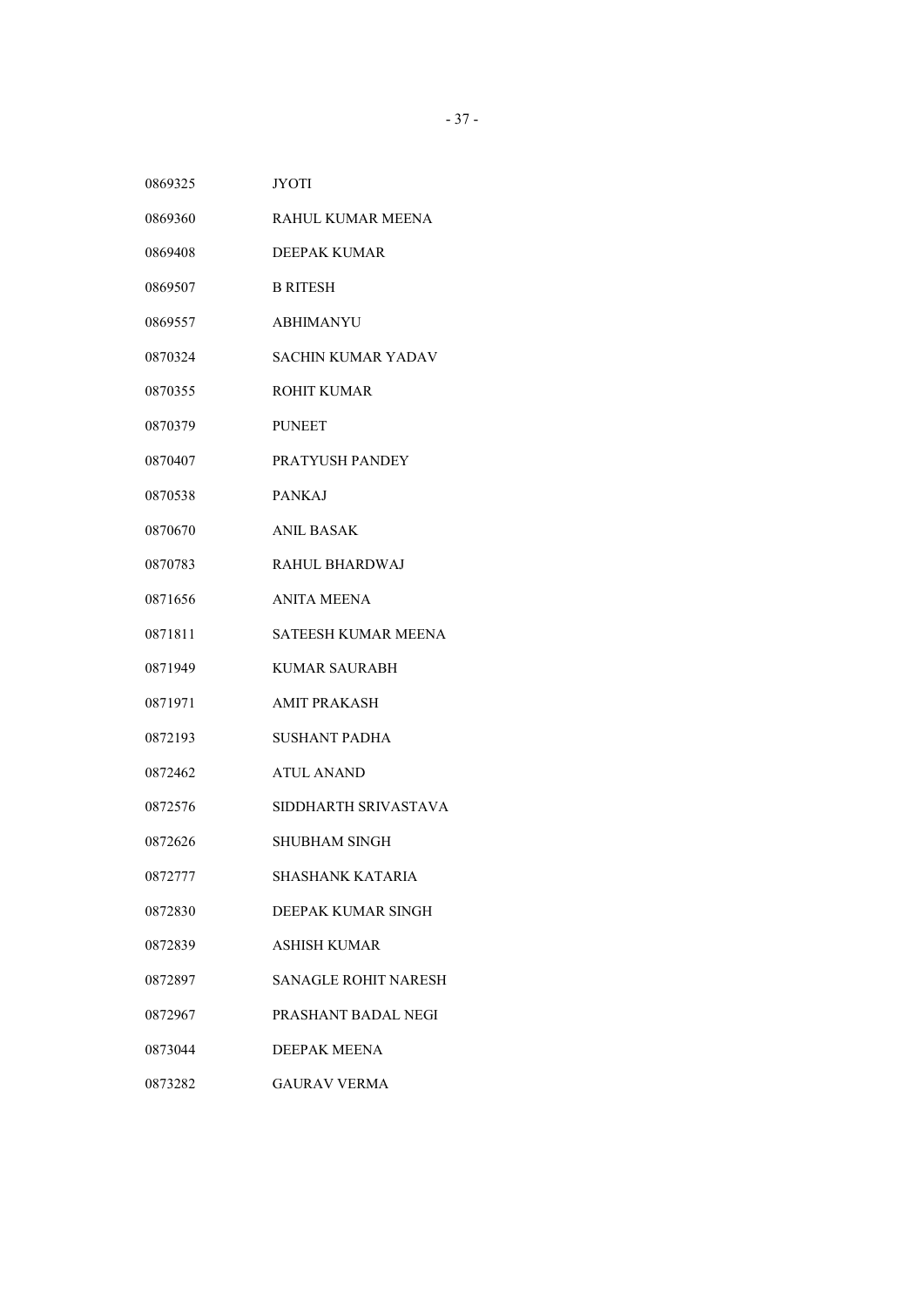| | |
|---|---|
| 0869325 | JYOTI |
| 0869360 | RAHUL KUMAR MEENA |
| 0869408 | DEEPAK KUMAR |
| 0869507 | B RITESH |
| 0869557 | ABHIMANYU |
| 0870324 | SACHIN KUMAR YADAV |
| 0870355 | ROHIT KUMAR |
| 0870379 | PUNEET |
| 0870407 | PRATYUSH PANDEY |
| 0870538 | PANKAJ |
| 0870670 | ANIL BASAK |
| 0870783 | RAHUL BHARDWAJ |
| 0871656 | ANITA MEENA |
| 0871811 | SATEESH KUMAR MEENA |
| 0871949 | KUMAR SAURABH |
| 0871971 | AMIT PRAKASH |
| 0872193 | SUSHANT PADHA |
| 0872462 | ATUL ANAND |
| 0872576 | SIDDHARTH SRIVASTAVA |
| 0872626 | SHUBHAM SINGH |
| 0872777 | SHASHANK KATARIA |
| 0872830 | DEEPAK KUMAR SINGH |
| 0872839 | ASHISH KUMAR |
| 0872897 | SANAGLE ROHIT NARESH |
| 0872967 | PRASHANT BADAL NEGI |
| 0873044 | DEEPAK MEENA |
| 0873282 | GAURAV VERMA |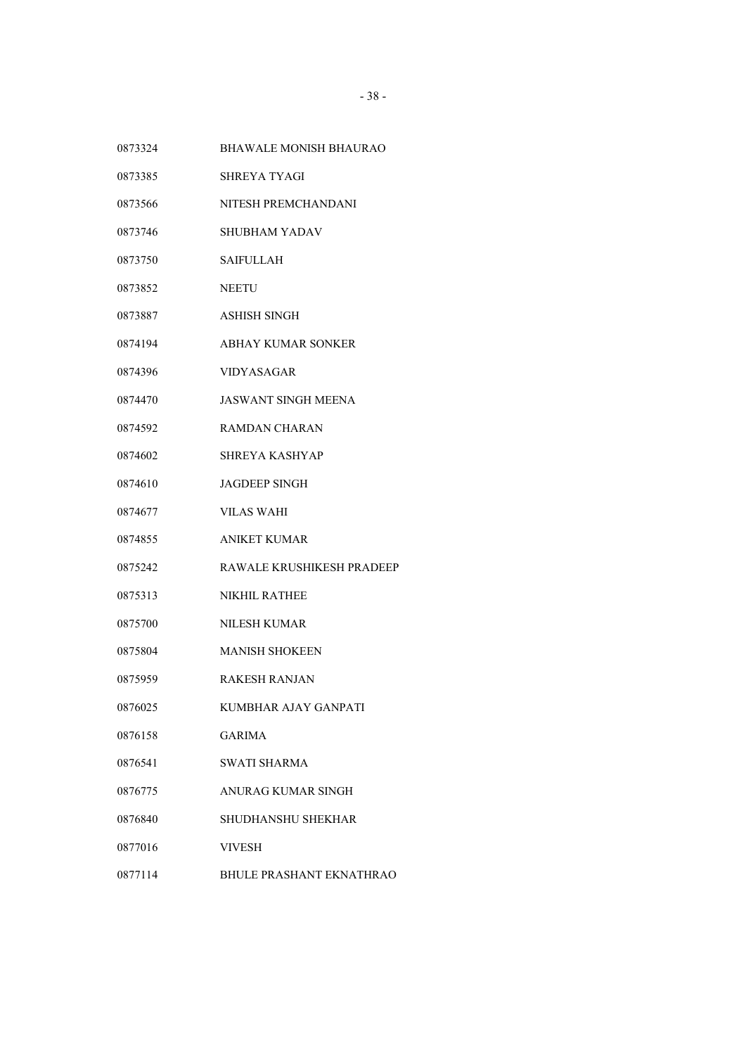0873324 BHAWALE MONISH BHAURAO

0873385 SHREYA TYAGI

0873566 NITESH PREMCHANDANI

0873746 SHUBHAM YADAV

0873750 SAIFULLAH

0873852 NEETU

0873887 ASHISH SINGH

0874194 ABHAY KUMAR SONKER

0874396 VIDYASAGAR

0874470 JASWANT SINGH MEENA

0874592 RAMDAN CHARAN

0874602 SHREYA KASHYAP

0874610 JAGDEEP SINGH

0874677 VILAS WAHI

0874855 ANIKET KUMAR

0875242 RAWALE KRUSHIKESH PRADEEP

0875313 NIKHIL RATHEE

0875700 NILESH KUMAR

0875804 MANISH SHOKEEN

0875959 RAKESH RANJAN

0876025 KUMBHAR AJAY GANPATI

0876158 GARIMA

0876541 SWATI SHARMA

0876775 ANURAG KUMAR SINGH

0876840 SHUDHANSHU SHEKHAR

0877016 VIVESH

0877114 BHULE PRASHANT EKNATHRAO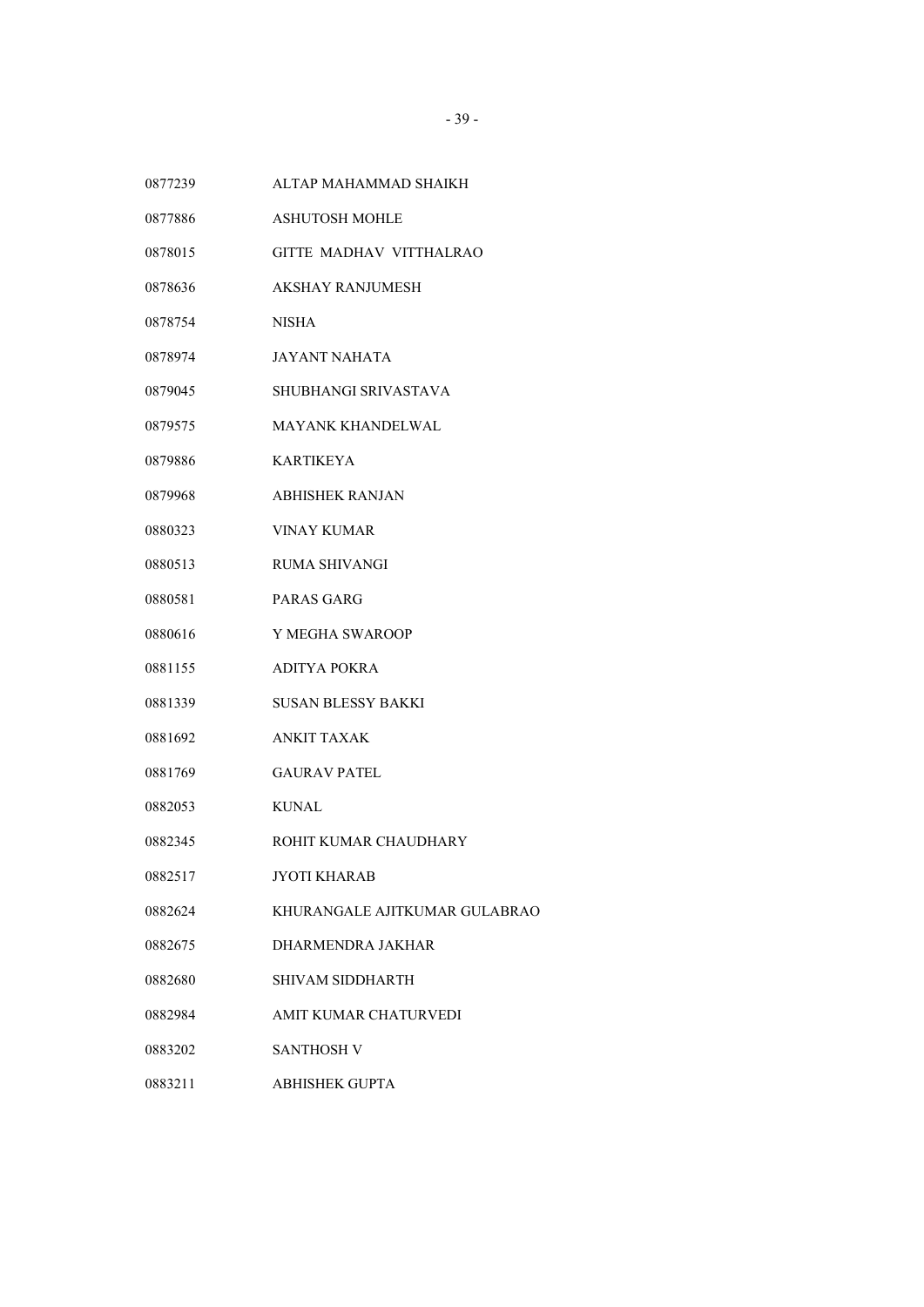| | |
|---|---|
| 0877239 | ALTAP MAHAMMAD SHAIKH |
| 0877886 | ASHUTOSH MOHLE |
| 0878015 | GITTE MADHAV VITTHALRAO |
| 0878636 | AKSHAY RANJUMESH |
| 0878754 | NISHA |
| 0878974 | JAYANT NAHATA |
| 0879045 | SHUBHANGI SRIVASTAVA |
| 0879575 | MAYANK KHANDELWAL |
| 0879886 | KARTIKEYA |
| 0879968 | ABHISHEK RANJAN |
| 0880323 | VINAY KUMAR |
| 0880513 | RUMA SHIVANGI |
| 0880581 | PARAS GARG |
| 0880616 | Y MEGHA SWAROOP |
| 0881155 | ADITYA POKRA |
| 0881339 | SUSAN BLESSY BAKKI |
| 0881692 | ANKIT TAXAK |
| 0881769 | GAURAV PATEL |
| 0882053 | KUNAL |
| 0882345 | ROHIT KUMAR CHAUDHARY |
| 0882517 | JYOTI KHARAB |
| 0882624 | KHURANGALE AJITKUMAR GULABRAO |
| 0882675 | DHARMENDRA JAKHAR |
| 0882680 | SHIVAM SIDDHARTH |
| 0882984 | AMIT KUMAR CHATURVEDI |
| 0883202 | SANTHOSH V |
| 0883211 | ABHISHEK GUPTA |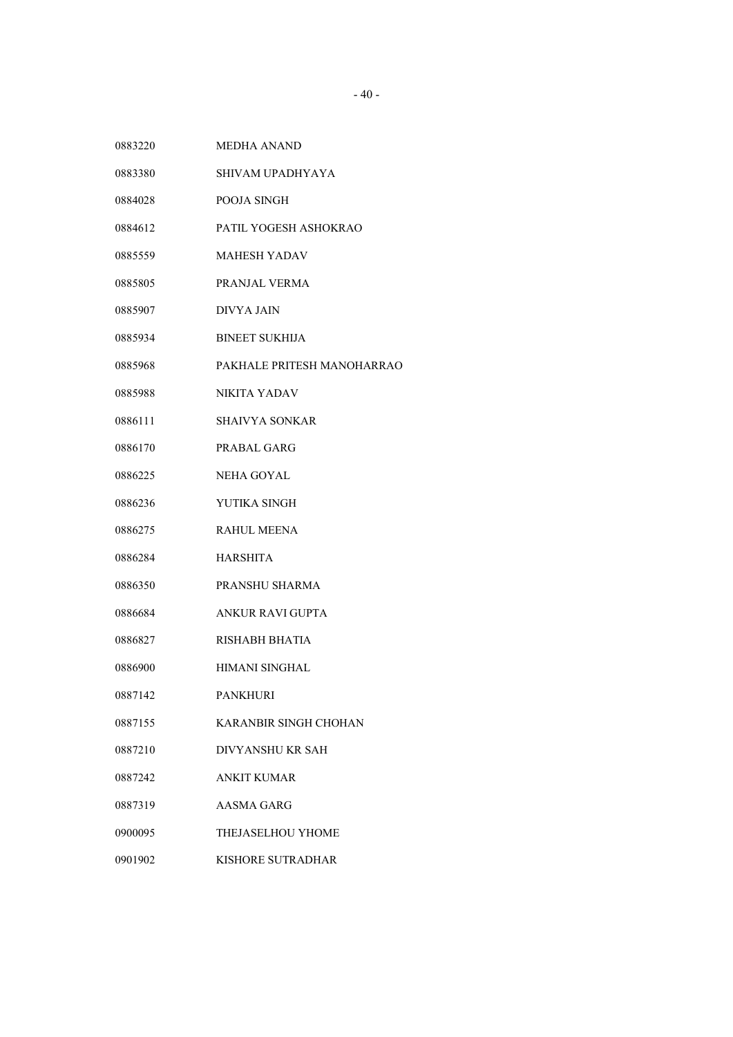| | |
|---|---|
| 0883220 | MEDHA ANAND |
| 0883380 | SHIVAM UPADHYAYA |
| 0884028 | POOJA SINGH |
| 0884612 | PATIL YOGESH ASHOKRAO |
| 0885559 | MAHESH YADAV |
| 0885805 | PRANJAL VERMA |
| 0885907 | DIVYA JAIN |
| 0885934 | BINEET SUKHIJA |
| 0885968 | PAKHALE PRITESH MANOHARRAO |
| 0885988 | NIKITA YADAV |
| 0886111 | SHAIVYA SONKAR |
| 0886170 | PRABAL GARG |
| 0886225 | NEHA GOYAL |
| 0886236 | YUTIKA SINGH |
| 0886275 | RAHUL MEENA |
| 0886284 | HARSHITA |
| 0886350 | PRANSHU SHARMA |
| 0886684 | ANKUR RAVI GUPTA |
| 0886827 | RISHABH BHATIA |
| 0886900 | HIMANI SINGHAL |
| 0887142 | PANKHURI |
| 0887155 | KARANBIR SINGH CHOHAN |
| 0887210 | DIVYANSHU KR SAH |
| 0887242 | ANKIT KUMAR |
| 0887319 | AASMA GARG |
| 0900095 | THEJASELHOU YHOME |
| 0901902 | KISHORE SUTRADHAR |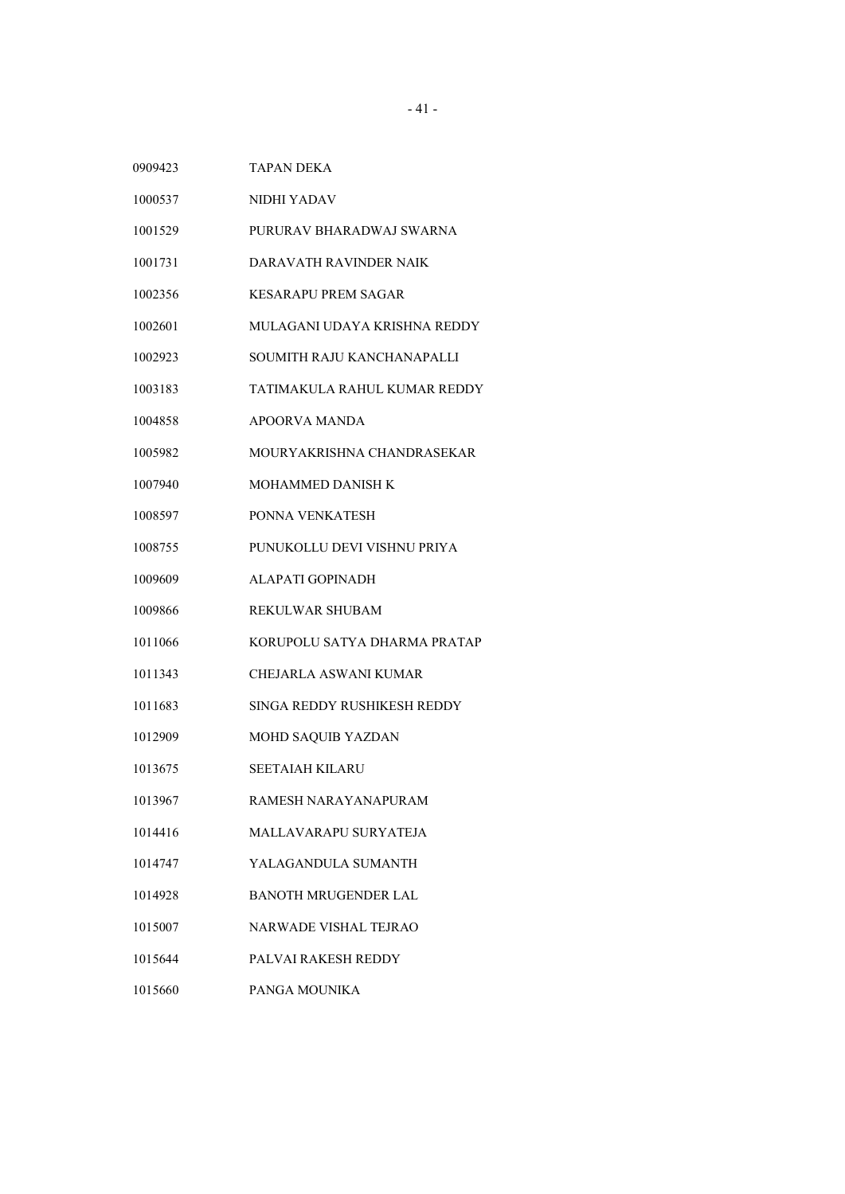| | |
|---|---|
| 0909423 | TAPAN DEKA |
| 1000537 | NIDHI YADAV |
| 1001529 | PURURAV BHARADWAJ SWARNA |
| 1001731 | DARAVATH RAVINDER NAIK |
| 1002356 | KESARAPU PREM SAGAR |
| 1002601 | MULAGANI UDAYA KRISHNA REDDY |
| 1002923 | SOUMITH RAJU KANCHANAPALLI |
| 1003183 | TATIMAKULA RAHUL KUMAR REDDY |
| 1004858 | APOORVA MANDA |
| 1005982 | MOURYAKRISHNA CHANDRASEKAR |
| 1007940 | MOHAMMED DANISH K |
| 1008597 | PONNA VENKATESH |
| 1008755 | PUNUKOLLU DEVI VISHNU PRIYA |
| 1009609 | ALAPATI GOPINADH |
| 1009866 | REKULWAR SHUBAM |
| 1011066 | KORUPOLU SATYA DHARMA PRATAP |
| 1011343 | CHEJARLA ASWANI KUMAR |
| 1011683 | SINGA REDDY RUSHIKESH REDDY |
| 1012909 | MOHD SAQUIB YAZDAN |
| 1013675 | SEETAIAH KILARU |
| 1013967 | RAMESH NARAYANAPURAM |
| 1014416 | MALLAVARAPU SURYATEJA |
| 1014747 | YALAGANDULA SUMANTH |
| 1014928 | BANOTH MRUGENDER LAL |
| 1015007 | NARWADE VISHAL TEJRAO |
| 1015644 | PALVAI RAKESH REDDY |
| 1015660 | PANGA MOUNIKA |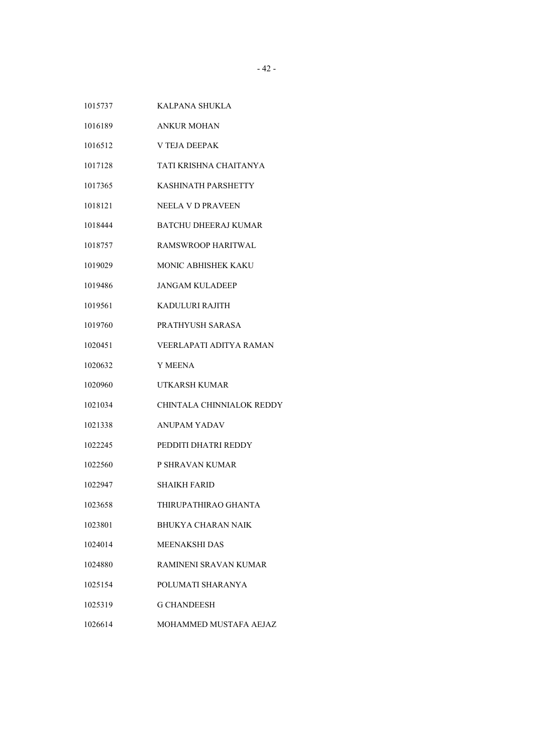| | |
|---|---|
| 1015737 | KALPANA SHUKLA |
| 1016189 | ANKUR MOHAN |
| 1016512 | V TEJA DEEPAK |
| 1017128 | TATI KRISHNA CHAITANYA |
| 1017365 | KASHINATH PARSHETTY |
| 1018121 | NEELA V D PRAVEEN |
| 1018444 | BATCHU DHEERAJ KUMAR |
| 1018757 | RAMSWROOP HARITWAL |
| 1019029 | MONIC ABHISHEK KAKU |
| 1019486 | JANGAM KULADEEP |
| 1019561 | KADULURI RAJITH |
| 1019760 | PRATHYUSH SARASA |
| 1020451 | VEERLAPATI ADITYA RAMAN |
| 1020632 | Y MEENA |
| 1020960 | UTKARSH KUMAR |
| 1021034 | CHINTALA CHINNIALOK REDDY |
| 1021338 | ANUPAM YADAV |
| 1022245 | PEDDITI DHATRI REDDY |
| 1022560 | P SHRAVAN KUMAR |
| 1022947 | SHAIKH FARID |
| 1023658 | THIRUPATHIRAO GHANTA |
| 1023801 | BHUKYA CHARAN NAIK |
| 1024014 | MEENAKSHI DAS |
| 1024880 | RAMINENI SRAVAN KUMAR |
| 1025154 | POLUMATI SHARANYA |
| 1025319 | G CHANDEESH |
| 1026614 | MOHAMMED MUSTAFA AEJAZ |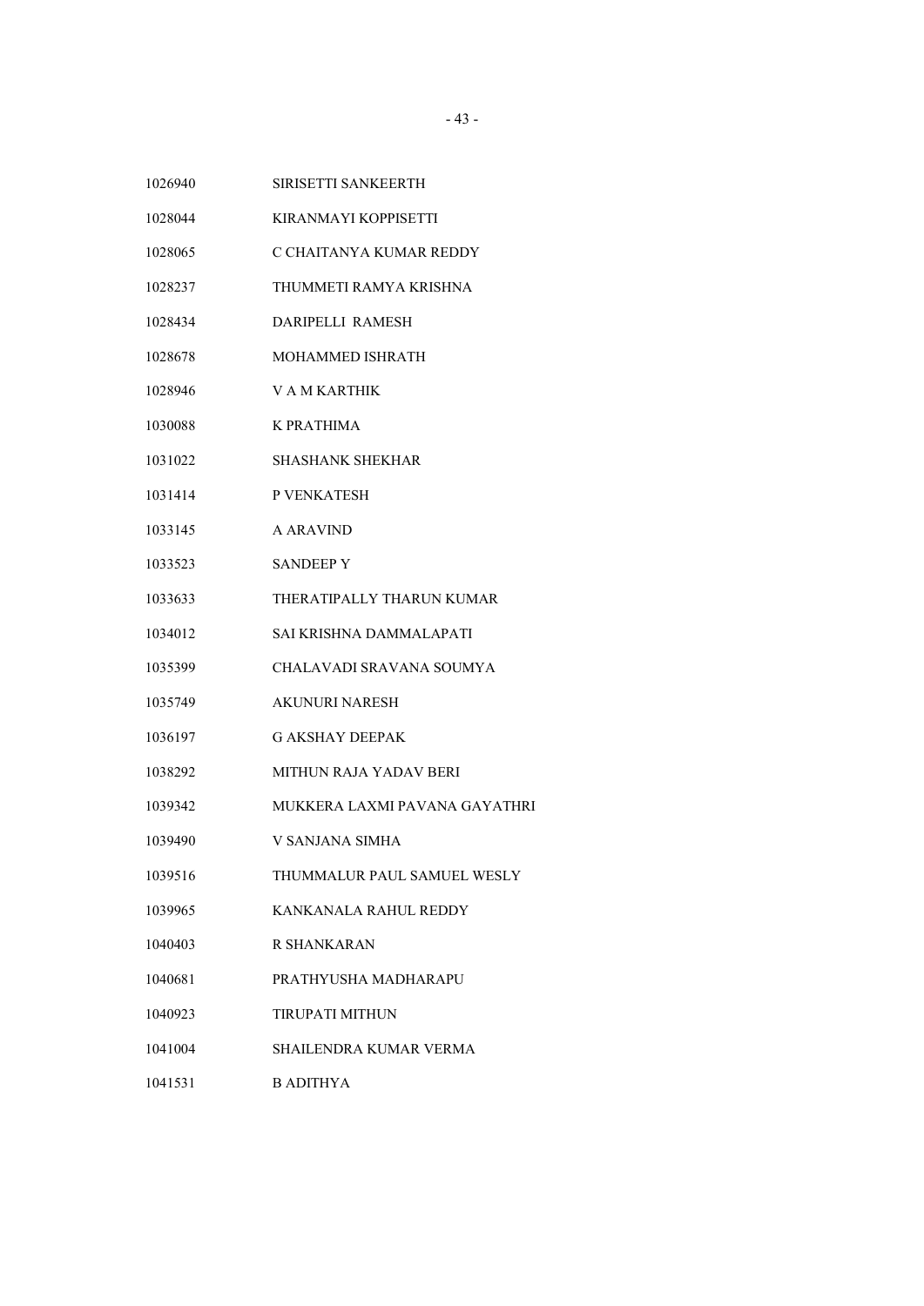| | |
|---|---|
| 1026940 | SIRISETTI SANKEERTH |
| 1028044 | KIRANMAYI KOPPISETTI |
| 1028065 | C CHAITANYA KUMAR REDDY |
| 1028237 | THUMMETI RAMYA KRISHNA |
| 1028434 | DARIPELLI RAMESH |
| 1028678 | MOHAMMED ISHRATH |
| 1028946 | V A M KARTHIK |
| 1030088 | K PRATHIMA |
| 1031022 | SHASHANK SHEKHAR |
| 1031414 | P VENKATESH |
| 1033145 | A ARAVIND |
| 1033523 | SANDEEP Y |
| 1033633 | THERATIPALLY THARUN KUMAR |
| 1034012 | SAI KRISHNA DAMMALAPATI |
| 1035399 | CHALAVADI SRAVANA SOUMYA |
| 1035749 | AKUNURI NARESH |
| 1036197 | G AKSHAY DEEPAK |
| 1038292 | MITHUN RAJA YADAV BERI |
| 1039342 | MUKKERA LAXMI PAVANA GAYATHRI |
| 1039490 | V SANJANA SIMHA |
| 1039516 | THUMMALUR PAUL SAMUEL WESLY |
| 1039965 | KANKANALA RAHUL REDDY |
| 1040403 | R SHANKARAN |
| 1040681 | PRATHYUSHA MADHARAPU |
| 1040923 | TIRUPATI MITHUN |
| 1041004 | SHAILENDRA KUMAR VERMA |
| 1041531 | B ADITHYA |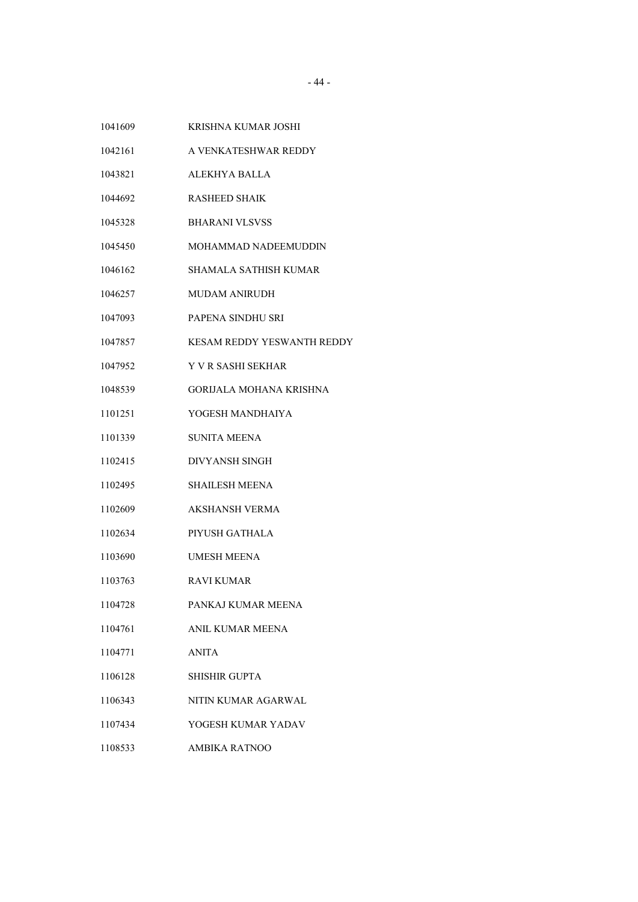| | |
|---|---|
| 1041609 | KRISHNA KUMAR JOSHI |
| 1042161 | A VENKATESHWAR REDDY |
| 1043821 | ALEKHYA BALLA |
| 1044692 | RASHEED SHAIK |
| 1045328 | BHARANI VLSVSS |
| 1045450 | MOHAMMAD NADEEMUDDIN |
| 1046162 | SHAMALA SATHISH KUMAR |
| 1046257 | MUDAM ANIRUDH |
| 1047093 | PAPENA SINDHU SRI |
| 1047857 | KESAM REDDY YESWANTH REDDY |
| 1047952 | Y V R SASHI SEKHAR |
| 1048539 | GORIJALA MOHANA KRISHNA |
| 1101251 | YOGESH MANDHAIYA |
| 1101339 | SUNITA MEENA |
| 1102415 | DIVYANSH SINGH |
| 1102495 | SHAILESH MEENA |
| 1102609 | AKSHANSH VERMA |
| 1102634 | PIYUSH GATHALA |
| 1103690 | UMESH MEENA |
| 1103763 | RAVI KUMAR |
| 1104728 | PANKAJ KUMAR MEENA |
| 1104761 | ANIL KUMAR MEENA |
| 1104771 | ANITA |
| 1106128 | SHISHIR GUPTA |
| 1106343 | NITIN KUMAR AGARWAL |
| 1107434 | YOGESH KUMAR YADAV |
| 1108533 | AMBIKA RATNOO |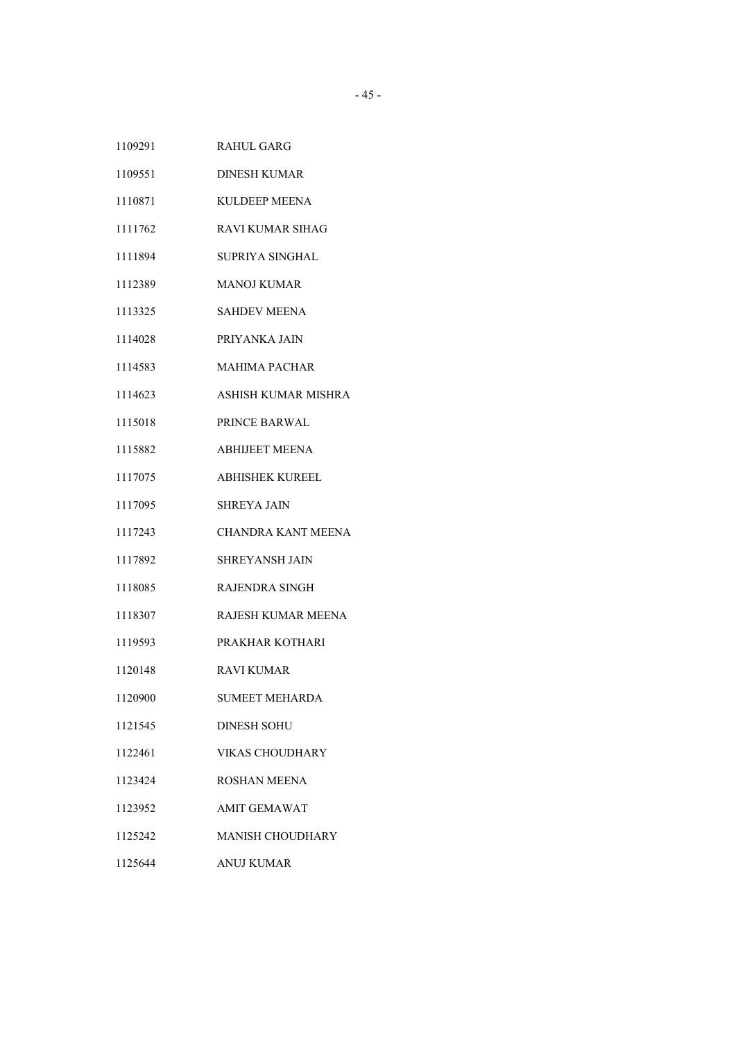| | |
|---|---|
| 1109291 | RAHUL GARG |
| 1109551 | DINESH KUMAR |
| 1110871 | KULDEEP MEENA |
| 1111762 | RAVI KUMAR SIHAG |
| 1111894 | SUPRIYA SINGHAL |
| 1112389 | MANOJ KUMAR |
| 1113325 | SAHDEV MEENA |
| 1114028 | PRIYANKA JAIN |
| 1114583 | MAHIMA PACHAR |
| 1114623 | ASHISH KUMAR MISHRA |
| 1115018 | PRINCE BARWAL |
| 1115882 | ABHIJEET MEENA |
| 1117075 | ABHISHEK KUREEL |
| 1117095 | SHREYA JAIN |
| 1117243 | CHANDRA KANT MEENA |
| 1117892 | SHREYANSH JAIN |
| 1118085 | RAJENDRA SINGH |
| 1118307 | RAJESH KUMAR MEENA |
| 1119593 | PRAKHAR KOTHARI |
| 1120148 | RAVI KUMAR |
| 1120900 | SUMEET MEHARDA |
| 1121545 | DINESH SOHU |
| 1122461 | VIKAS CHOUDHARY |
| 1123424 | ROSHAN MEENA |
| 1123952 | AMIT GEMAWAT |
| 1125242 | MANISH CHOUDHARY |
| 1125644 | ANUJ KUMAR |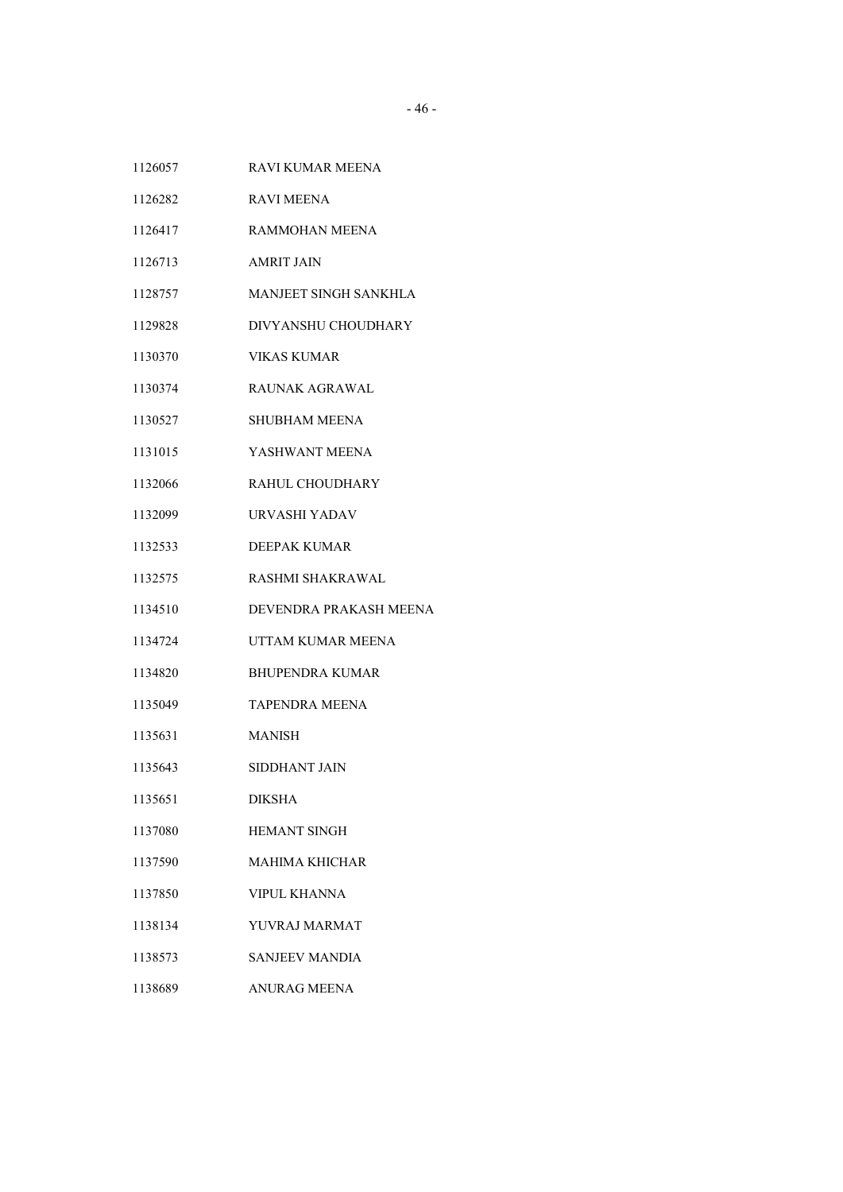| | |
|---|---|
| 1126057 | RAVI KUMAR MEENA |
| 1126282 | RAVI MEENA |
| 1126417 | RAMMOHAN MEENA |
| 1126713 | AMRIT JAIN |
| 1128757 | MANJEET SINGH SANKHLA |
| 1129828 | DIVYANSHU CHOUDHARY |
| 1130370 | VIKAS KUMAR |
| 1130374 | RAUNAK AGRAWAL |
| 1130527 | SHUBHAM MEENA |
| 1131015 | YASHWANT MEENA |
| 1132066 | RAHUL CHOUDHARY |
| 1132099 | URVASHI YADAV |
| 1132533 | DEEPAK KUMAR |
| 1132575 | RASHMI SHAKRAWAL |
| 1134510 | DEVENDRA PRAKASH MEENA |
| 1134724 | UTTAM KUMAR MEENA |
| 1134820 | BHUPENDRA KUMAR |
| 1135049 | TAPENDRA MEENA |
| 1135631 | MANISH |
| 1135643 | SIDDHANT JAIN |
| 1135651 | DIKSHA |
| 1137080 | HEMANT SINGH |
| 1137590 | MAHIMA KHICHAR |
| 1137850 | VIPUL KHANNA |
| 1138134 | YUVRAJ MARMAT |
| 1138573 | SANJEEV MANDIA |
| 1138689 | ANURAG MEENA |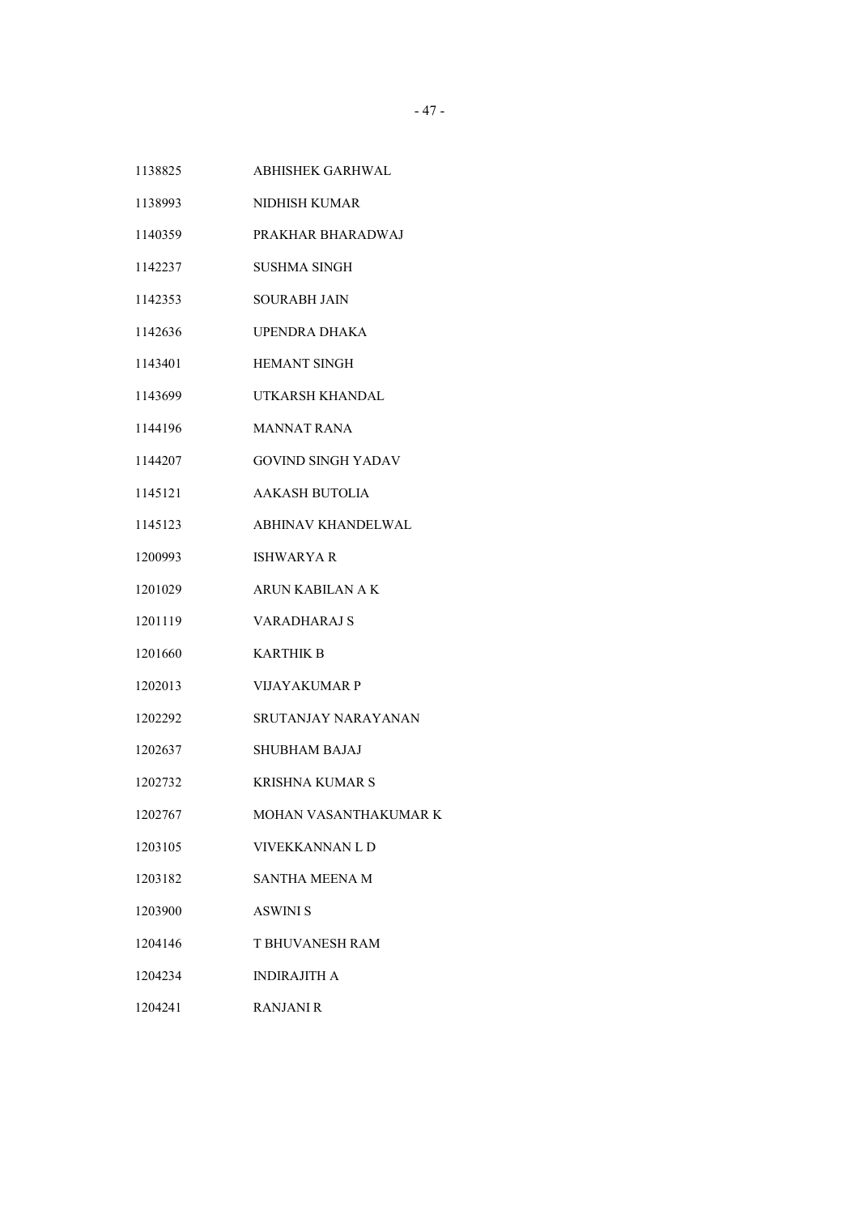| | |
|---|---|
| 1138825 | ABHISHEK GARHWAL |
| 1138993 | NIDHISH KUMAR |
| 1140359 | PRAKHAR BHARADWAJ |
| 1142237 | SUSHMA SINGH |
| 1142353 | SOURABH JAIN |
| 1142636 | UPENDRA DHAKA |
| 1143401 | HEMANT SINGH |
| 1143699 | UTKARSH KHANDAL |
| 1144196 | MANNAT RANA |
| 1144207 | GOVIND SINGH YADAV |
| 1145121 | AAKASH BUTOLIA |
| 1145123 | ABHINAV KHANDELWAL |
| 1200993 | ISHWARYA R |
| 1201029 | ARUN KABILAN A K |
| 1201119 | VARADHARAJ S |
| 1201660 | KARTHIK B |
| 1202013 | VIJAYAKUMAR P |
| 1202292 | SRUTANJAY NARAYANAN |
| 1202637 | SHUBHAM BAJAJ |
| 1202732 | KRISHNA KUMAR S |
| 1202767 | MOHAN VASANTHAKUMAR K |
| 1203105 | VIVEKKANNAN L D |
| 1203182 | SANTHA MEENA M |
| 1203900 | ASWINI S |
| 1204146 | T BHUVANESH RAM |
| 1204234 | INDIRAJITH A |
| 1204241 | RANJANI R |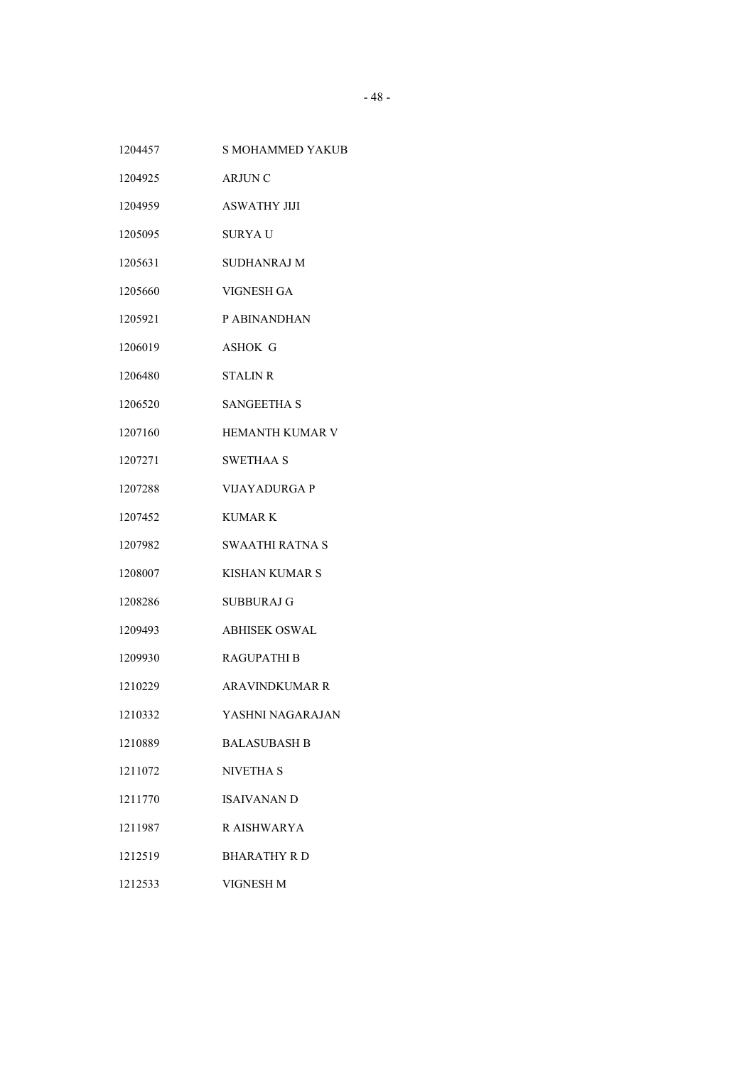| | |
|---|---|
| 1204457 | S MOHAMMED YAKUB |
| 1204925 | ARJUN C |
| 1204959 | ASWATHY JIJI |
| 1205095 | SURYA U |
| 1205631 | SUDHANRAJ M |
| 1205660 | VIGNESH GA |
| 1205921 | P ABINANDHAN |
| 1206019 | ASHOK G |
| 1206480 | STALIN R |
| 1206520 | SANGEETHA S |
| 1207160 | HEMANTH KUMAR V |
| 1207271 | SWETHAA S |
| 1207288 | VIJAYADURGA P |
| 1207452 | KUMAR K |
| 1207982 | SWAATHI RATNA S |
| 1208007 | KISHAN KUMAR S |
| 1208286 | SUBBURAJ G |
| 1209493 | ABHISEK OSWAL |
| 1209930 | RAGUPATHI B |
| 1210229 | ARAVINDKUMAR R |
| 1210332 | YASHNI NAGARAJAN |
| 1210889 | BALASUBASH B |
| 1211072 | NIVETHA S |
| 1211770 | ISAIVANAN D |
| 1211987 | R AISHWARYA |
| 1212519 | BHARATHY R D |
| 1212533 | VIGNESH M |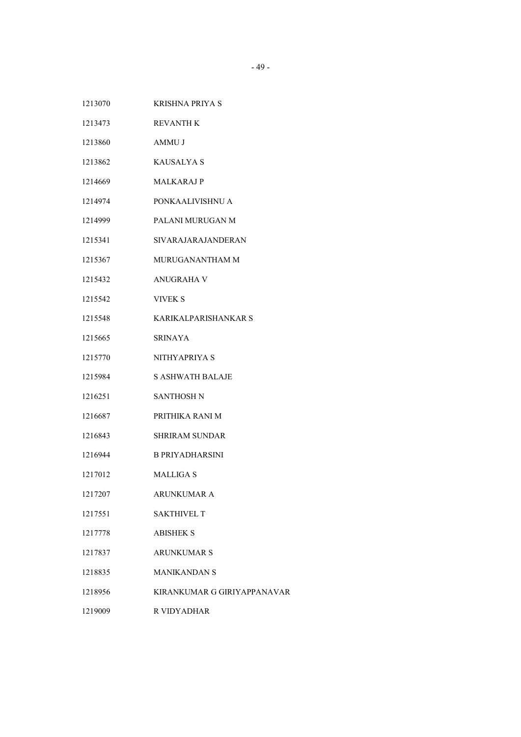| | |
|---|---|
| 1213070 | KRISHNA PRIYA S |
| 1213473 | REVANTH K |
| 1213860 | AMMU J |
| 1213862 | KAUSALYA S |
| 1214669 | MALKARAJ P |
| 1214974 | PONKAALIVISHNU A |
| 1214999 | PALANI MURUGAN M |
| 1215341 | SIVARAJARAJANDERAN |
| 1215367 | MURUGANANTHAM M |
| 1215432 | ANUGRAHA V |
| 1215542 | VIVEK S |
| 1215548 | KARIKALPARISHANKAR S |
| 1215665 | SRINAYA |
| 1215770 | NITHYAPRIYA S |
| 1215984 | S ASHWATH BALAJE |
| 1216251 | SANTHOSH N |
| 1216687 | PRITHIKA RANI M |
| 1216843 | SHRIRAM SUNDAR |
| 1216944 | B PRIYADHARSINI |
| 1217012 | MALLIGA S |
| 1217207 | ARUNKUMAR A |
| 1217551 | SAKTHIVEL T |
| 1217778 | ABISHEK S |
| 1217837 | ARUNKUMAR S |
| 1218835 | MANIKANDAN S |
| 1218956 | KIRANKUMAR G GIRIYAPPANAVAR |
| 1219009 | R VIDYADHAR |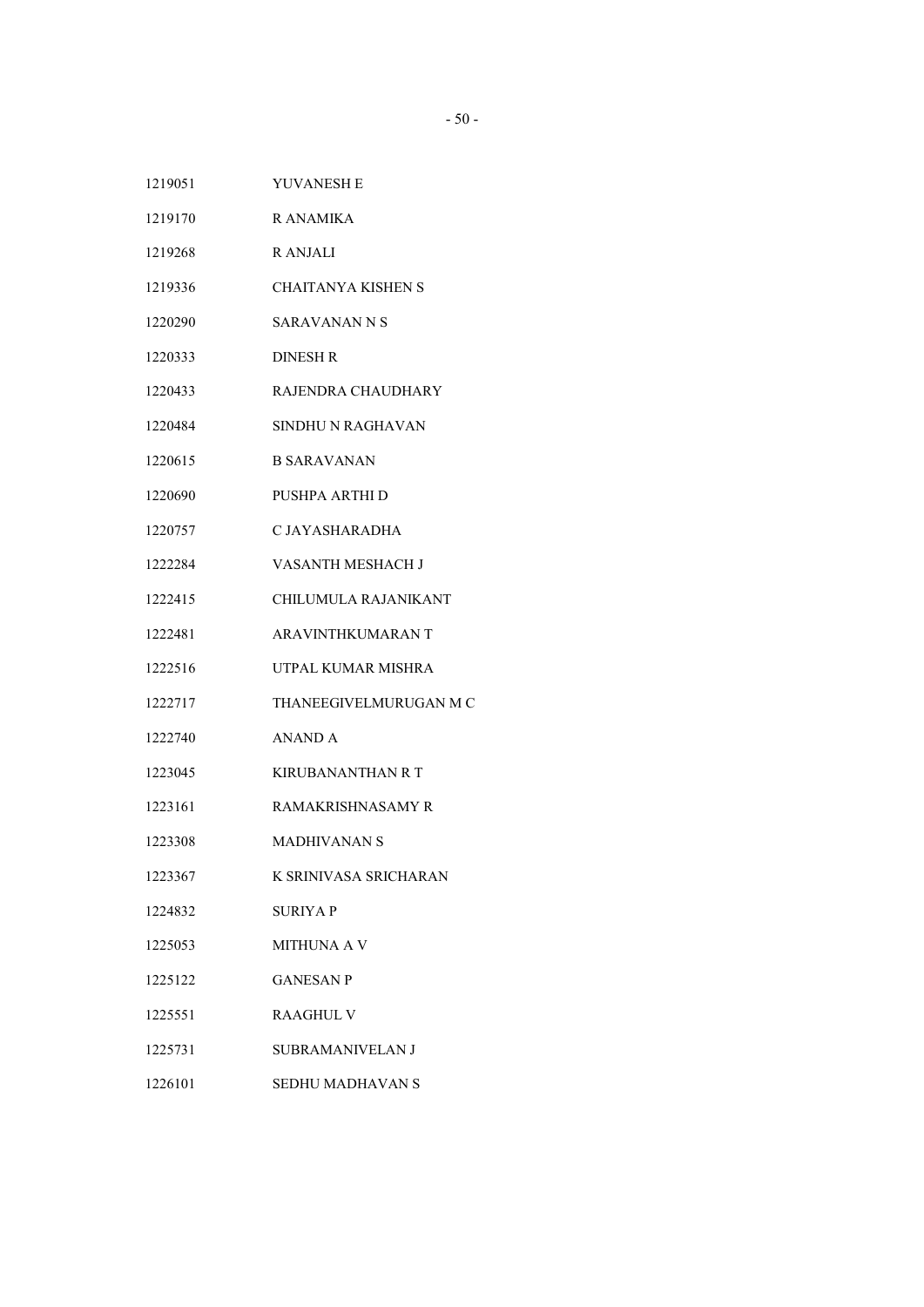| | |
|---|---|
| 1219051 | YUVANESH E |
| 1219170 | R ANAMIKA |
| 1219268 | R ANJALI |
| 1219336 | CHAITANYA KISHEN S |
| 1220290 | SARAVANAN N S |
| 1220333 | DINESH R |
| 1220433 | RAJENDRA CHAUDHARY |
| 1220484 | SINDHU N RAGHAVAN |
| 1220615 | B SARAVANAN |
| 1220690 | PUSHPA ARTHI D |
| 1220757 | C JAYASHARADHA |
| 1222284 | VASANTH MESHACH J |
| 1222415 | CHILUMULA RAJANIKANT |
| 1222481 | ARAVINTHKUMARAN T |
| 1222516 | UTPAL KUMAR MISHRA |
| 1222717 | THANEEGIVELMURUGAN M C |
| 1222740 | ANAND A |
| 1223045 | KIRUBANANTHAN R T |
| 1223161 | RAMAKRISHNASAMY R |
| 1223308 | MADHIVANAN S |
| 1223367 | K SRINIVASA SRICHARAN |
| 1224832 | SURIYA P |
| 1225053 | MITHUNA A V |
| 1225122 | GANESAN P |
| 1225551 | RAAGHUL V |
| 1225731 | SUBRAMANIVELAN J |
| 1226101 | SEDHU MADHAVAN S |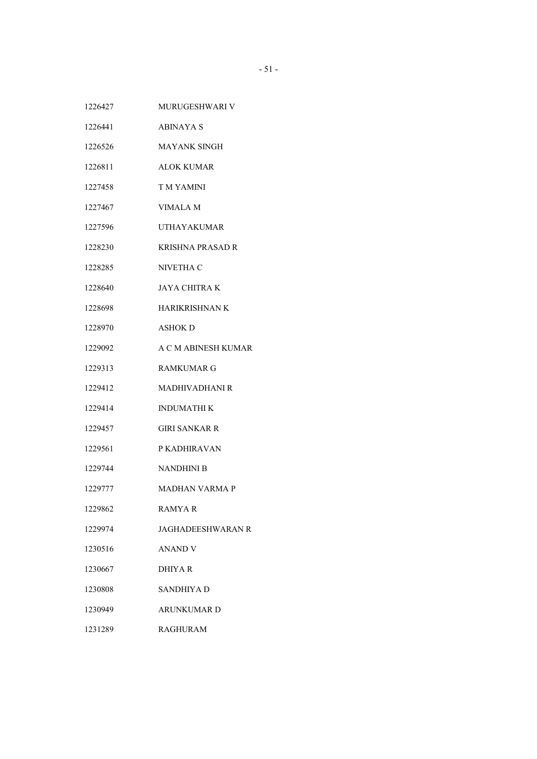| | |
|---|---|
| 1226427 | MURUGESHWARI V |
| 1226441 | ABINAYA S |
| 1226526 | MAYANK SINGH |
| 1226811 | ALOK KUMAR |
| 1227458 | T M YAMINI |
| 1227467 | VIMALA M |
| 1227596 | UTHAYAKUMAR |
| 1228230 | KRISHNA PRASAD R |
| 1228285 | NIVETHA C |
| 1228640 | JAYA CHITRA K |
| 1228698 | HARIKRISHNAN K |
| 1228970 | ASHOK D |
| 1229092 | A C M ABINESH KUMAR |
| 1229313 | RAMKUMAR G |
| 1229412 | MADHIVADHANI R |
| 1229414 | INDUMATHI K |
| 1229457 | GIRI SANKAR R |
| 1229561 | P KADHIRAVAN |
| 1229744 | NANDHINI B |
| 1229777 | MADHAN VARMA P |
| 1229862 | RAMYA R |
| 1229974 | JAGHADEESHWARAN R |
| 1230516 | ANAND V |
| 1230667 | DHIYA R |
| 1230808 | SANDHIYA D |
| 1230949 | ARUNKUMAR D |
| 1231289 | RAGHURAM |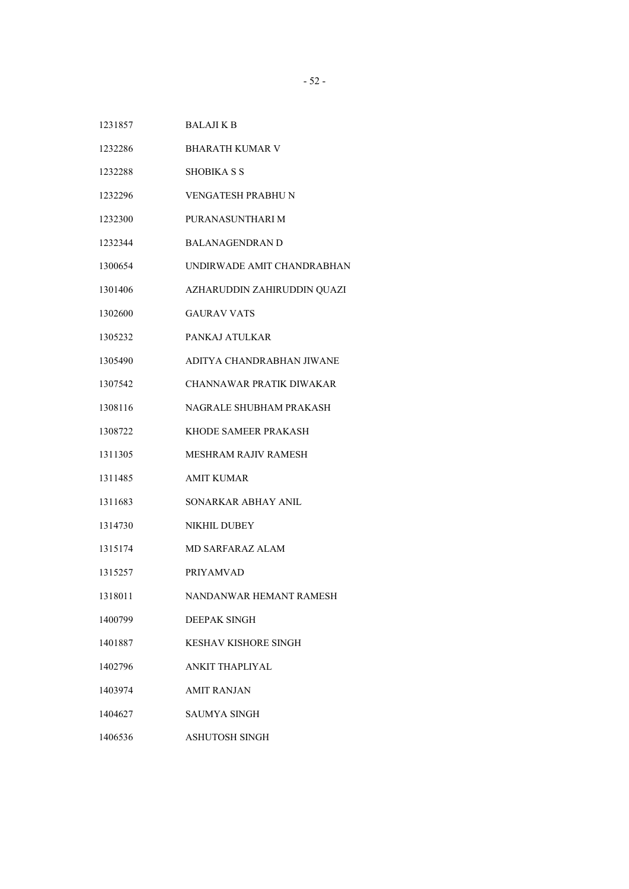| | |
|---|---|
| 1231857 | BALAJI K B |
| 1232286 | BHARATH KUMAR V |
| 1232288 | SHOBIKA S S |
| 1232296 | VENGATESH PRABHU N |
| 1232300 | PURANASUNTHARI M |
| 1232344 | BALANAGENDRAN D |
| 1300654 | UNDIRWADE AMIT CHANDRABHAN |
| 1301406 | AZHARUDDIN ZAHIRUDDIN QUAZI |
| 1302600 | GAURAV VATS |
| 1305232 | PANKAJ ATULKAR |
| 1305490 | ADITYA CHANDRABHAN JIWANE |
| 1307542 | CHANNAWAR PRATIK DIWAKAR |
| 1308116 | NAGRALE SHUBHAM PRAKASH |
| 1308722 | KHODE SAMEER PRAKASH |
| 1311305 | MESHRAM RAJIV RAMESH |
| 1311485 | AMIT KUMAR |
| 1311683 | SONARKAR ABHAY ANIL |
| 1314730 | NIKHIL DUBEY |
| 1315174 | MD SARFARAZ ALAM |
| 1315257 | PRIYAMVAD |
| 1318011 | NANDANWAR HEMANT RAMESH |
| 1400799 | DEEPAK SINGH |
| 1401887 | KESHAV KISHORE SINGH |
| 1402796 | ANKIT THAPLIYAL |
| 1403974 | AMIT RANJAN |
| 1404627 | SAUMYA SINGH |
| 1406536 | ASHUTOSH SINGH |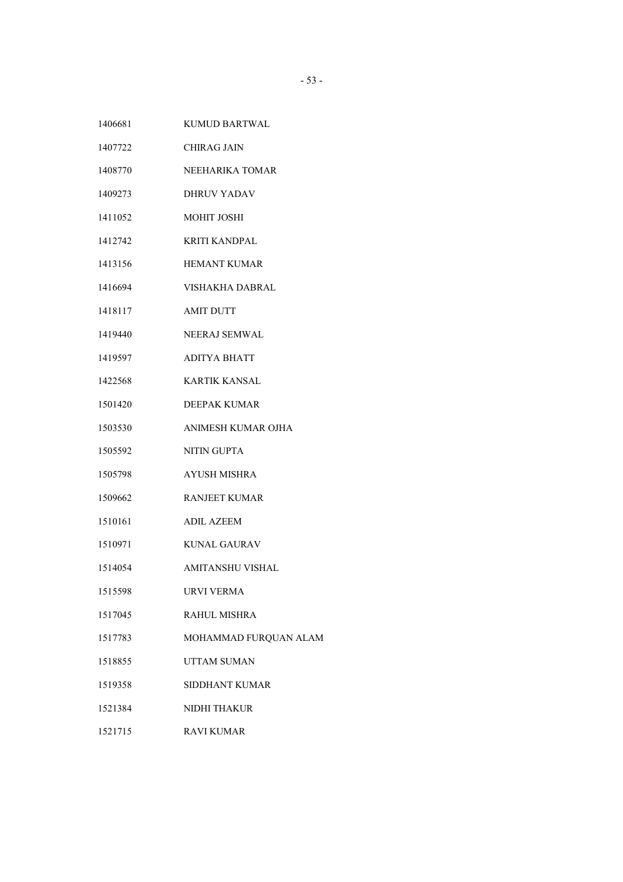| | |
|---|---|
| 1406681 | KUMUD BARTWAL |
| 1407722 | CHIRAG JAIN |
| 1408770 | NEEHARIKA TOMAR |
| 1409273 | DHRUV YADAV |
| 1411052 | MOHIT JOSHI |
| 1412742 | KRITI KANDPAL |
| 1413156 | HEMANT KUMAR |
| 1416694 | VISHAKHA DABRAL |
| 1418117 | AMIT DUTT |
| 1419440 | NEERAJ SEMWAL |
| 1419597 | ADITYA BHATT |
| 1422568 | KARTIK KANSAL |
| 1501420 | DEEPAK KUMAR |
| 1503530 | ANIMESH KUMAR OJHA |
| 1505592 | NITIN GUPTA |
| 1505798 | AYUSH MISHRA |
| 1509662 | RANJEET KUMAR |
| 1510161 | ADIL AZEEM |
| 1510971 | KUNAL GAURAV |
| 1514054 | AMITANSHU VISHAL |
| 1515598 | URVI VERMA |
| 1517045 | RAHUL MISHRA |
| 1517783 | MOHAMMAD FURQUAN ALAM |
| 1518855 | UTTAM SUMAN |
| 1519358 | SIDDHANT KUMAR |
| 1521384 | NIDHI THAKUR |
| 1521715 | RAVI KUMAR |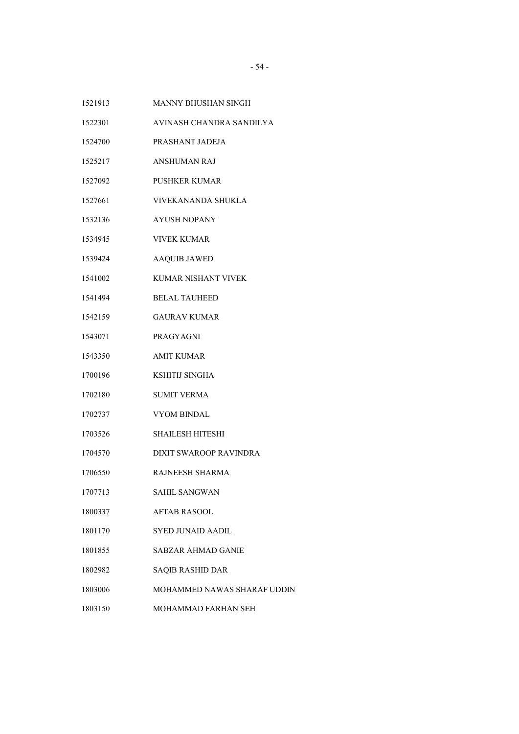| | |
|---|---|
| 1521913 | MANNY BHUSHAN SINGH |
| 1522301 | AVINASH CHANDRA SANDILYA |
| 1524700 | PRASHANT JADEJA |
| 1525217 | ANSHUMAN RAJ |
| 1527092 | PUSHKER KUMAR |
| 1527661 | VIVEKANANDA SHUKLA |
| 1532136 | AYUSH NOPANY |
| 1534945 | VIVEK KUMAR |
| 1539424 | AAQUIB JAWED |
| 1541002 | KUMAR NISHANT VIVEK |
| 1541494 | BELAL TAUHEED |
| 1542159 | GAURAV KUMAR |
| 1543071 | PRAGYAGNI |
| 1543350 | AMIT KUMAR |
| 1700196 | KSHITIJ SINGHA |
| 1702180 | SUMIT VERMA |
| 1702737 | VYOM BINDAL |
| 1703526 | SHAILESH HITESHI |
| 1704570 | DIXIT SWAROOP RAVINDRA |
| 1706550 | RAJNEESH SHARMA |
| 1707713 | SAHIL SANGWAN |
| 1800337 | AFTAB RASOOL |
| 1801170 | SYED JUNAID AADIL |
| 1801855 | SABZAR AHMAD GANIE |
| 1802982 | SAQIB RASHID DAR |
| 1803006 | MOHAMMED NAWAS SHARAF UDDIN |
| 1803150 | MOHAMMAD FARHAN SEH |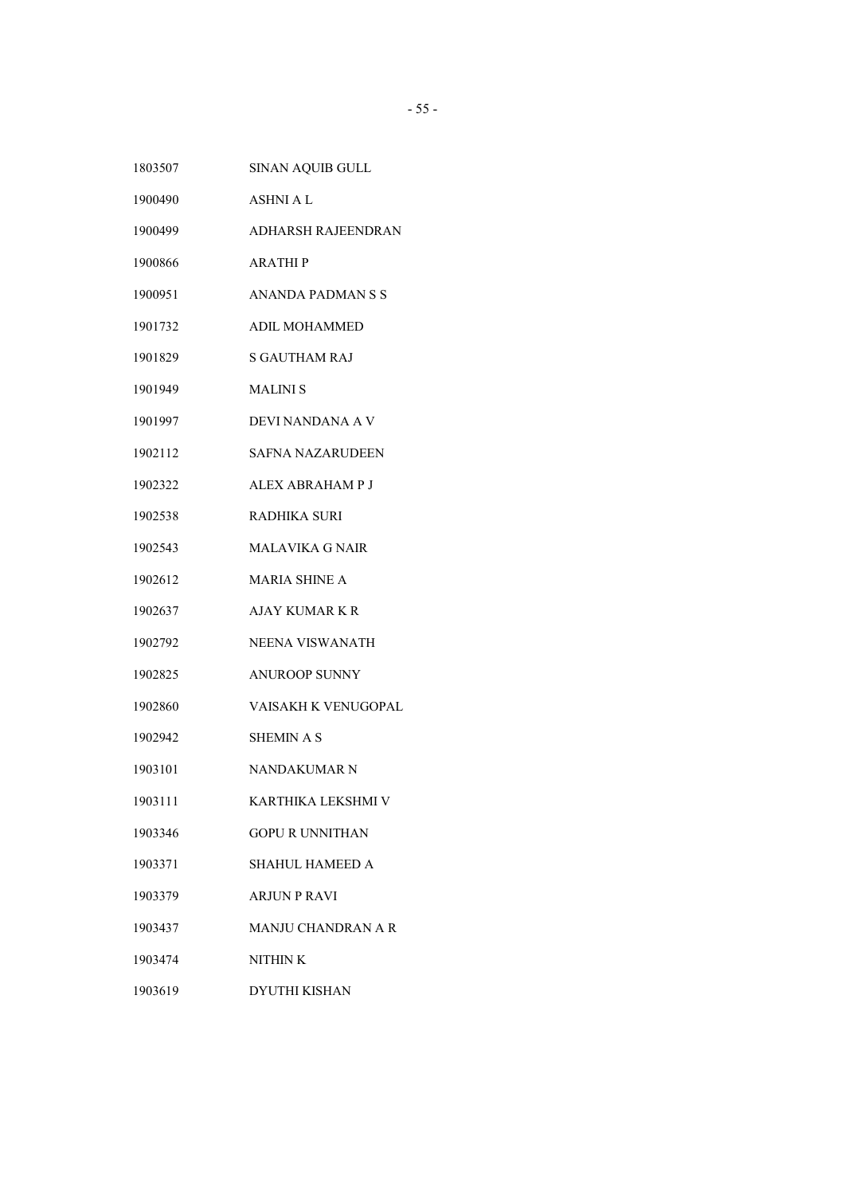| | |
|---|---|
| 1803507 | SINAN AQUIB GULL |
| 1900490 | ASHNI A L |
| 1900499 | ADHARSH RAJEENDRAN |
| 1900866 | ARATHI P |
| 1900951 | ANANDA PADMAN S S |
| 1901732 | ADIL MOHAMMED |
| 1901829 | S GAUTHAM RAJ |
| 1901949 | MALINI S |
| 1901997 | DEVI NANDANA A V |
| 1902112 | SAFNA NAZARUDEEN |
| 1902322 | ALEX ABRAHAM P J |
| 1902538 | RADHIKA SURI |
| 1902543 | MALAVIKA G NAIR |
| 1902612 | MARIA SHINE A |
| 1902637 | AJAY KUMAR K R |
| 1902792 | NEENA VISWANATH |
| 1902825 | ANUROOP SUNNY |
| 1902860 | VAISAKH K VENUGOPAL |
| 1902942 | SHEMIN A S |
| 1903101 | NANDAKUMAR N |
| 1903111 | KARTHIKA LEKSHMI V |
| 1903346 | GOPU R UNNITHAN |
| 1903371 | SHAHUL HAMEED A |
| 1903379 | ARJUN P RAVI |
| 1903437 | MANJU CHANDRAN A R |
| 1903474 | NITHIN K |
| 1903619 | DYUTHI KISHAN |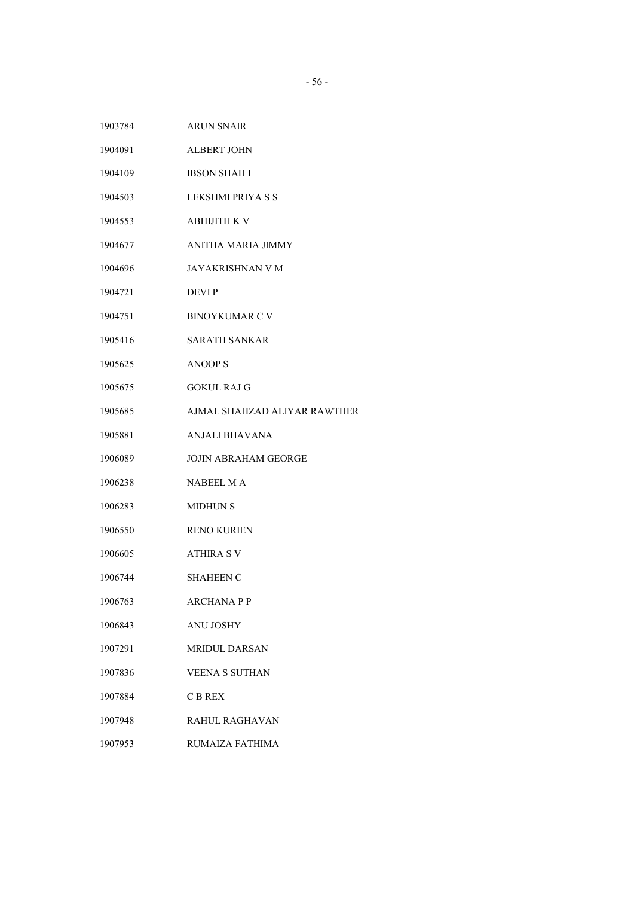| | |
|---|---|
| 1903784 | ARUN SNAIR |
| 1904091 | ALBERT JOHN |
| 1904109 | IBSON SHAH I |
| 1904503 | LEKSHMI PRIYA S S |
| 1904553 | ABHIJITH K V |
| 1904677 | ANITHA MARIA JIMMY |
| 1904696 | JAYAKRISHNAN V M |
| 1904721 | DEVI P |
| 1904751 | BINOYKUMAR C V |
| 1905416 | SARATH SANKAR |
| 1905625 | ANOOP S |
| 1905675 | GOKUL RAJ G |
| 1905685 | AJMAL SHAHZAD ALIYAR RAWTHER |
| 1905881 | ANJALI BHAVANA |
| 1906089 | JOJIN ABRAHAM GEORGE |
| 1906238 | NABEEL M A |
| 1906283 | MIDHUN S |
| 1906550 | RENO KURIEN |
| 1906605 | ATHIRA S V |
| 1906744 | SHAHEEN C |
| 1906763 | ARCHANA P P |
| 1906843 | ANU JOSHY |
| 1907291 | MRIDUL DARSAN |
| 1907836 | VEENA S SUTHAN |
| 1907884 | C B REX |
| 1907948 | RAHUL RAGHAVAN |
| 1907953 | RUMAIZA FATHIMA |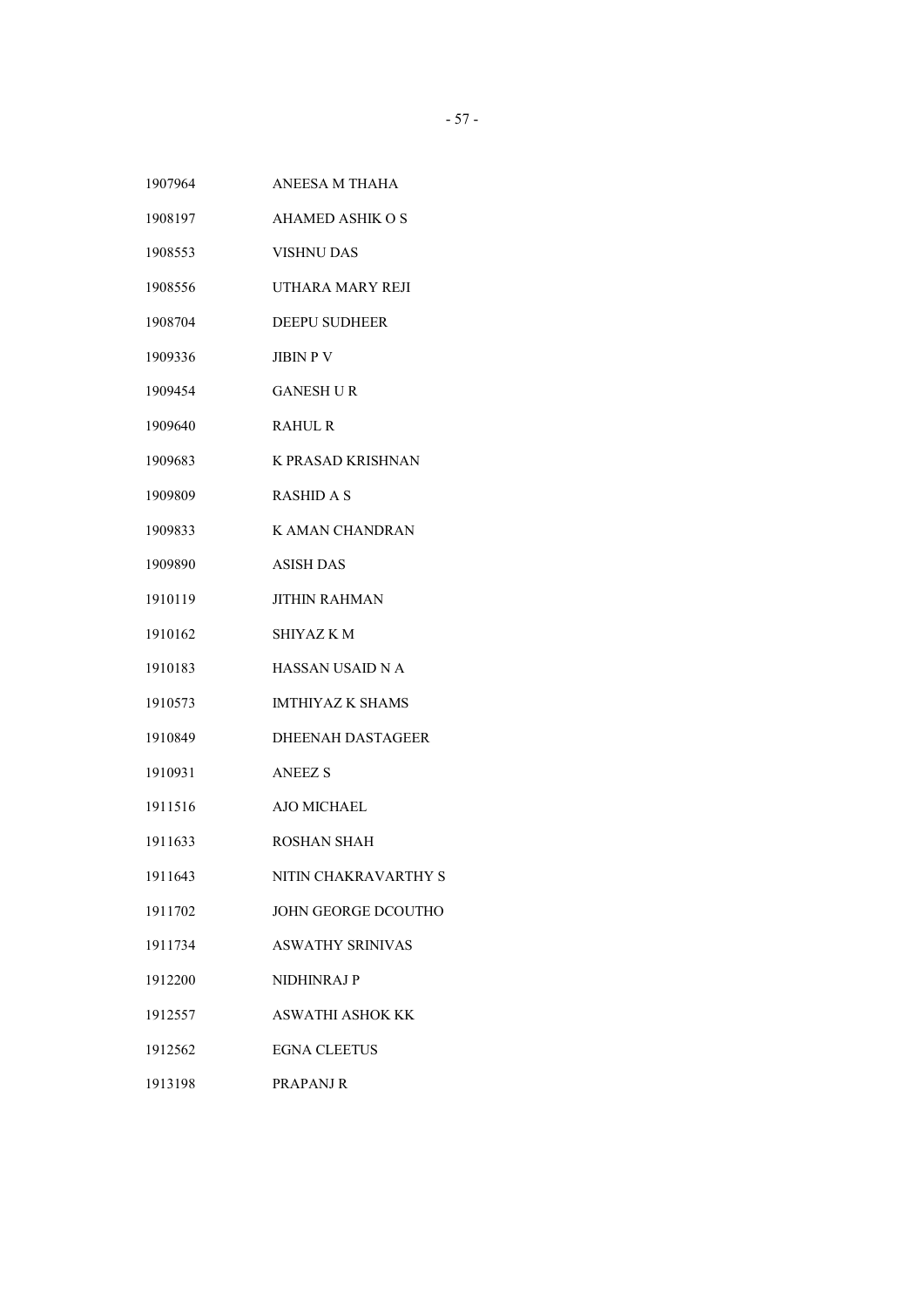| | |
|---|---|
| 1907964 | ANEESA M THAHA |
| 1908197 | AHAMED ASHIK O S |
| 1908553 | VISHNU DAS |
| 1908556 | UTHARA MARY REJI |
| 1908704 | DEEPU SUDHEER |
| 1909336 | JIBIN P V |
| 1909454 | GANESH U R |
| 1909640 | RAHUL R |
| 1909683 | K PRASAD KRISHNAN |
| 1909809 | RASHID A S |
| 1909833 | K AMAN CHANDRAN |
| 1909890 | ASISH DAS |
| 1910119 | JITHIN RAHMAN |
| 1910162 | SHIYAZ K M |
| 1910183 | HASSAN USAID N A |
| 1910573 | IMTHIYAZ K SHAMS |
| 1910849 | DHEENAH DASTAGEER |
| 1910931 | ANEEZ S |
| 1911516 | AJO MICHAEL |
| 1911633 | ROSHAN SHAH |
| 1911643 | NITIN CHAKRAVARTHY S |
| 1911702 | JOHN GEORGE DCOUTHO |
| 1911734 | ASWATHY SRINIVAS |
| 1912200 | NIDHINRAJ P |
| 1912557 | ASWATHI ASHOK KK |
| 1912562 | EGNA CLEETUS |
| 1913198 | PRAPANJ R |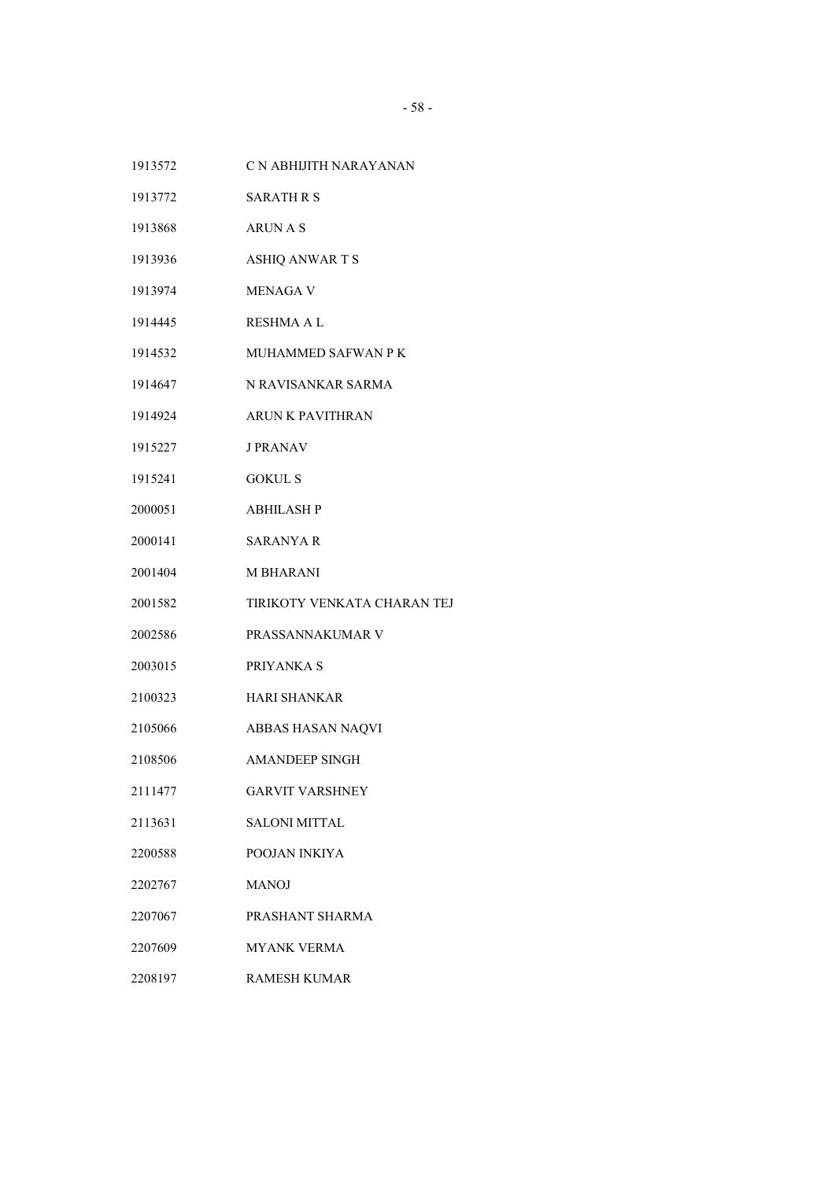| | |
|---|---|
| 1913572 | C N ABHIJITH NARAYANAN |
| 1913772 | SARATH R S |
| 1913868 | ARUN A S |
| 1913936 | ASHIQ ANWAR T S |
| 1913974 | MENAGA V |
| 1914445 | RESHMA A L |
| 1914532 | MUHAMMED SAFWAN P K |
| 1914647 | N RAVISANKAR SARMA |
| 1914924 | ARUN K PAVITHRAN |
| 1915227 | J PRANAV |
| 1915241 | GOKUL S |
| 2000051 | ABHILASH P |
| 2000141 | SARANYA R |
| 2001404 | M BHARANI |
| 2001582 | TIRIKOTY VENKATA CHARAN TEJ |
| 2002586 | PRASSANNAKUMAR V |
| 2003015 | PRIYANKA S |
| 2100323 | HARI SHANKAR |
| 2105066 | ABBAS HASAN NAQVI |
| 2108506 | AMANDEEP SINGH |
| 2111477 | GARVIT VARSHNEY |
| 2113631 | SALONI MITTAL |
| 2200588 | POOJAN INKIYA |
| 2202767 | MANOJ |
| 2207067 | PRASHANT SHARMA |
| 2207609 | MYANK VERMA |
| 2208197 | RAMESH KUMAR |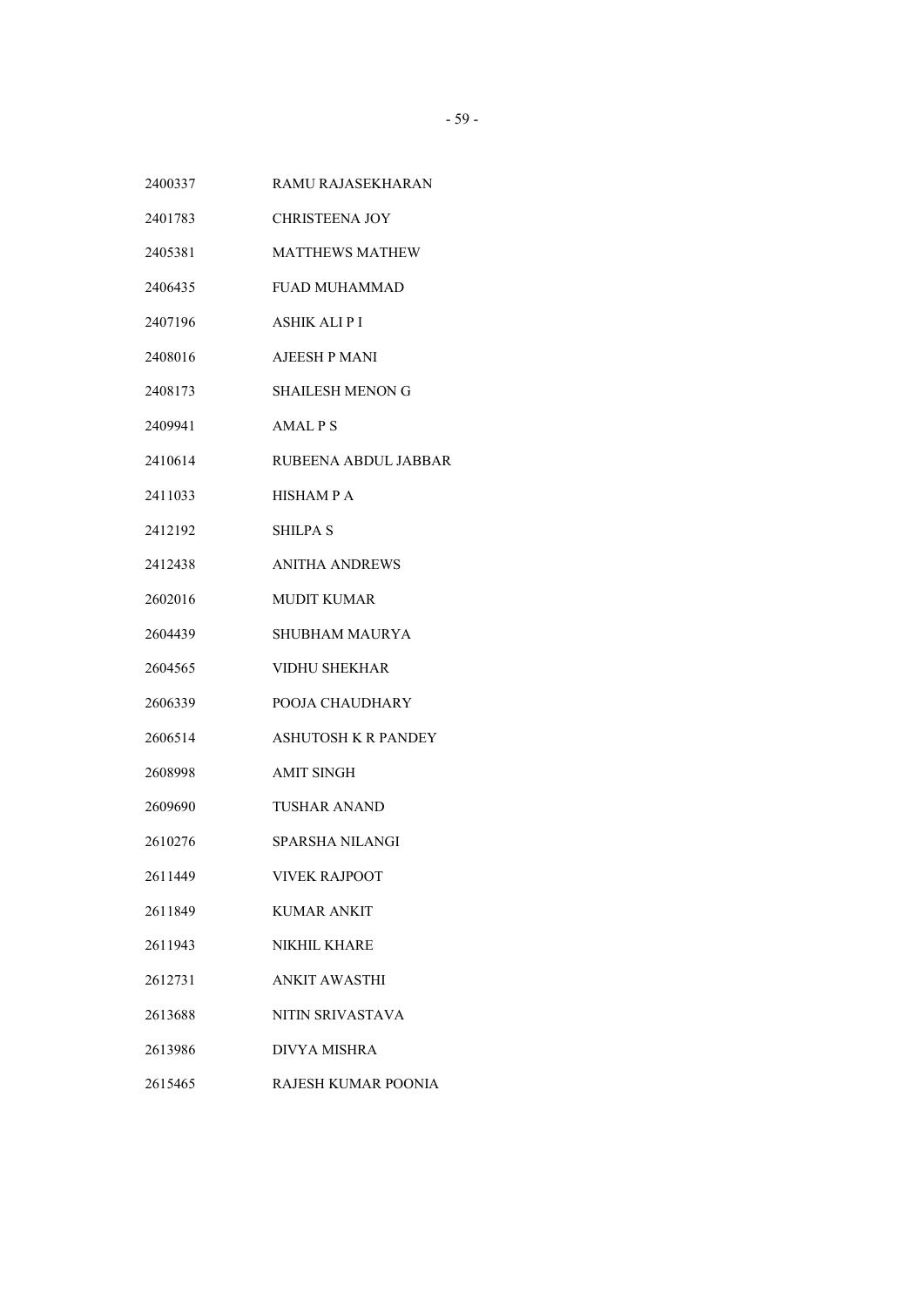| | |
|---|---|
| 2400337 | RAMU RAJASEKHARAN |
| 2401783 | CHRISTEENA JOY |
| 2405381 | MATTHEWS MATHEW |
| 2406435 | FUAD MUHAMMAD |
| 2407196 | ASHIK ALI P I |
| 2408016 | AJEESH P MANI |
| 2408173 | SHAILESH MENON G |
| 2409941 | AMAL P S |
| 2410614 | RUBEENA ABDUL JABBAR |
| 2411033 | HISHAM P A |
| 2412192 | SHILPA S |
| 2412438 | ANITHA ANDREWS |
| 2602016 | MUDIT KUMAR |
| 2604439 | SHUBHAM MAURYA |
| 2604565 | VIDHU SHEKHAR |
| 2606339 | POOJA CHAUDHARY |
| 2606514 | ASHUTOSH K R PANDEY |
| 2608998 | AMIT SINGH |
| 2609690 | TUSHAR ANAND |
| 2610276 | SPARSHA NILANGI |
| 2611449 | VIVEK RAJPOOT |
| 2611849 | KUMAR ANKIT |
| 2611943 | NIKHIL KHARE |
| 2612731 | ANKIT AWASTHI |
| 2613688 | NITIN SRIVASTAVA |
| 2613986 | DIVYA MISHRA |
| 2615465 | RAJESH KUMAR POONIA |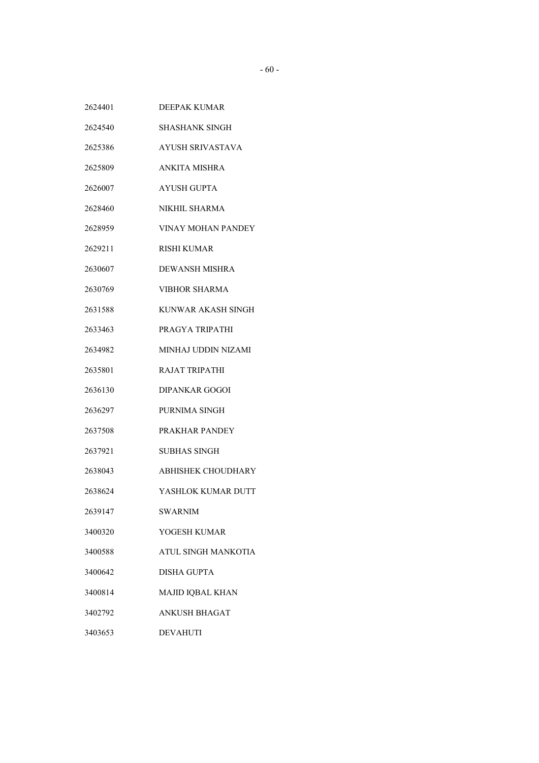| | |
|---|---|
| 2624401 | DEEPAK KUMAR |
| 2624540 | SHASHANK SINGH |
| 2625386 | AYUSH SRIVASTAVA |
| 2625809 | ANKITA MISHRA |
| 2626007 | AYUSH GUPTA |
| 2628460 | NIKHIL SHARMA |
| 2628959 | VINAY MOHAN PANDEY |
| 2629211 | RISHI KUMAR |
| 2630607 | DEWANSH MISHRA |
| 2630769 | VIBHOR SHARMA |
| 2631588 | KUNWAR AKASH SINGH |
| 2633463 | PRAGYA TRIPATHI |
| 2634982 | MINHAJ UDDIN NIZAMI |
| 2635801 | RAJAT TRIPATHI |
| 2636130 | DIPANKAR GOGOI |
| 2636297 | PURNIMA SINGH |
| 2637508 | PRAKHAR PANDEY |
| 2637921 | SUBHAS SINGH |
| 2638043 | ABHISHEK CHOUDHARY |
| 2638624 | YASHLOK KUMAR DUTT |
| 2639147 | SWARNIM |
| 3400320 | YOGESH KUMAR |
| 3400588 | ATUL SINGH MANKOTIA |
| 3400642 | DISHA GUPTA |
| 3400814 | MAJID IQBAL KHAN |
| 3402792 | ANKUSH BHAGAT |
| 3403653 | DEVAHUTI |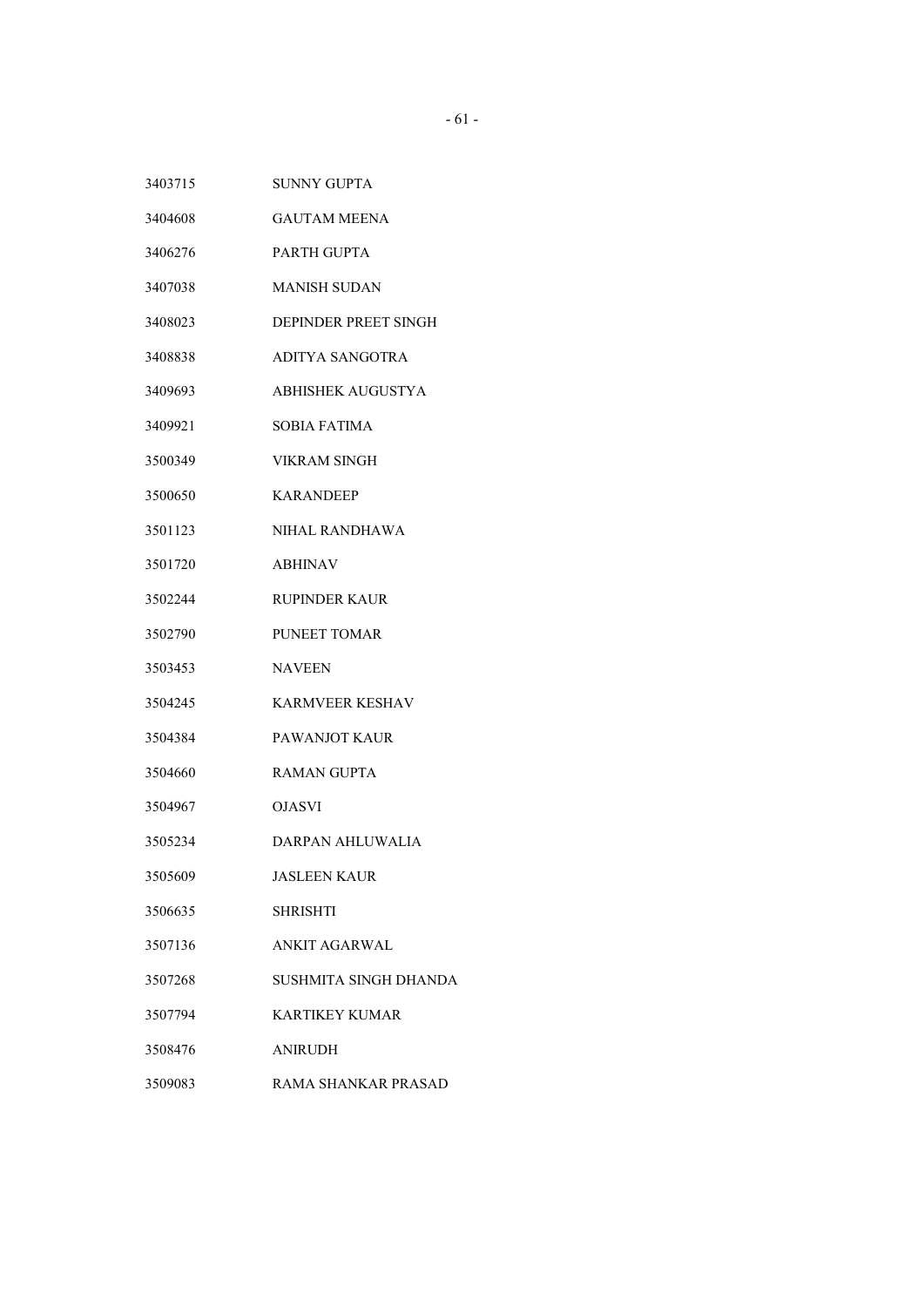| | |
|---|---|
| 3403715 | SUNNY GUPTA |
| 3404608 | GAUTAM MEENA |
| 3406276 | PARTH GUPTA |
| 3407038 | MANISH SUDAN |
| 3408023 | DEPINDER PREET SINGH |
| 3408838 | ADITYA SANGOTRA |
| 3409693 | ABHISHEK AUGUSTYA |
| 3409921 | SOBIA FATIMA |
| 3500349 | VIKRAM SINGH |
| 3500650 | KARANDEEP |
| 3501123 | NIHAL RANDHAWA |
| 3501720 | ABHINAV |
| 3502244 | RUPINDER KAUR |
| 3502790 | PUNEET TOMAR |
| 3503453 | NAVEEN |
| 3504245 | KARMVEER KESHAV |
| 3504384 | PAWANJOT KAUR |
| 3504660 | RAMAN GUPTA |
| 3504967 | OJASVI |
| 3505234 | DARPAN AHLUWALIA |
| 3505609 | JASLEEN KAUR |
| 3506635 | SHRISHTI |
| 3507136 | ANKIT AGARWAL |
| 3507268 | SUSHMITA SINGH DHANDA |
| 3507794 | KARTIKEY KUMAR |
| 3508476 | ANIRUDH |
| 3509083 | RAMA SHANKAR PRASAD |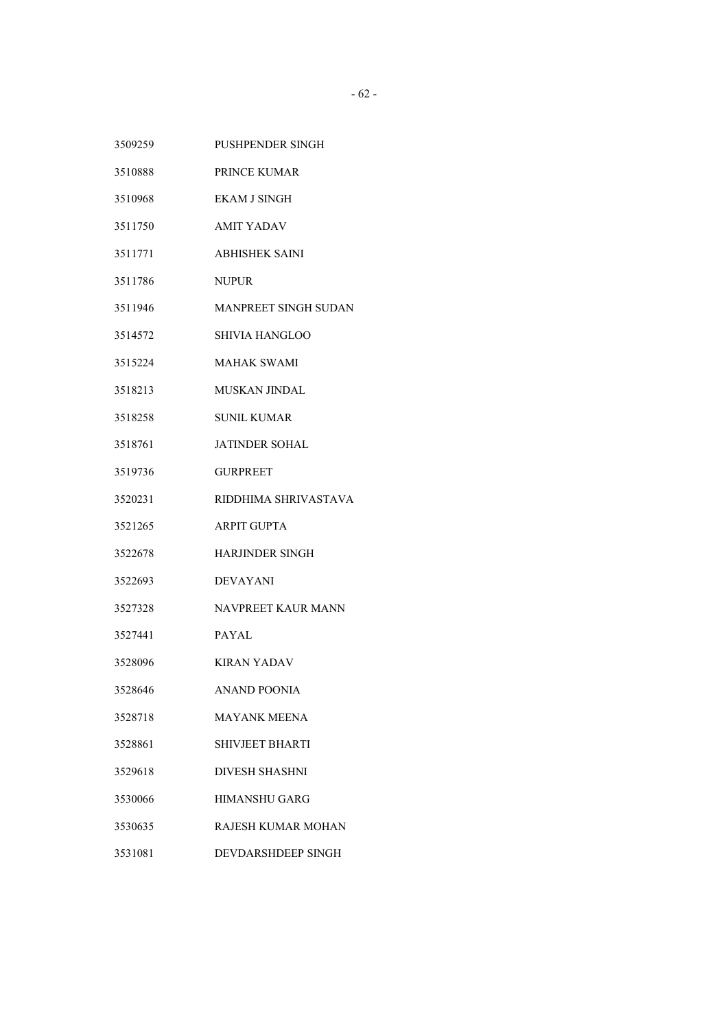| | |
|---|---|
| 3509259 | PUSHPENDER SINGH |
| 3510888 | PRINCE KUMAR |
| 3510968 | EKAM J SINGH |
| 3511750 | AMIT YADAV |
| 3511771 | ABHISHEK SAINI |
| 3511786 | NUPUR |
| 3511946 | MANPREET SINGH SUDAN |
| 3514572 | SHIVIA HANGLOO |
| 3515224 | MAHAK SWAMI |
| 3518213 | MUSKAN JINDAL |
| 3518258 | SUNIL KUMAR |
| 3518761 | JATINDER SOHAL |
| 3519736 | GURPREET |
| 3520231 | RIDDHIMA SHRIVASTAVA |
| 3521265 | ARPIT GUPTA |
| 3522678 | HARJINDER SINGH |
| 3522693 | DEVAYANI |
| 3527328 | NAVPREET KAUR MANN |
| 3527441 | PAYAL |
| 3528096 | KIRAN YADAV |
| 3528646 | ANAND POONIA |
| 3528718 | MAYANK MEENA |
| 3528861 | SHIVJEET BHARTI |
| 3529618 | DIVESH SHASHNI |
| 3530066 | HIMANSHU GARG |
| 3530635 | RAJESH KUMAR MOHAN |
| 3531081 | DEVDARSHDEEP SINGH |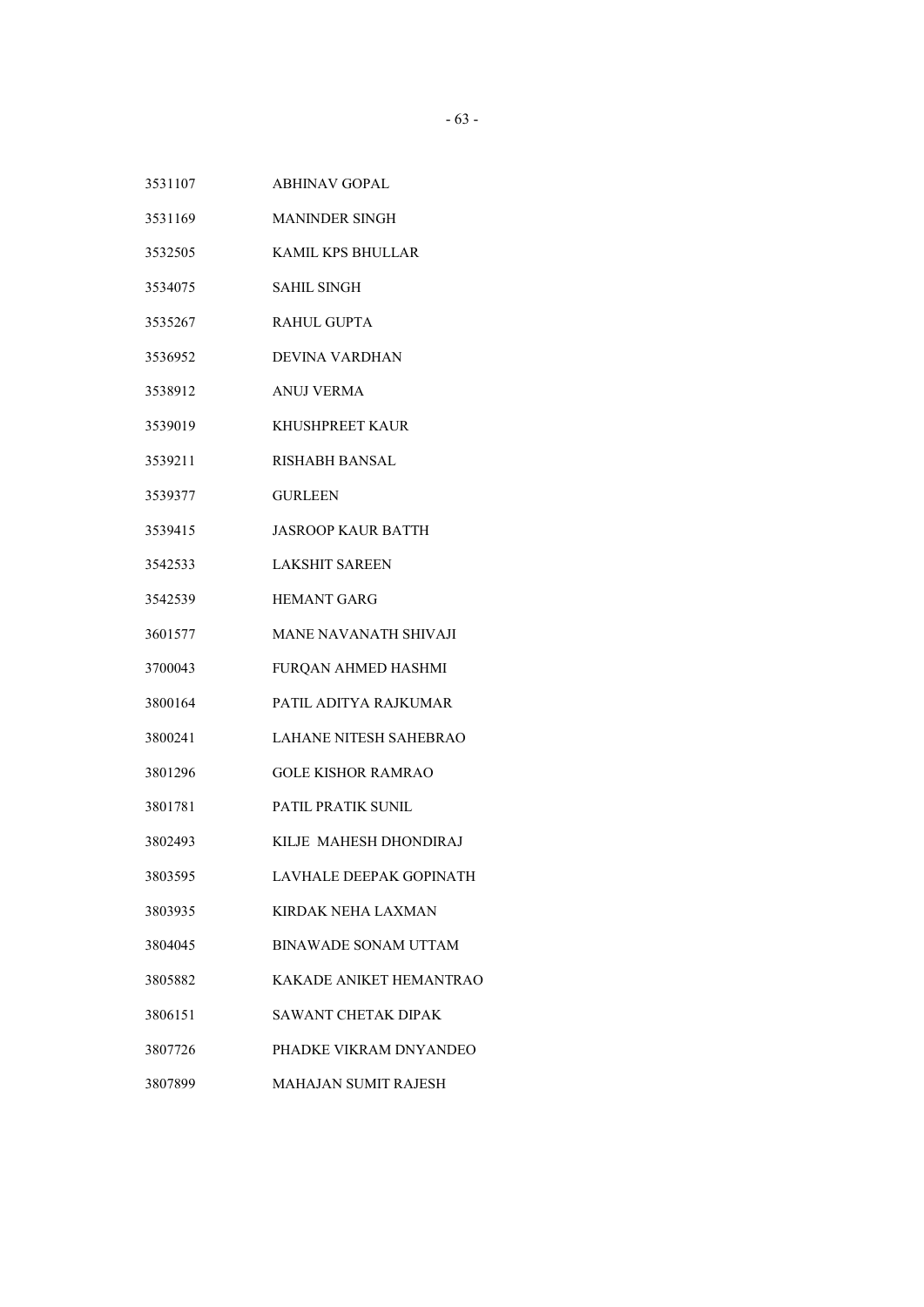| | |
|---|---|
| 3531107 | ABHINAV GOPAL |
| 3531169 | MANINDER SINGH |
| 3532505 | KAMIL KPS BHULLAR |
| 3534075 | SAHIL SINGH |
| 3535267 | RAHUL GUPTA |
| 3536952 | DEVINA VARDHAN |
| 3538912 | ANUJ VERMA |
| 3539019 | KHUSHPREET KAUR |
| 3539211 | RISHABH BANSAL |
| 3539377 | GURLEEN |
| 3539415 | JASROOP KAUR BATTH |
| 3542533 | LAKSHIT SAREEN |
| 3542539 | HEMANT GARG |
| 3601577 | MANE NAVANATH SHIVAJI |
| 3700043 | FURQAN AHMED HASHMI |
| 3800164 | PATIL ADITYA RAJKUMAR |
| 3800241 | LAHANE NITESH SAHEBRAO |
| 3801296 | GOLE KISHOR RAMRAO |
| 3801781 | PATIL PRATIK SUNIL |
| 3802493 | KILJE MAHESH DHONDIRAJ |
| 3803595 | LAVHALE DEEPAK GOPINATH |
| 3803935 | KIRDAK NEHA LAXMAN |
| 3804045 | BINAWADE SONAM UTTAM |
| 3805882 | KAKADE ANIKET HEMANTRAO |
| 3806151 | SAWANT CHETAK DIPAK |
| 3807726 | PHADKE VIKRAM DNYANDEO |
| 3807899 | MAHAJAN SUMIT RAJESH |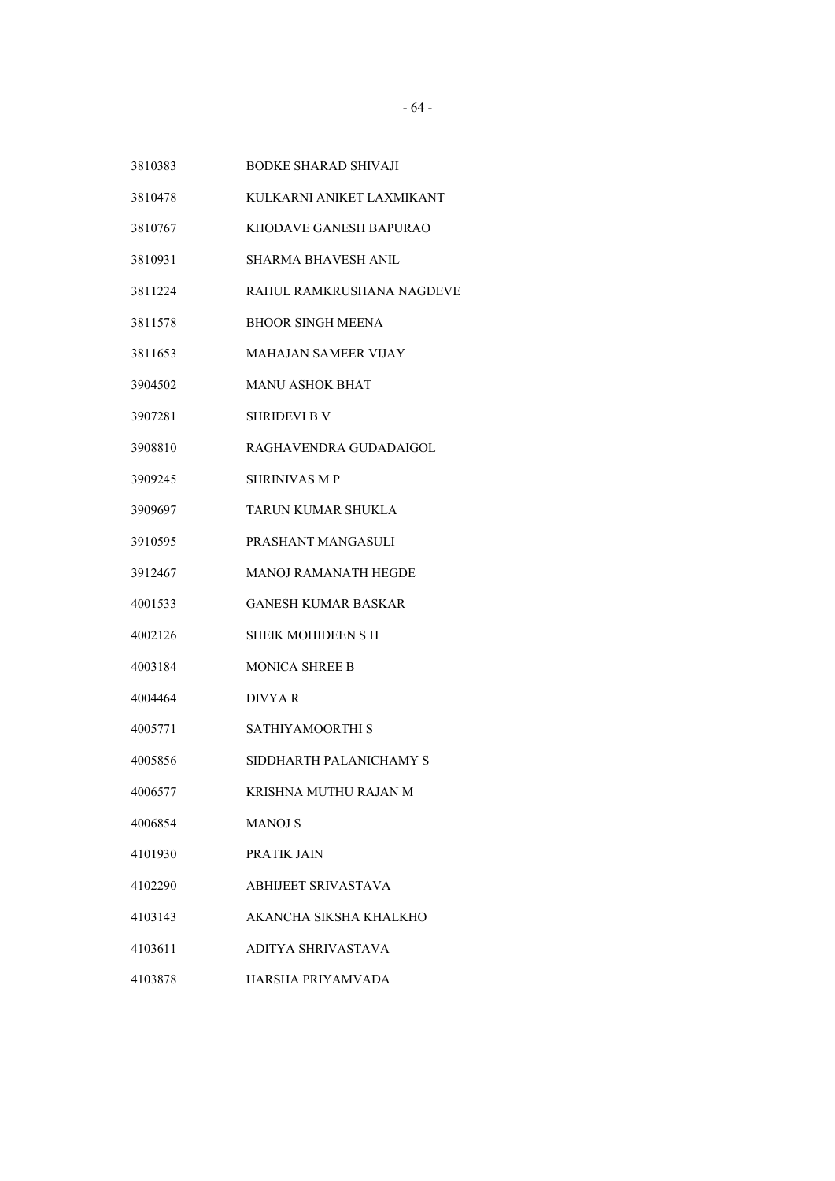| | |
|---|---|
| 3810383 | BODKE SHARAD SHIVAJI |
| 3810478 | KULKARNI ANIKET LAXMIKANT |
| 3810767 | KHODAVE GANESH BAPURAO |
| 3810931 | SHARMA BHAVESH ANIL |
| 3811224 | RAHUL RAMKRUSHANA NAGDEVE |
| 3811578 | BHOOR SINGH MEENA |
| 3811653 | MAHAJAN SAMEER VIJAY |
| 3904502 | MANU ASHOK BHAT |
| 3907281 | SHRIDEVI B V |
| 3908810 | RAGHAVENDRA GUDADAIGOL |
| 3909245 | SHRINIVAS M P |
| 3909697 | TARUN KUMAR SHUKLA |
| 3910595 | PRASHANT MANGASULI |
| 3912467 | MANOJ RAMANATH HEGDE |
| 4001533 | GANESH KUMAR BASKAR |
| 4002126 | SHEIK MOHIDEEN S H |
| 4003184 | MONICA SHREE B |
| 4004464 | DIVYA R |
| 4005771 | SATHIYAMOORTHI S |
| 4005856 | SIDDHARTH PALANICHAMY S |
| 4006577 | KRISHNA MUTHU RAJAN M |
| 4006854 | MANOJ S |
| 4101930 | PRATIK JAIN |
| 4102290 | ABHIJEET SRIVASTAVA |
| 4103143 | AKANCHA SIKSHA KHALKHO |
| 4103611 | ADITYA SHRIVASTAVA |
| 4103878 | HARSHA PRIYAMVADA |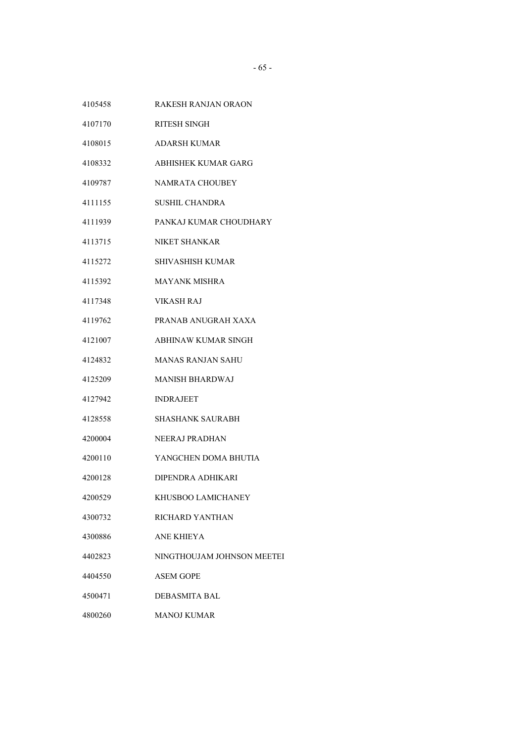| | |
|---|---|
| 4105458 | RAKESH RANJAN ORAON |
| 4107170 | RITESH SINGH |
| 4108015 | ADARSH KUMAR |
| 4108332 | ABHISHEK KUMAR GARG |
| 4109787 | NAMRATA CHOUBEY |
| 4111155 | SUSHIL CHANDRA |
| 4111939 | PANKAJ KUMAR CHOUDHARY |
| 4113715 | NIKET SHANKAR |
| 4115272 | SHIVASHISH KUMAR |
| 4115392 | MAYANK MISHRA |
| 4117348 | VIKASH RAJ |
| 4119762 | PRANAB ANUGRAH XAXA |
| 4121007 | ABHINAW KUMAR SINGH |
| 4124832 | MANAS RANJAN SAHU |
| 4125209 | MANISH BHARDWAJ |
| 4127942 | INDRAJEET |
| 4128558 | SHASHANK SAURABH |
| 4200004 | NEERAJ PRADHAN |
| 4200110 | YANGCHEN DOMA BHUTIA |
| 4200128 | DIPENDRA ADHIKARI |
| 4200529 | KHUSBOO LAMICHANEY |
| 4300732 | RICHARD YANTHAN |
| 4300886 | ANE KHIEYA |
| 4402823 | NINGTHOUJAM JOHNSON MEETEI |
| 4404550 | ASEM GOPE |
| 4500471 | DEBASMITA BAL |
| 4800260 | MANOJ KUMAR |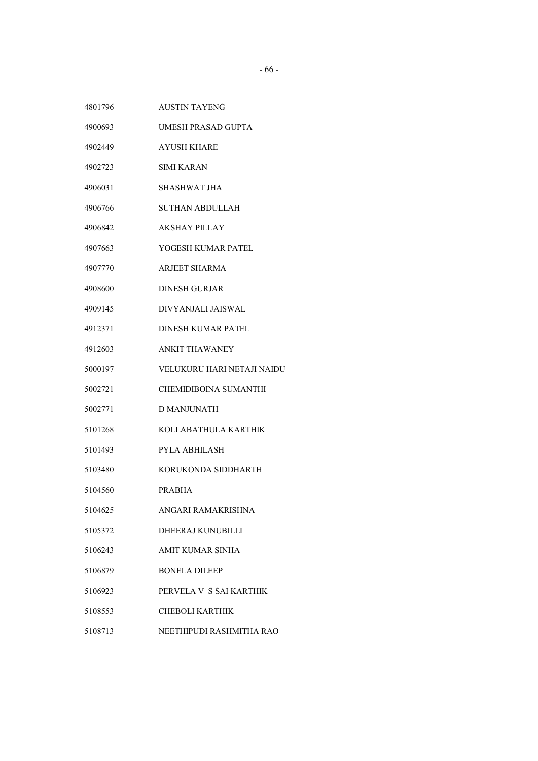| | |
|---|---|
| 4801796 | AUSTIN TAYENG |
| 4900693 | UMESH PRASAD GUPTA |
| 4902449 | AYUSH KHARE |
| 4902723 | SIMI KARAN |
| 4906031 | SHASHWAT JHA |
| 4906766 | SUTHAN ABDULLAH |
| 4906842 | AKSHAY PILLAY |
| 4907663 | YOGESH KUMAR PATEL |
| 4907770 | ARJEET SHARMA |
| 4908600 | DINESH GURJAR |
| 4909145 | DIVYANJALI JAISWAL |
| 4912371 | DINESH KUMAR PATEL |
| 4912603 | ANKIT THAWANEY |
| 5000197 | VELUKURU HARI NETAJI NAIDU |
| 5002721 | CHEMIDIBOINA SUMANTHI |
| 5002771 | D MANJUNATH |
| 5101268 | KOLLABATHULA KARTHIK |
| 5101493 | PYLA ABHILASH |
| 5103480 | KORUKONDA SIDDHARTH |
| 5104560 | PRABHA |
| 5104625 | ANGARI RAMAKRISHNA |
| 5105372 | DHEERAJ KUNUBILLI |
| 5106243 | AMIT KUMAR SINHA |
| 5106879 | BONELA DILEEP |
| 5106923 | PERVELA V S SAI KARTHIK |
| 5108553 | CHEBOLI KARTHIK |
| 5108713 | NEETHIPUDI RASHMITHA RAO |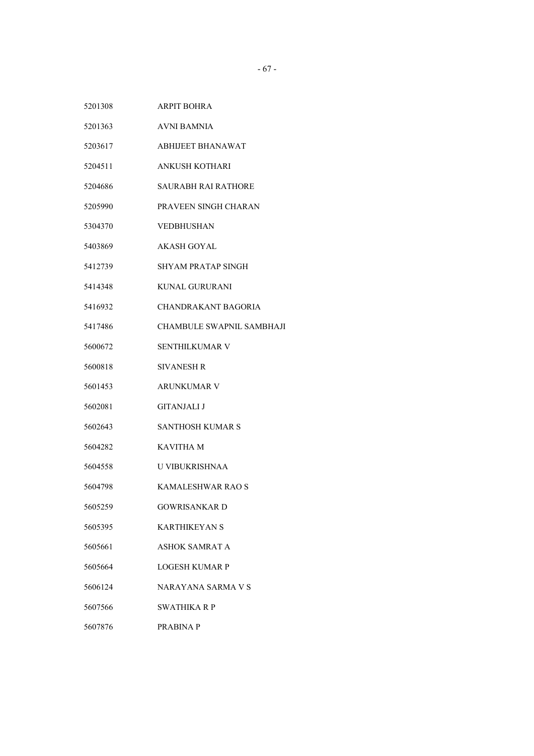| | |
|---|---|
| 5201308 | ARPIT BOHRA |
| 5201363 | AVNI BAMNIA |
| 5203617 | ABHIJEET BHANAWAT |
| 5204511 | ANKUSH KOTHARI |
| 5204686 | SAURABH RAI RATHORE |
| 5205990 | PRAVEEN SINGH CHARAN |
| 5304370 | VEDBHUSHAN |
| 5403869 | AKASH GOYAL |
| 5412739 | SHYAM PRATAP SINGH |
| 5414348 | KUNAL GURURANI |
| 5416932 | CHANDRAKANT BAGORIA |
| 5417486 | CHAMBULE SWAPNIL SAMBHAJI |
| 5600672 | SENTHILKUMAR V |
| 5600818 | SIVANESH R |
| 5601453 | ARUNKUMAR V |
| 5602081 | GITANJALI J |
| 5602643 | SANTHOSH KUMAR S |
| 5604282 | KAVITHA M |
| 5604558 | U VIBUKRISHNAA |
| 5604798 | KAMALESHWAR RAO S |
| 5605259 | GOWRISANKAR D |
| 5605395 | KARTHIKEYAN S |
| 5605661 | ASHOK SAMRAT A |
| 5605664 | LOGESH KUMAR P |
| 5606124 | NARAYANA SARMA V S |
| 5607566 | SWATHIKA R P |
| 5607876 | PRABINA P |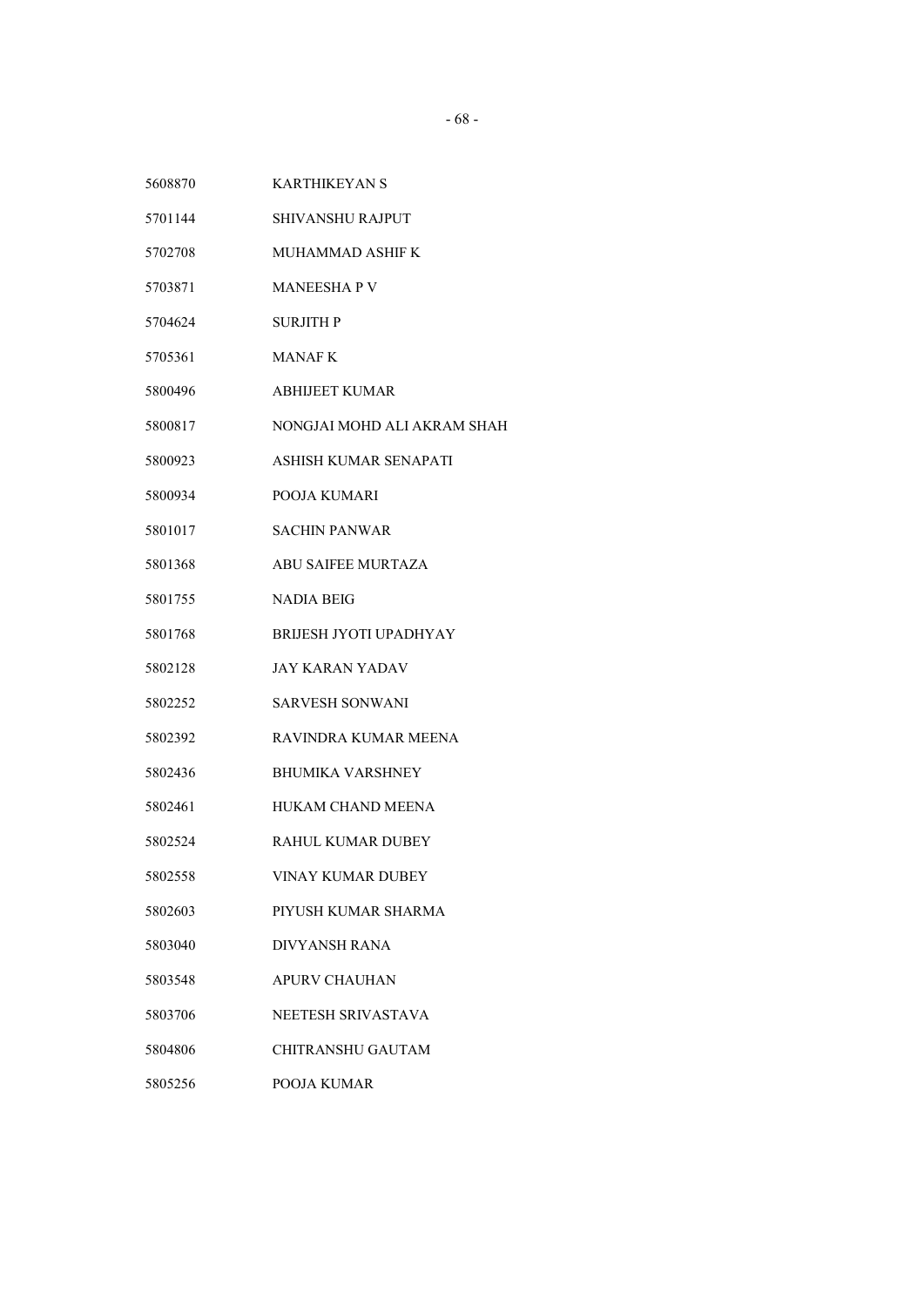| | |
|---|---|
| 5608870 | KARTHIKEYAN S |
| 5701144 | SHIVANSHU RAJPUT |
| 5702708 | MUHAMMAD ASHIF K |
| 5703871 | MANEESHA P V |
| 5704624 | SURJITH P |
| 5705361 | MANAF K |
| 5800496 | ABHIJEET KUMAR |
| 5800817 | NONGJAI MOHD ALI AKRAM SHAH |
| 5800923 | ASHISH KUMAR SENAPATI |
| 5800934 | POOJA KUMARI |
| 5801017 | SACHIN PANWAR |
| 5801368 | ABU SAIFEE MURTAZA |
| 5801755 | NADIA BEIG |
| 5801768 | BRIJESH JYOTI UPADHYAY |
| 5802128 | JAY KARAN YADAV |
| 5802252 | SARVESH SONWANI |
| 5802392 | RAVINDRA KUMAR MEENA |
| 5802436 | BHUMIKA VARSHNEY |
| 5802461 | HUKAM CHAND MEENA |
| 5802524 | RAHUL KUMAR DUBEY |
| 5802558 | VINAY KUMAR DUBEY |
| 5802603 | PIYUSH KUMAR SHARMA |
| 5803040 | DIVYANSH RANA |
| 5803548 | APURV CHAUHAN |
| 5803706 | NEETESH SRIVASTAVA |
| 5804806 | CHITRANSHU GAUTAM |
| 5805256 | POOJA KUMAR |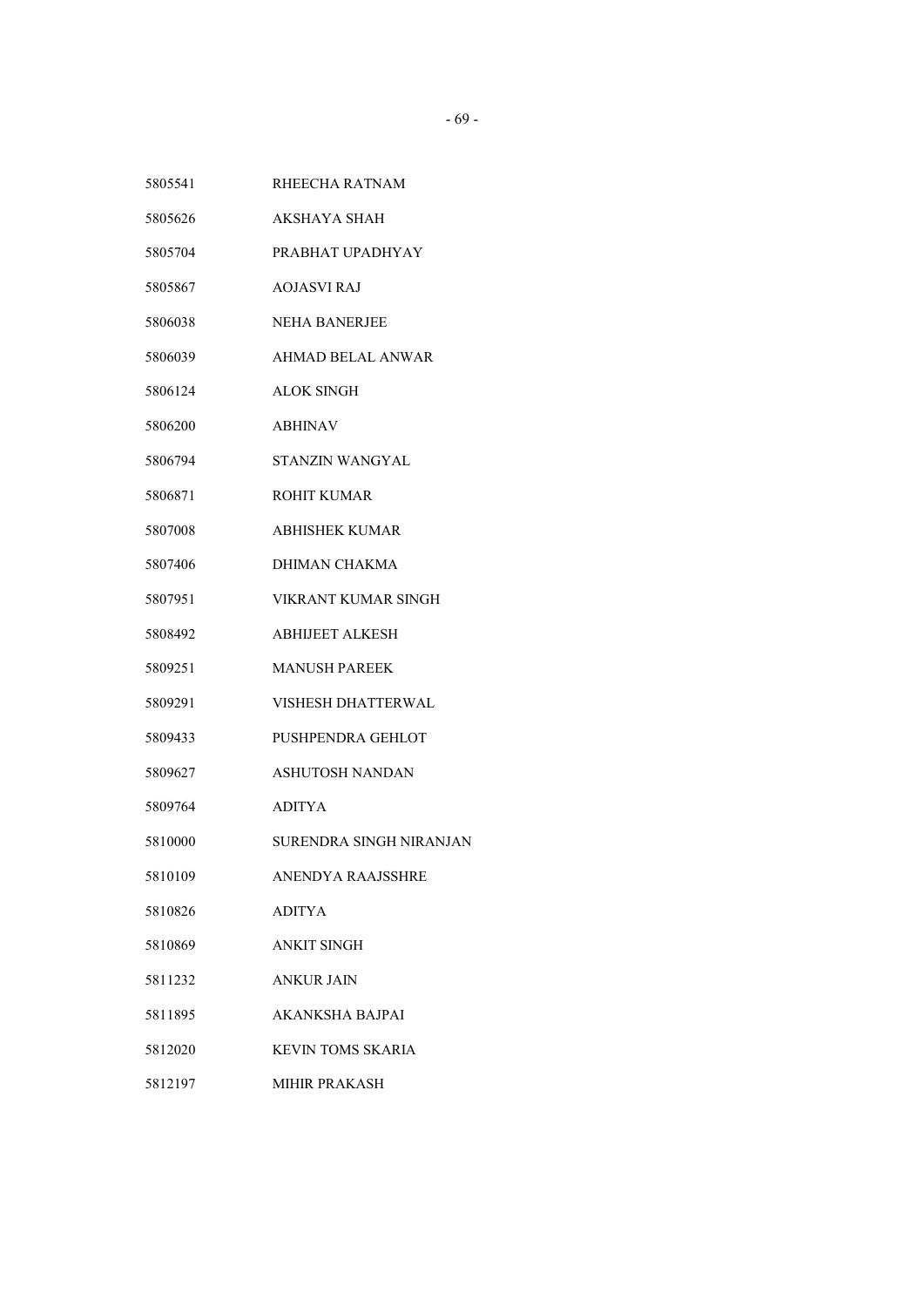| | |
|---|---|
| 5805541 | RHEECHA RATNAM |
| 5805626 | AKSHAYA SHAH |
| 5805704 | PRABHAT UPADHYAY |
| 5805867 | AOJASVI RAJ |
| 5806038 | NEHA BANERJEE |
| 5806039 | AHMAD BELAL ANWAR |
| 5806124 | ALOK SINGH |
| 5806200 | ABHINAV |
| 5806794 | STANZIN WANGYAL |
| 5806871 | ROHIT KUMAR |
| 5807008 | ABHISHEK KUMAR |
| 5807406 | DHIMAN CHAKMA |
| 5807951 | VIKRANT KUMAR SINGH |
| 5808492 | ABHIJEET ALKESH |
| 5809251 | MANUSH PAREEK |
| 5809291 | VISHESH DHATTERWAL |
| 5809433 | PUSHPENDRA GEHLOT |
| 5809627 | ASHUTOSH NANDAN |
| 5809764 | ADITYA |
| 5810000 | SURENDRA SINGH NIRANJAN |
| 5810109 | ANENDYA RAAJSSHRE |
| 5810826 | ADITYA |
| 5810869 | ANKIT SINGH |
| 5811232 | ANKUR JAIN |
| 5811895 | AKANKSHA BAJPAI |
| 5812020 | KEVIN TOMS SKARIA |
| 5812197 | MIHIR PRAKASH |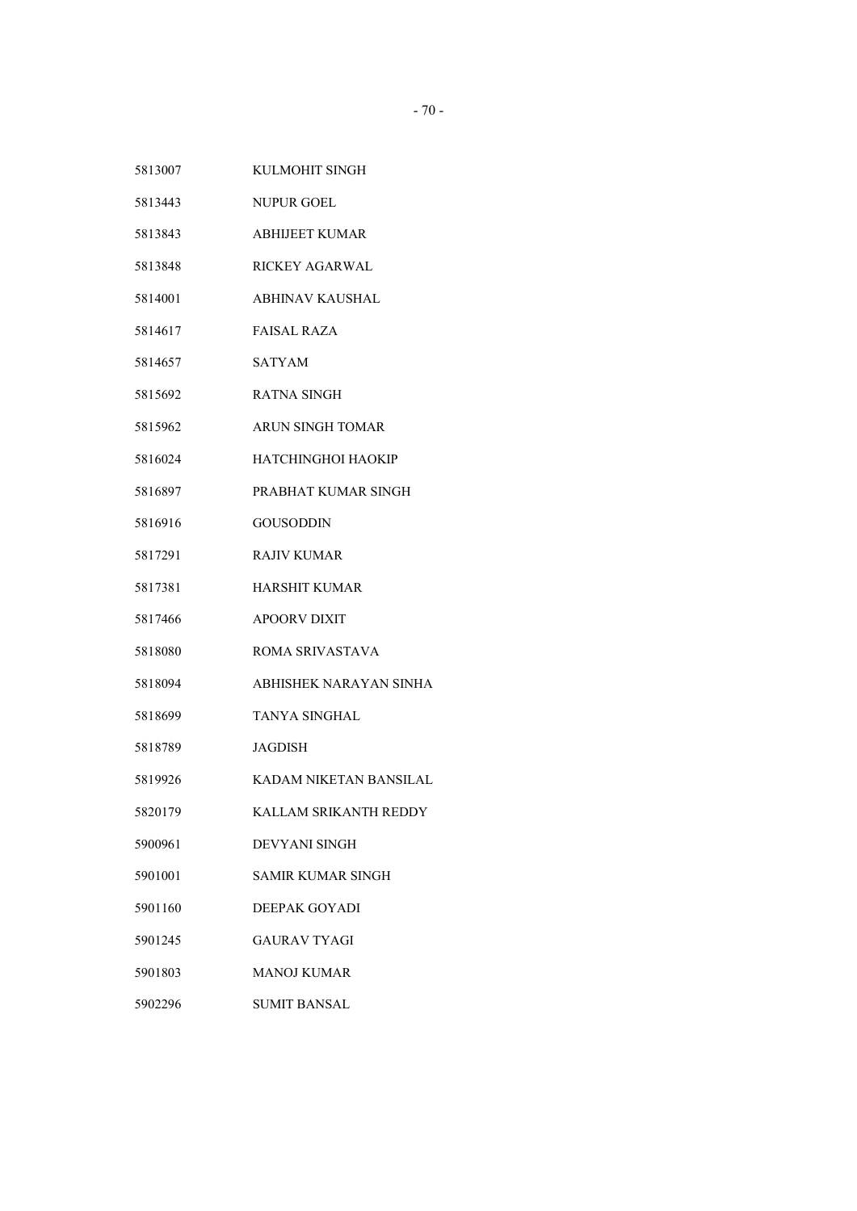5813007 KULMOHIT SINGH

5813443 NUPUR GOEL

5813843 ABHIJEET KUMAR

5813848 RICKEY AGARWAL

5814001 ABHINAV KAUSHAL

5814617 FAISAL RAZA

5814657 SATYAM

5815692 RATNA SINGH

5815962 ARUN SINGH TOMAR

5816024 HATCHINGHOI HAOKIP

5816897 PRABHAT KUMAR SINGH

5816916 GOUSODDIN

5817291 RAJIV KUMAR

5817381 HARSHIT KUMAR

5817466 APOORV DIXIT

5818080 ROMA SRIVASTAVA

5818094 ABHISHEK NARAYAN SINHA

5818699 TANYA SINGHAL

5818789 JAGDISH

5819926 KADAM NIKETAN BANSILAL

5820179 KALLAM SRIKANTH REDDY

5900961 DEVYANI SINGH

5901001 SAMIR KUMAR SINGH

5901160 DEEPAK GOYADI

5901245 GAURAV TYAGI

5901803 MANOJ KUMAR

5902296 SUMIT BANSAL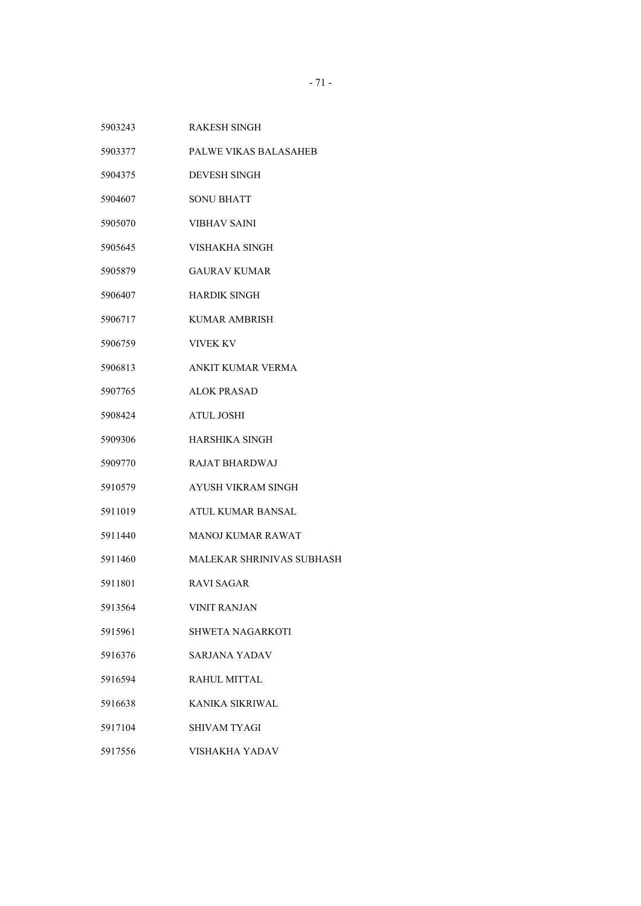5903243 RAKESH SINGH

5903377 PALWE VIKAS BALASAHEB

5904375 DEVESH SINGH

5904607 SONU BHATT

5905070 VIBHAV SAINI

5905645 VISHAKHA SINGH

5905879 GAURAV KUMAR

5906407 HARDIK SINGH

5906717 KUMAR AMBRISH

5906759 VIVEK KV

5906813 ANKIT KUMAR VERMA

5907765 ALOK PRASAD

5908424 ATUL JOSHI

5909306 HARSHIKA SINGH

5909770 RAJAT BHARDWAJ

5910579 AYUSH VIKRAM SINGH

5911019 ATUL KUMAR BANSAL

5911440 MANOJ KUMAR RAWAT

5911460 MALEKAR SHRINIVAS SUBHASH

5911801 RAVI SAGAR

5913564 VINIT RANJAN

5915961 SHWETA NAGARKOTI

5916376 SARJANA YADAV

5916594 RAHUL MITTAL

5916638 KANIKA SIKRIWAL

5917104 SHIVAM TYAGI

5917556 VISHAKHA YADAV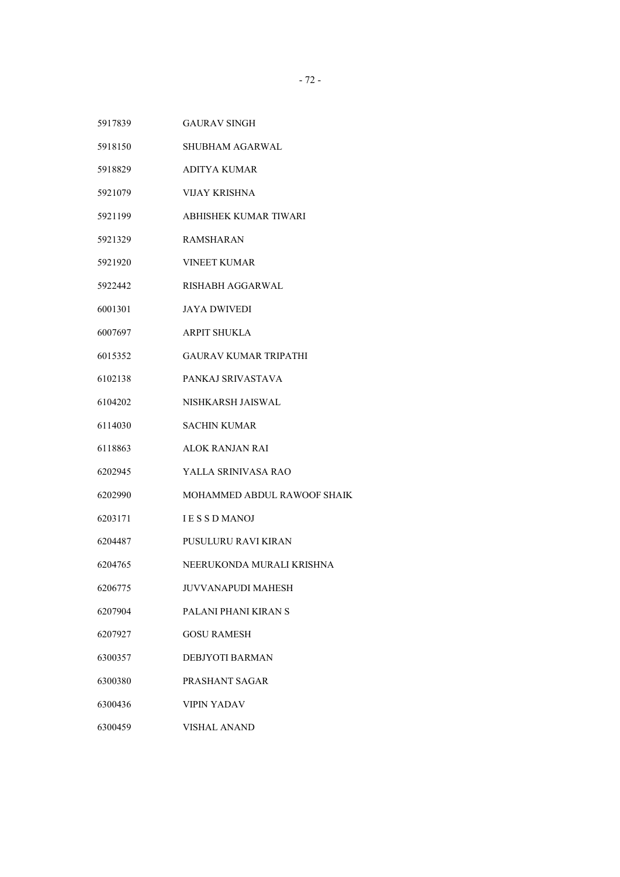| | |
|---|---|
| 5917839 | GAURAV SINGH |
| 5918150 | SHUBHAM AGARWAL |
| 5918829 | ADITYA KUMAR |
| 5921079 | VIJAY KRISHNA |
| 5921199 | ABHISHEK KUMAR TIWARI |
| 5921329 | RAMSHARAN |
| 5921920 | VINEET KUMAR |
| 5922442 | RISHABH AGGARWAL |
| 6001301 | JAYA DWIVEDI |
| 6007697 | ARPIT SHUKLA |
| 6015352 | GAURAV KUMAR TRIPATHI |
| 6102138 | PANKAJ SRIVASTAVA |
| 6104202 | NISHKARSH JAISWAL |
| 6114030 | SACHIN KUMAR |
| 6118863 | ALOK RANJAN RAI |
| 6202945 | YALLA SRINIVASA RAO |
| 6202990 | MOHAMMED ABDUL RAWOOF SHAIK |
| 6203171 | I E S S D MANOJ |
| 6204487 | PUSULURU RAVI KIRAN |
| 6204765 | NEERUKONDA MURALI KRISHNA |
| 6206775 | JUVVANAPUDI MAHESH |
| 6207904 | PALANI PHANI KIRAN S |
| 6207927 | GOSU RAMESH |
| 6300357 | DEBJYOTI BARMAN |
| 6300380 | PRASHANT SAGAR |
| 6300436 | VIPIN YADAV |
| 6300459 | VISHAL ANAND |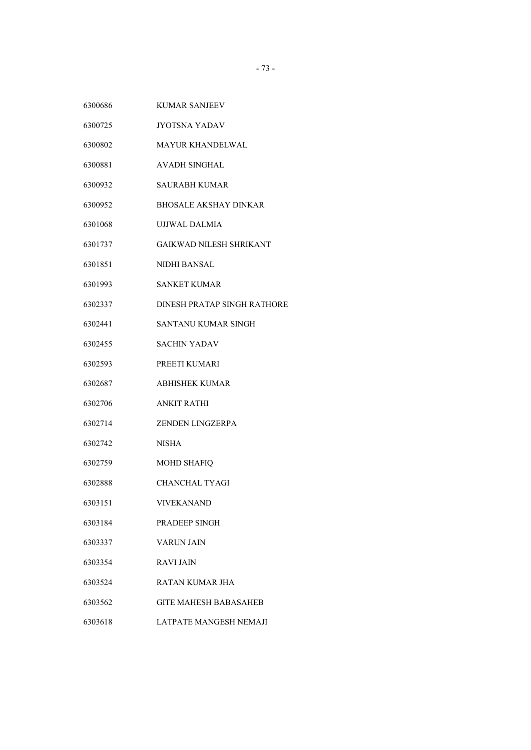| | |
|---|---|
| 6300686 | KUMAR SANJEEV |
| 6300725 | JYOTSNA YADAV |
| 6300802 | MAYUR KHANDELWAL |
| 6300881 | AVADH SINGHAL |
| 6300932 | SAURABH KUMAR |
| 6300952 | BHOSALE AKSHAY DINKAR |
| 6301068 | UJJWAL DALMIA |
| 6301737 | GAIKWAD NILESH SHRIKANT |
| 6301851 | NIDHI BANSAL |
| 6301993 | SANKET KUMAR |
| 6302337 | DINESH PRATAP SINGH RATHORE |
| 6302441 | SANTANU KUMAR SINGH |
| 6302455 | SACHIN YADAV |
| 6302593 | PREETI KUMARI |
| 6302687 | ABHISHEK KUMAR |
| 6302706 | ANKIT RATHI |
| 6302714 | ZENDEN LINGZERPA |
| 6302742 | NISHA |
| 6302759 | MOHD SHAFIQ |
| 6302888 | CHANCHAL TYAGI |
| 6303151 | VIVEKANAND |
| 6303184 | PRADEEP SINGH |
| 6303337 | VARUN JAIN |
| 6303354 | RAVI JAIN |
| 6303524 | RATAN KUMAR JHA |
| 6303562 | GITE MAHESH BABASAHEB |
| 6303618 | LATPATE MANGESH NEMAJI |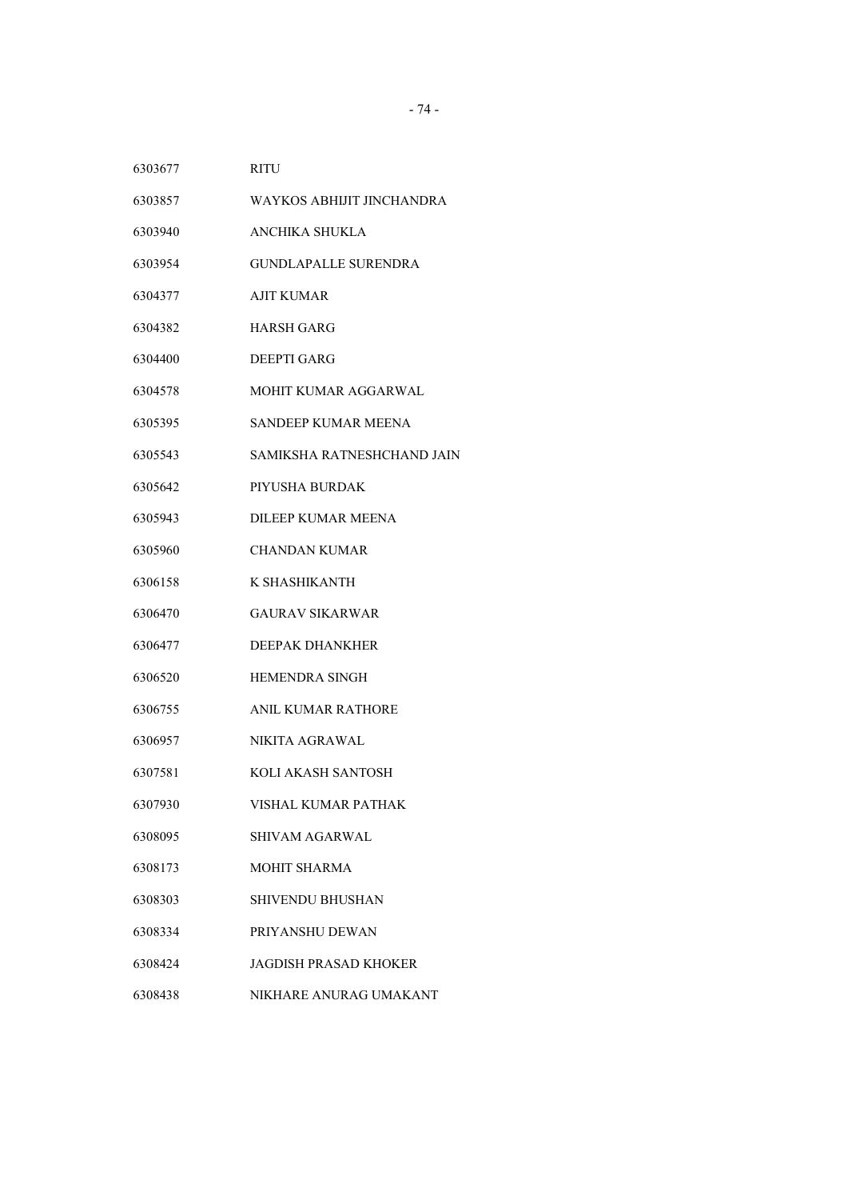| | |
|---|---|
| 6303677 | RITU |
| 6303857 | WAYKOS ABHIJIT JINCHANDRA |
| 6303940 | ANCHIKA SHUKLA |
| 6303954 | GUNDLAPALLE SURENDRA |
| 6304377 | AJIT KUMAR |
| 6304382 | HARSH GARG |
| 6304400 | DEEPTI GARG |
| 6304578 | MOHIT KUMAR AGGARWAL |
| 6305395 | SANDEEP KUMAR MEENA |
| 6305543 | SAMIKSHA RATNESHCHAND JAIN |
| 6305642 | PIYUSHA BURDAK |
| 6305943 | DILEEP KUMAR MEENA |
| 6305960 | CHANDAN KUMAR |
| 6306158 | K SHASHIKANTH |
| 6306470 | GAURAV SIKARWAR |
| 6306477 | DEEPAK DHANKHER |
| 6306520 | HEMENDRA SINGH |
| 6306755 | ANIL KUMAR RATHORE |
| 6306957 | NIKITA AGRAWAL |
| 6307581 | KOLI AKASH SANTOSH |
| 6307930 | VISHAL KUMAR PATHAK |
| 6308095 | SHIVAM AGARWAL |
| 6308173 | MOHIT SHARMA |
| 6308303 | SHIVENDU BHUSHAN |
| 6308334 | PRIYANSHU DEWAN |
| 6308424 | JAGDISH PRASAD KHOKER |
| 6308438 | NIKHARE ANURAG UMAKANT |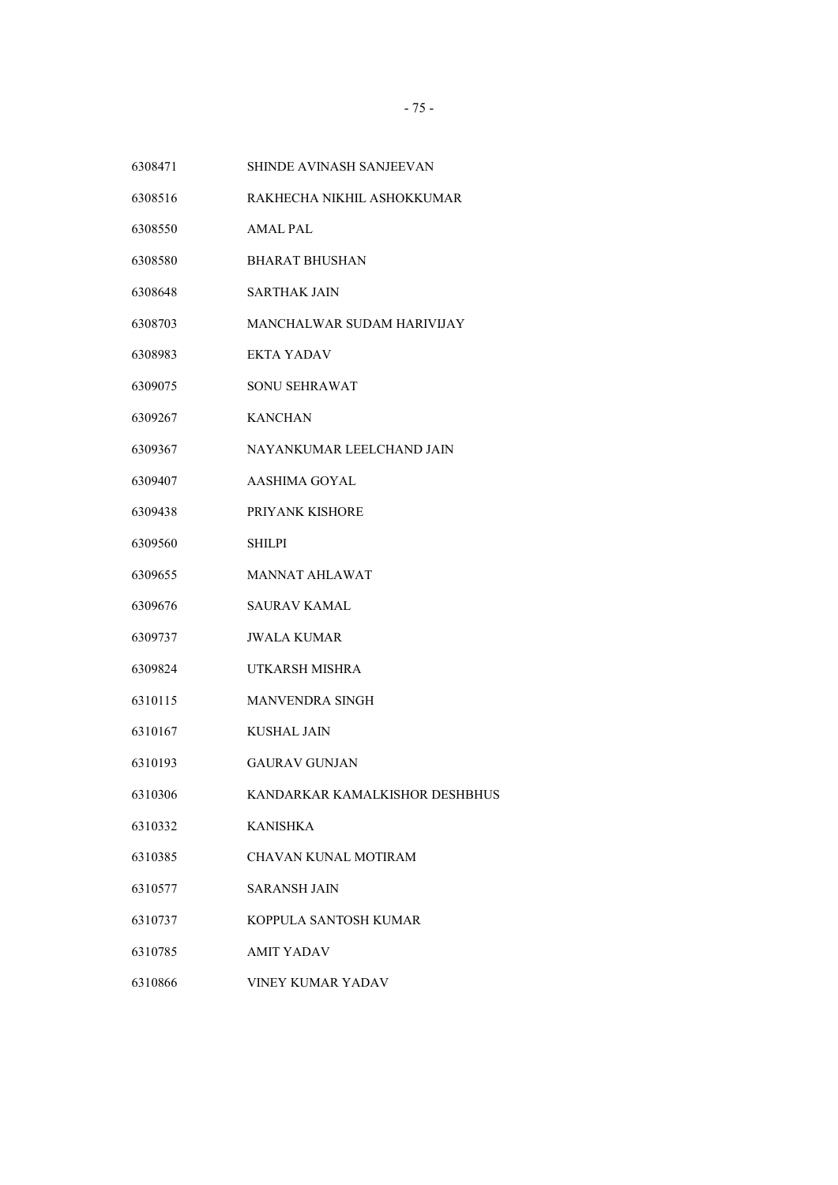| | |
|---|---|
| 6308471 | SHINDE AVINASH SANJEEVAN |
| 6308516 | RAKHECHA NIKHIL ASHOKKUMAR |
| 6308550 | AMAL PAL |
| 6308580 | BHARAT BHUSHAN |
| 6308648 | SARTHAK JAIN |
| 6308703 | MANCHALWAR SUDAM HARIVIJAY |
| 6308983 | EKTA YADAV |
| 6309075 | SONU SEHRAWAT |
| 6309267 | KANCHAN |
| 6309367 | NAYANKUMAR LEELCHAND JAIN |
| 6309407 | AASHIMA GOYAL |
| 6309438 | PRIYANK KISHORE |
| 6309560 | SHILPI |
| 6309655 | MANNAT AHLAWAT |
| 6309676 | SAURAV KAMAL |
| 6309737 | JWALA KUMAR |
| 6309824 | UTKARSH MISHRA |
| 6310115 | MANVENDRA SINGH |
| 6310167 | KUSHAL JAIN |
| 6310193 | GAURAV GUNJAN |
| 6310306 | KANDARKAR KAMALKISHOR DESHBHUS |
| 6310332 | KANISHKA |
| 6310385 | CHAVAN KUNAL MOTIRAM |
| 6310577 | SARANSH JAIN |
| 6310737 | KOPPULA SANTOSH KUMAR |
| 6310785 | AMIT YADAV |
| 6310866 | VINEY KUMAR YADAV |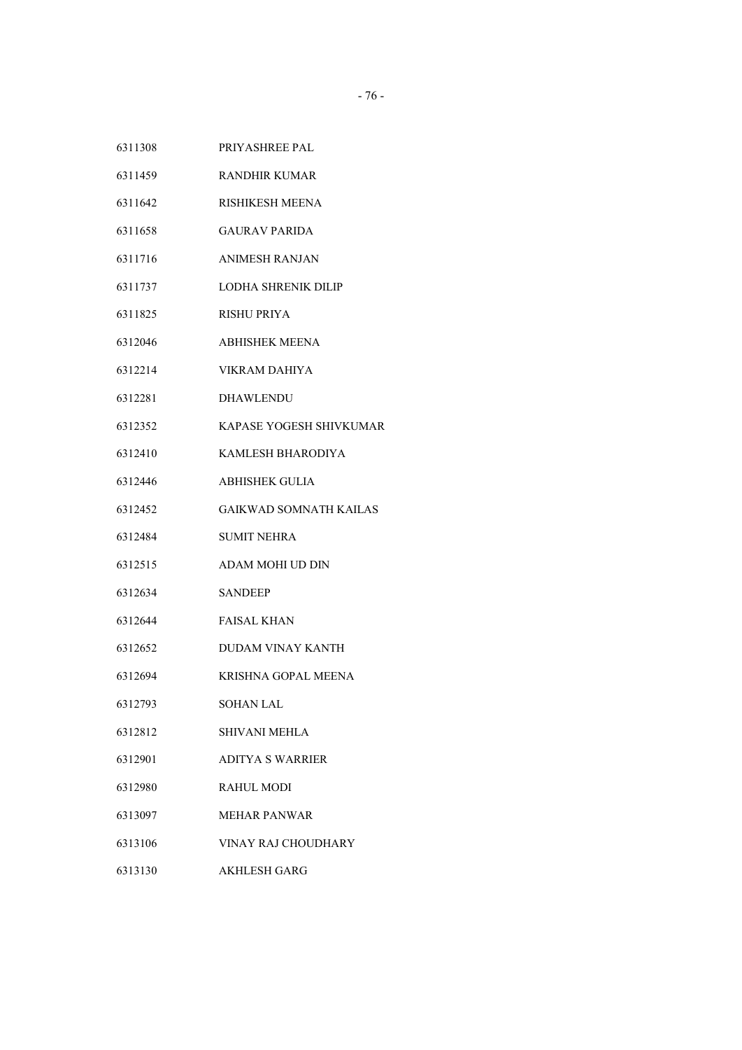| | |
|---|---|
| 6311308 | PRIYASHREE PAL |
| 6311459 | RANDHIR KUMAR |
| 6311642 | RISHIKESH MEENA |
| 6311658 | GAURAV PARIDA |
| 6311716 | ANIMESH RANJAN |
| 6311737 | LODHA SHRENIK DILIP |
| 6311825 | RISHU PRIYA |
| 6312046 | ABHISHEK MEENA |
| 6312214 | VIKRAM DAHIYA |
| 6312281 | DHAWLENDU |
| 6312352 | KAPASE YOGESH SHIVKUMAR |
| 6312410 | KAMLESH BHARODIYA |
| 6312446 | ABHISHEK GULIA |
| 6312452 | GAIKWAD SOMNATH KAILAS |
| 6312484 | SUMIT NEHRA |
| 6312515 | ADAM MOHI UD DIN |
| 6312634 | SANDEEP |
| 6312644 | FAISAL KHAN |
| 6312652 | DUDAM VINAY KANTH |
| 6312694 | KRISHNA GOPAL MEENA |
| 6312793 | SOHAN LAL |
| 6312812 | SHIVANI MEHLA |
| 6312901 | ADITYA S WARRIER |
| 6312980 | RAHUL MODI |
| 6313097 | MEHAR PANWAR |
| 6313106 | VINAY RAJ CHOUDHARY |
| 6313130 | AKHLESH GARG |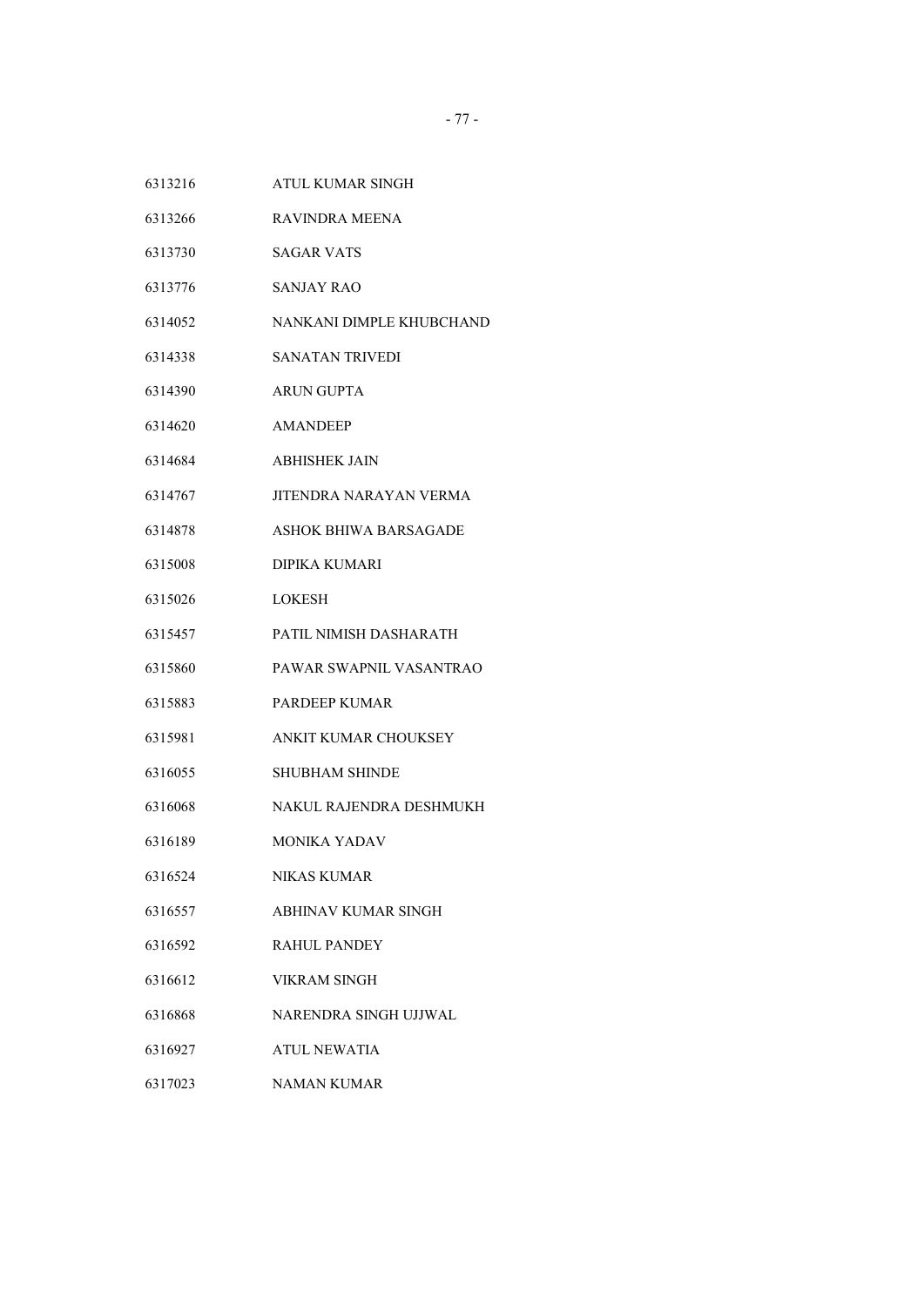| | |
|---|---|
| 6313216 | ATUL KUMAR SINGH |
| 6313266 | RAVINDRA MEENA |
| 6313730 | SAGAR VATS |
| 6313776 | SANJAY RAO |
| 6314052 | NANKANI DIMPLE KHUBCHAND |
| 6314338 | SANATAN TRIVEDI |
| 6314390 | ARUN GUPTA |
| 6314620 | AMANDEEP |
| 6314684 | ABHISHEK JAIN |
| 6314767 | JITENDRA NARAYAN VERMA |
| 6314878 | ASHOK BHIWA BARSAGADE |
| 6315008 | DIPIKA KUMARI |
| 6315026 | LOKESH |
| 6315457 | PATIL NIMISH DASHARATH |
| 6315860 | PAWAR SWAPNIL VASANTRAO |
| 6315883 | PARDEEP KUMAR |
| 6315981 | ANKIT KUMAR CHOUKSEY |
| 6316055 | SHUBHAM SHINDE |
| 6316068 | NAKUL RAJENDRA DESHMUKH |
| 6316189 | MONIKA YADAV |
| 6316524 | NIKAS KUMAR |
| 6316557 | ABHINAV KUMAR SINGH |
| 6316592 | RAHUL PANDEY |
| 6316612 | VIKRAM SINGH |
| 6316868 | NARENDRA SINGH UJJWAL |
| 6316927 | ATUL NEWATIA |
| 6317023 | NAMAN KUMAR |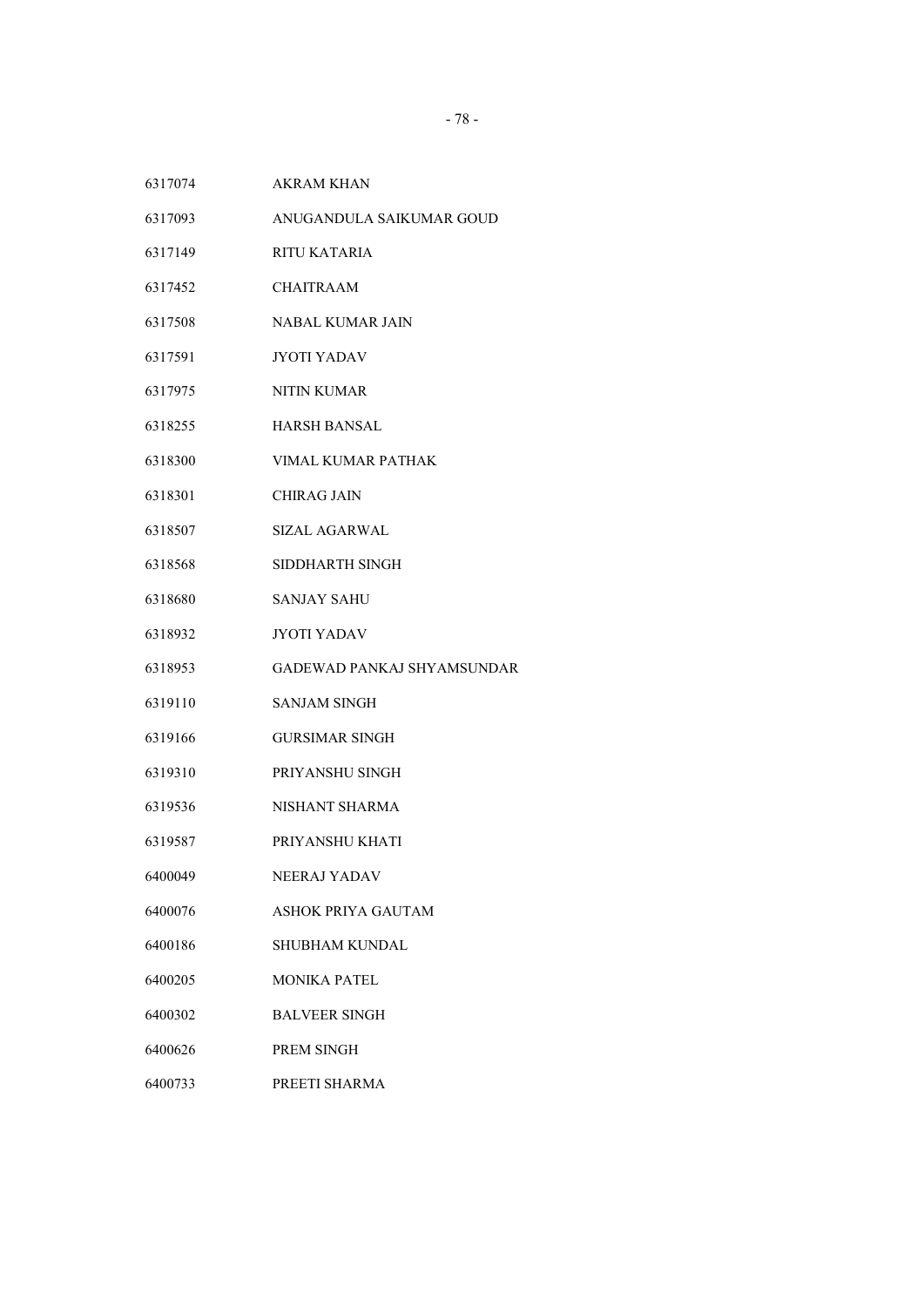| | |
|---|---|
| 6317074 | AKRAM KHAN |
| 6317093 | ANUGANDULA SAIKUMAR GOUD |
| 6317149 | RITU KATARIA |
| 6317452 | CHAITRAAM |
| 6317508 | NABAL KUMAR JAIN |
| 6317591 | JYOTI YADAV |
| 6317975 | NITIN KUMAR |
| 6318255 | HARSH BANSAL |
| 6318300 | VIMAL KUMAR PATHAK |
| 6318301 | CHIRAG JAIN |
| 6318507 | SIZAL AGARWAL |
| 6318568 | SIDDHARTH SINGH |
| 6318680 | SANJAY SAHU |
| 6318932 | JYOTI YADAV |
| 6318953 | GADEWAD PANKAJ SHYAMSUNDAR |
| 6319110 | SANJAM SINGH |
| 6319166 | GURSIMAR SINGH |
| 6319310 | PRIYANSHU SINGH |
| 6319536 | NISHANT SHARMA |
| 6319587 | PRIYANSHU KHATI |
| 6400049 | NEERAJ YADAV |
| 6400076 | ASHOK PRIYA GAUTAM |
| 6400186 | SHUBHAM KUNDAL |
| 6400205 | MONIKA PATEL |
| 6400302 | BALVEER SINGH |
| 6400626 | PREM SINGH |
| 6400733 | PREETI SHARMA |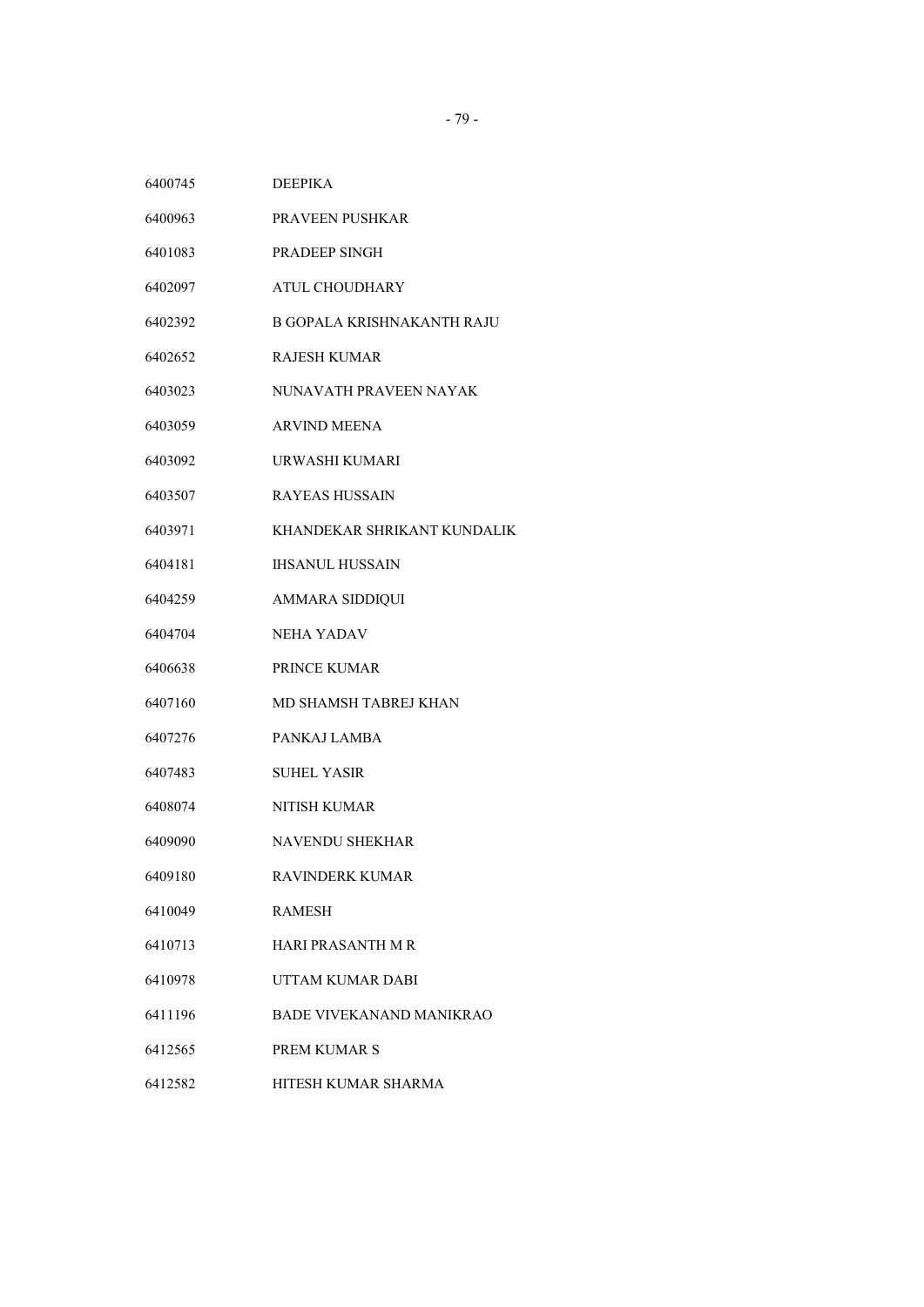| | |
|---|---|
| 6400745 | DEEPIKA |
| 6400963 | PRAVEEN PUSHKAR |
| 6401083 | PRADEEP SINGH |
| 6402097 | ATUL CHOUDHARY |
| 6402392 | B GOPALA KRISHNAKANTH RAJU |
| 6402652 | RAJESH KUMAR |
| 6403023 | NUNAVATH PRAVEEN NAYAK |
| 6403059 | ARVIND MEENA |
| 6403092 | URWASHI KUMARI |
| 6403507 | RAYEAS HUSSAIN |
| 6403971 | KHANDEKAR SHRIKANT KUNDALIK |
| 6404181 | IHSANUL HUSSAIN |
| 6404259 | AMMARA SIDDIQUI |
| 6404704 | NEHA YADAV |
| 6406638 | PRINCE KUMAR |
| 6407160 | MD SHAMSH TABREJ KHAN |
| 6407276 | PANKAJ LAMBA |
| 6407483 | SUHEL YASIR |
| 6408074 | NITISH KUMAR |
| 6409090 | NAVENDU SHEKHAR |
| 6409180 | RAVINDERK KUMAR |
| 6410049 | RAMESH |
| 6410713 | HARI PRASANTH M R |
| 6410978 | UTTAM KUMAR DABI |
| 6411196 | BADE VIVEKANAND MANIKRAO |
| 6412565 | PREM KUMAR S |
| 6412582 | HITESH KUMAR SHARMA |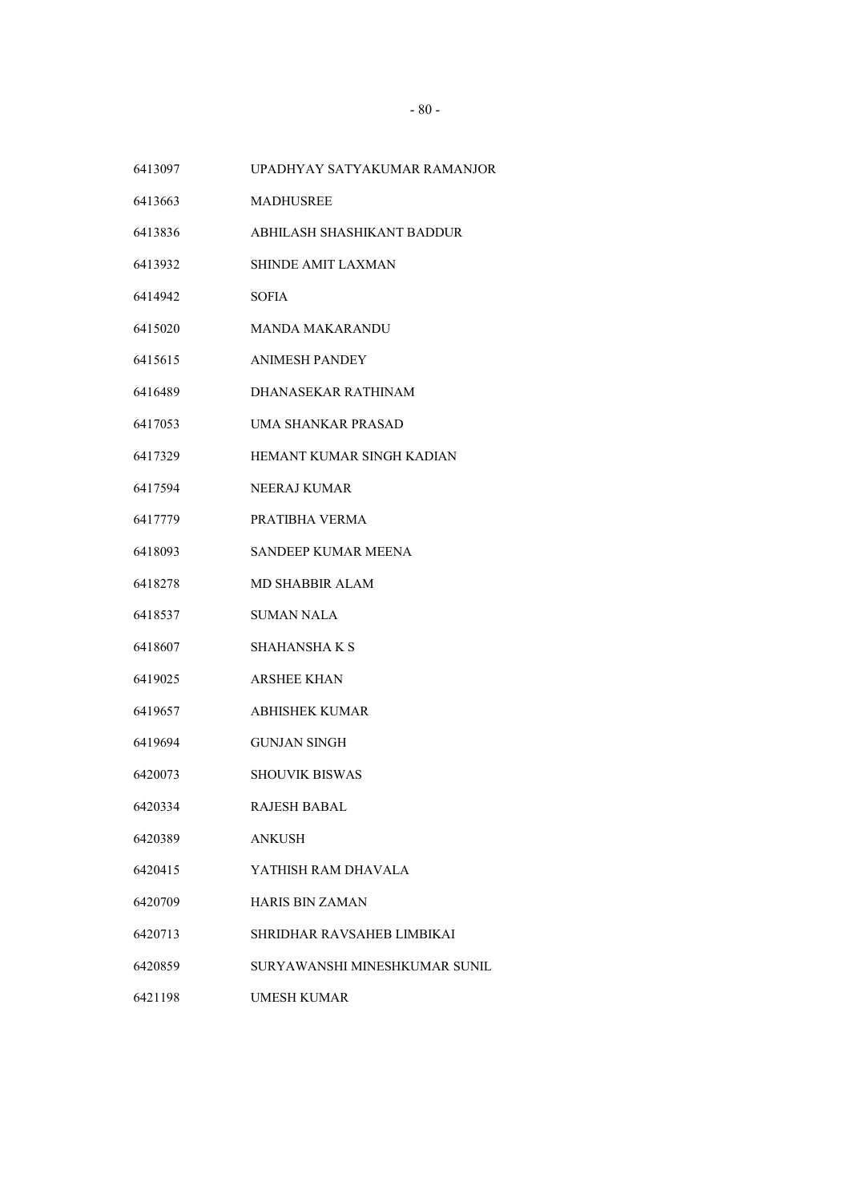| | |
|---|---|
| 6413097 | UPADHYAY SATYAKUMAR RAMANJOR |
| 6413663 | MADHUSREE |
| 6413836 | ABHILASH SHASHIKANT BADDUR |
| 6413932 | SHINDE AMIT LAXMAN |
| 6414942 | SOFIA |
| 6415020 | MANDA MAKARANDU |
| 6415615 | ANIMESH PANDEY |
| 6416489 | DHANASEKAR RATHINAM |
| 6417053 | UMA SHANKAR PRASAD |
| 6417329 | HEMANT KUMAR SINGH KADIAN |
| 6417594 | NEERAJ KUMAR |
| 6417779 | PRATIBHA VERMA |
| 6418093 | SANDEEP KUMAR MEENA |
| 6418278 | MD SHABBIR ALAM |
| 6418537 | SUMAN NALA |
| 6418607 | SHAHANSHA K S |
| 6419025 | ARSHEE KHAN |
| 6419657 | ABHISHEK KUMAR |
| 6419694 | GUNJAN SINGH |
| 6420073 | SHOUVIK BISWAS |
| 6420334 | RAJESH BABAL |
| 6420389 | ANKUSH |
| 6420415 | YATHISH RAM DHAVALA |
| 6420709 | HARIS BIN ZAMAN |
| 6420713 | SHRIDHAR RAVSAHEB LIMBIKAI |
| 6420859 | SURYAWANSHI MINESHKUMAR SUNIL |
| 6421198 | UMESH KUMAR |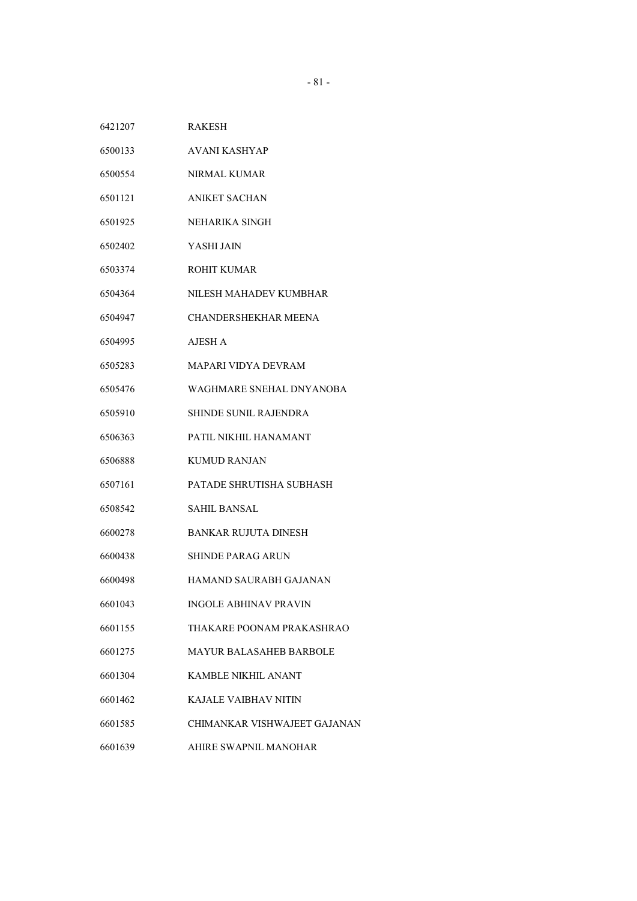| | |
|---|---|
| 6421207 | RAKESH |
| 6500133 | AVANI KASHYAP |
| 6500554 | NIRMAL KUMAR |
| 6501121 | ANIKET SACHAN |
| 6501925 | NEHARIKA SINGH |
| 6502402 | YASHI JAIN |
| 6503374 | ROHIT KUMAR |
| 6504364 | NILESH MAHADEV KUMBHAR |
| 6504947 | CHANDERSHEKHAR MEENA |
| 6504995 | AJESH A |
| 6505283 | MAPARI VIDYA DEVRAM |
| 6505476 | WAGHMARE SNEHAL DNYANOBA |
| 6505910 | SHINDE SUNIL RAJENDRA |
| 6506363 | PATIL NIKHIL HANAMANT |
| 6506888 | KUMUD RANJAN |
| 6507161 | PATADE SHRUTISHA SUBHASH |
| 6508542 | SAHIL BANSAL |
| 6600278 | BANKAR RUJUTA DINESH |
| 6600438 | SHINDE PARAG ARUN |
| 6600498 | HAMAND SAURABH GAJANAN |
| 6601043 | INGOLE ABHINAV PRAVIN |
| 6601155 | THAKARE POONAM PRAKASHRAO |
| 6601275 | MAYUR BALASAHEB BARBOLE |
| 6601304 | KAMBLE NIKHIL ANANT |
| 6601462 | KAJALE VAIBHAV NITIN |
| 6601585 | CHIMANKAR VISHWAJEET GAJANAN |
| 6601639 | AHIRE SWAPNIL MANOHAR |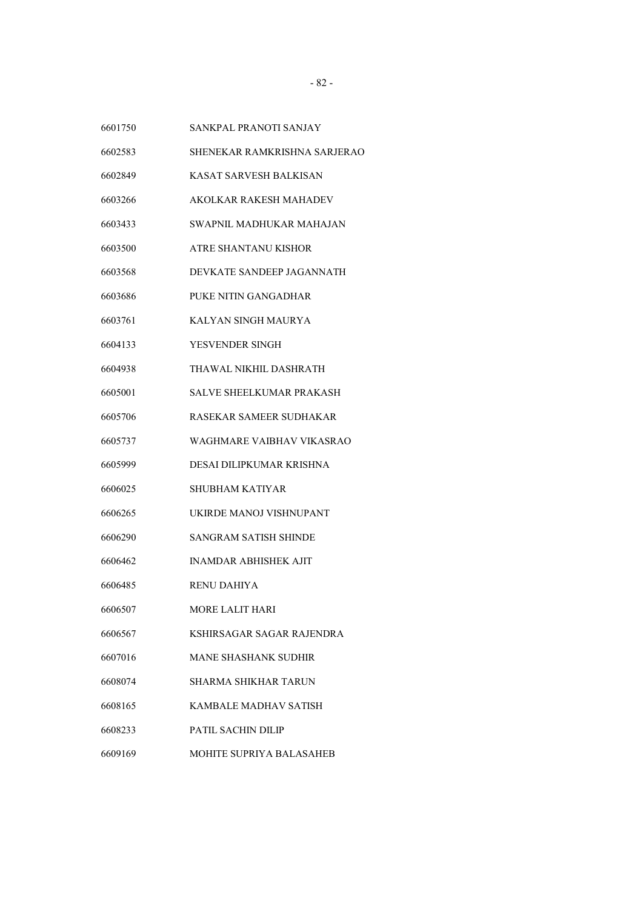| | |
|---|---|
| 6601750 | SANKPAL PRANOTI SANJAY |
| 6602583 | SHENEKAR RAMKRISHNA SARJERAO |
| 6602849 | KASAT SARVESH BALKISAN |
| 6603266 | AKOLKAR RAKESH MAHADEV |
| 6603433 | SWAPNIL MADHUKAR MAHAJAN |
| 6603500 | ATRE SHANTANU KISHOR |
| 6603568 | DEVKATE SANDEEP JAGANNATH |
| 6603686 | PUKE NITIN GANGADHAR |
| 6603761 | KALYAN SINGH MAURYA |
| 6604133 | YESVENDER SINGH |
| 6604938 | THAWAL NIKHIL DASHRATH |
| 6605001 | SALVE SHEELKUMAR PRAKASH |
| 6605706 | RASEKAR SAMEER SUDHAKAR |
| 6605737 | WAGHMARE VAIBHAV VIKASRAO |
| 6605999 | DESAI DILIPKUMAR KRISHNA |
| 6606025 | SHUBHAM KATIYAR |
| 6606265 | UKIRDE MANOJ VISHNUPANT |
| 6606290 | SANGRAM SATISH SHINDE |
| 6606462 | INAMDAR ABHISHEK AJIT |
| 6606485 | RENU DAHIYA |
| 6606507 | MORE LALIT HARI |
| 6606567 | KSHIRSAGAR SAGAR RAJENDRA |
| 6607016 | MANE SHASHANK SUDHIR |
| 6608074 | SHARMA SHIKHAR TARUN |
| 6608165 | KAMBALE MADHAV SATISH |
| 6608233 | PATIL SACHIN DILIP |
| 6609169 | MOHITE SUPRIYA BALASAHEB |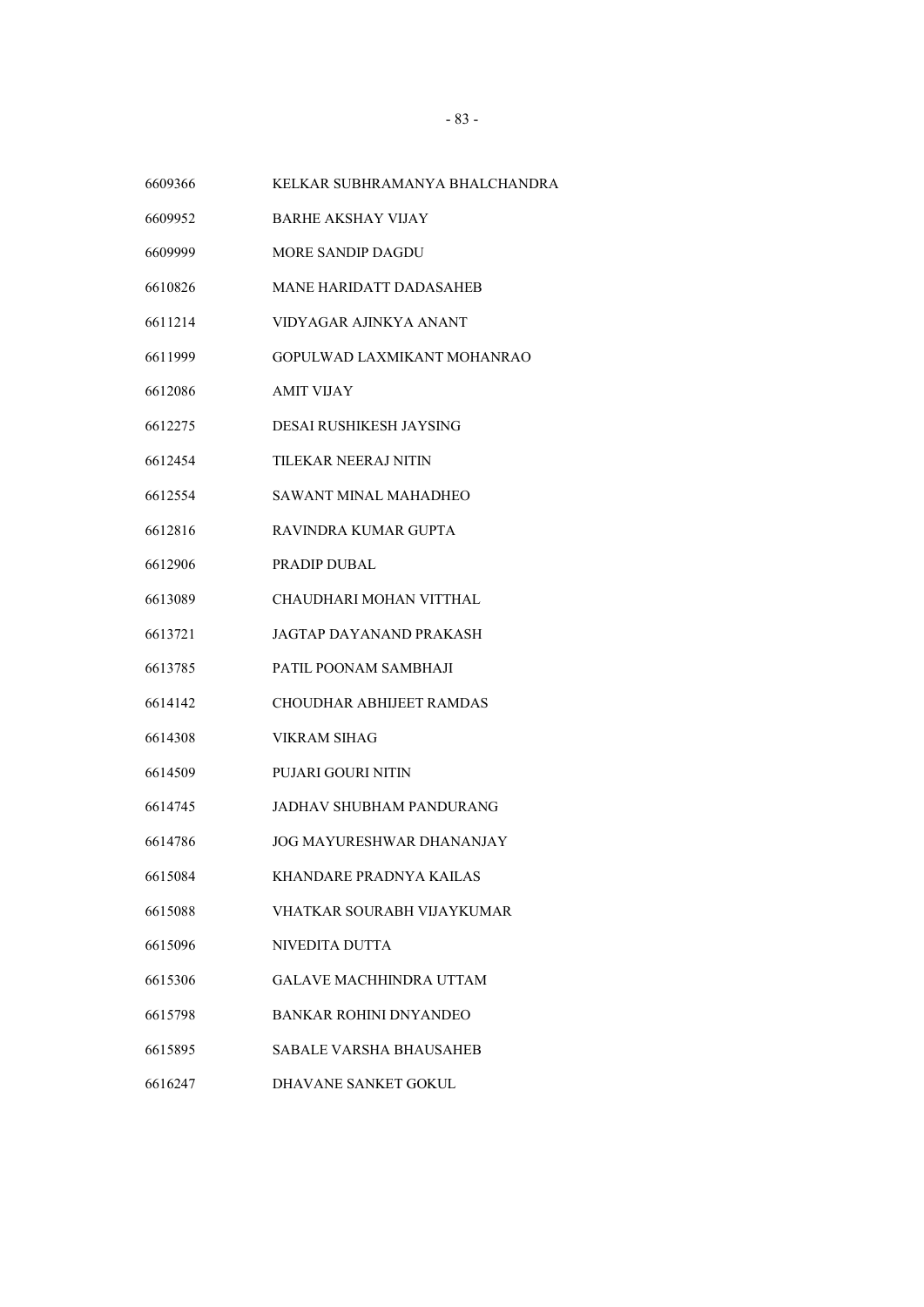| | |
|---|---|
| 6609366 | KELKAR SUBHRAMANYA BHALCHANDRA |
| 6609952 | BARHE AKSHAY VIJAY |
| 6609999 | MORE SANDIP DAGDU |
| 6610826 | MANE HARIDATT DADASAHEB |
| 6611214 | VIDYAGAR AJINKYA ANANT |
| 6611999 | GOPULWAD LAXMIKANT MOHANRAO |
| 6612086 | AMIT VIJAY |
| 6612275 | DESAI RUSHIKESH JAYSING |
| 6612454 | TILEKAR NEERAJ NITIN |
| 6612554 | SAWANT MINAL MAHADHEO |
| 6612816 | RAVINDRA KUMAR GUPTA |
| 6612906 | PRADIP DUBAL |
| 6613089 | CHAUDHARI MOHAN VITTHAL |
| 6613721 | JAGTAP DAYANAND PRAKASH |
| 6613785 | PATIL POONAM SAMBHAJI |
| 6614142 | CHOUDHAR ABHIJEET RAMDAS |
| 6614308 | VIKRAM SIHAG |
| 6614509 | PUJARI GOURI NITIN |
| 6614745 | JADHAV SHUBHAM PANDURANG |
| 6614786 | JOG MAYURESHWAR DHANANJAY |
| 6615084 | KHANDARE PRADNYA KAILAS |
| 6615088 | VHATKAR SOURABH VIJAYKUMAR |
| 6615096 | NIVEDITA DUTTA |
| 6615306 | GALAVE MACHHINDRA UTTAM |
| 6615798 | BANKAR ROHINI DNYANDEO |
| 6615895 | SABALE VARSHA BHAUSAHEB |
| 6616247 | DHAVANE SANKET GOKUL |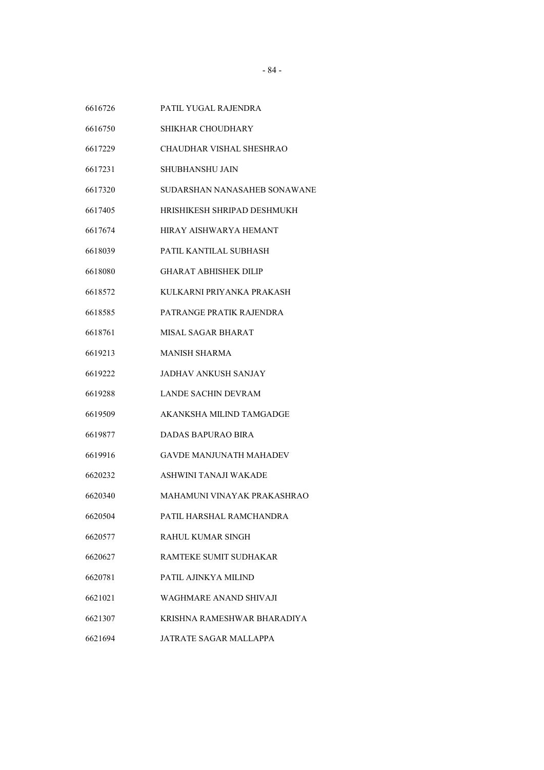6616726 PATIL YUGAL RAJENDRA

6616750 SHIKHAR CHOUDHARY

6617229 CHAUDHAR VISHAL SHESHRAO

6617231 SHUBHANSHU JAIN

6617320 SUDARSHAN NANASAHEB SONAWANE

6617405 HRISHIKESH SHRIPAD DESHMUKH

6617674 HIRAY AISHWARYA HEMANT

6618039 PATIL KANTILAL SUBHASH

6618080 GHARAT ABHISHEK DILIP

6618572 KULKARNI PRIYANKA PRAKASH

6618585 PATRANGE PRATIK RAJENDRA

6618761 MISAL SAGAR BHARAT

6619213 MANISH SHARMA

6619222 JADHAV ANKUSH SANJAY

6619288 LANDE SACHIN DEVRAM

6619509 AKANKSHA MILIND TAMGADGE

6619877 DADAS BAPURAO BIRA

6619916 GAVDE MANJUNATH MAHADEV

6620232 ASHWINI TANAJI WAKADE

6620340 MAHAMUNI VINAYAK PRAKASHRAO

6620504 PATIL HARSHAL RAMCHANDRA

6620577 RAHUL KUMAR SINGH

6620627 RAMTEKE SUMIT SUDHAKAR

6620781 PATIL AJINKYA MILIND

6621021 WAGHMARE ANAND SHIVAJI

6621307 KRISHNA RAMESHWAR BHARADIYA

6621694 JATRATE SAGAR MALLAPPA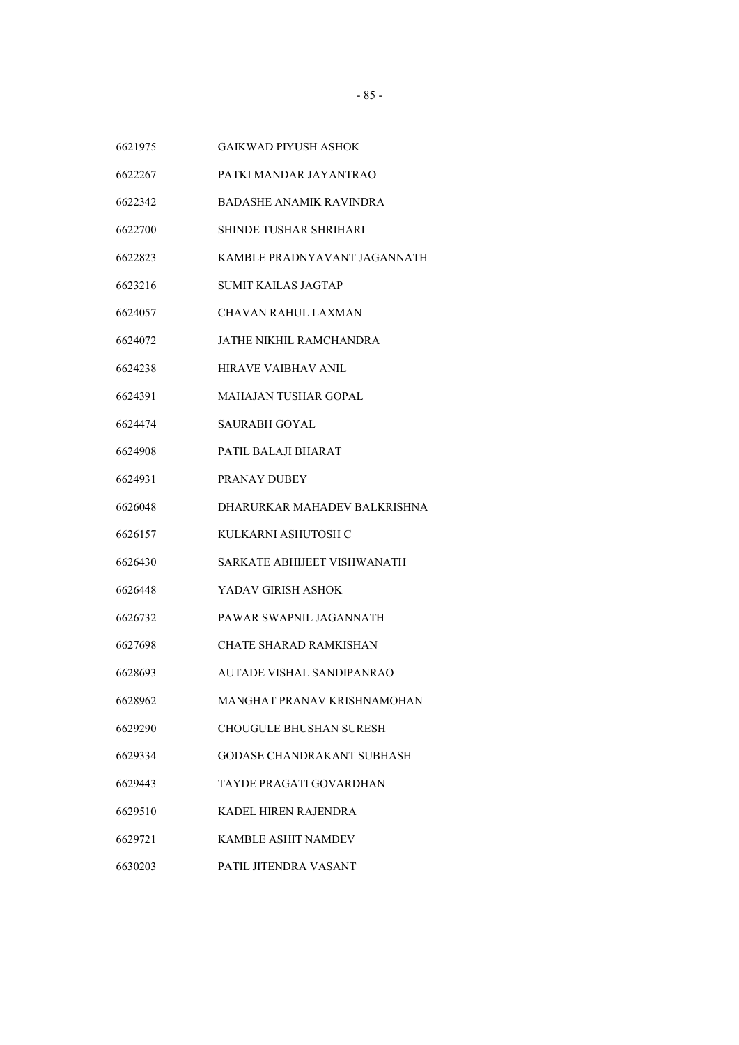6621975 GAIKWAD PIYUSH ASHOK

6622267 PATKI MANDAR JAYANTRAO

6622342 BADASHE ANAMIK RAVINDRA

6622700 SHINDE TUSHAR SHRIHARI

6622823 KAMBLE PRADNYAVANT JAGANNATH

6623216 SUMIT KAILAS JAGTAP

6624057 CHAVAN RAHUL LAXMAN

6624072 JATHE NIKHIL RAMCHANDRA

6624238 HIRAVE VAIBHAV ANIL

6624391 MAHAJAN TUSHAR GOPAL

6624474 SAURABH GOYAL

6624908 PATIL BALAJI BHARAT

6624931 PRANAY DUBEY

6626048 DHARURKAR MAHADEV BALKRISHNA

6626157 KULKARNI ASHUTOSH C

6626430 SARKATE ABHIJEET VISHWANATH

6626448 YADAV GIRISH ASHOK

6626732 PAWAR SWAPNIL JAGANNATH

6627698 CHATE SHARAD RAMKISHAN

6628693 AUTADE VISHAL SANDIPANRAO

6628962 MANGHAT PRANAV KRISHNAMOHAN

6629290 CHOUGULE BHUSHAN SURESH

6629334 GODASE CHANDRAKANT SUBHASH

6629443 TAYDE PRAGATI GOVARDHAN

6629510 KADEL HIREN RAJENDRA

6629721 KAMBLE ASHIT NAMDEV

6630203 PATIL JITENDRA VASANT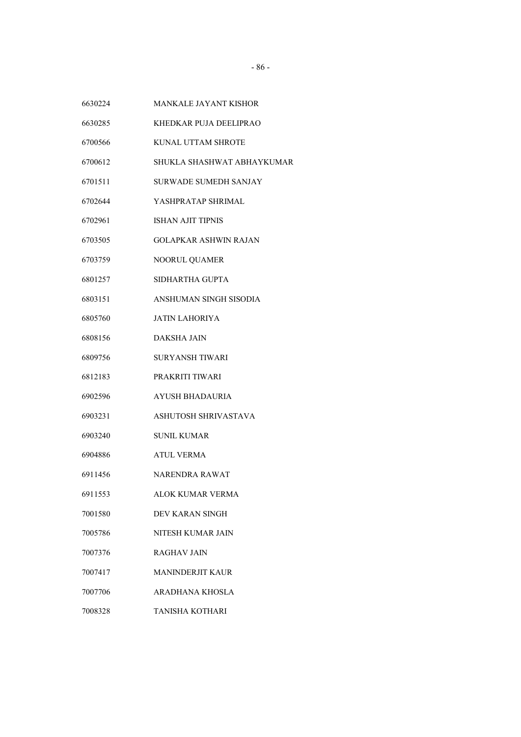| | |
|---|---|
| 6630224 | MANKALE JAYANT KISHOR |
| 6630285 | KHEDKAR PUJA DEELIPRAO |
| 6700566 | KUNAL UTTAM SHROTE |
| 6700612 | SHUKLA SHASHWAT ABHAYKUMAR |
| 6701511 | SURWADE SUMEDH SANJAY |
| 6702644 | YASHPRATAP SHRIMAL |
| 6702961 | ISHAN AJIT TIPNIS |
| 6703505 | GOLAPKAR ASHWIN RAJAN |
| 6703759 | NOORUL QUAMER |
| 6801257 | SIDHARTHA GUPTA |
| 6803151 | ANSHUMAN SINGH SISODIA |
| 6805760 | JATIN LAHORIYA |
| 6808156 | DAKSHA JAIN |
| 6809756 | SURYANSH TIWARI |
| 6812183 | PRAKRITI TIWARI |
| 6902596 | AYUSH BHADAURIA |
| 6903231 | ASHUTOSH SHRIVASTAVA |
| 6903240 | SUNIL KUMAR |
| 6904886 | ATUL VERMA |
| 6911456 | NARENDRA RAWAT |
| 6911553 | ALOK KUMAR VERMA |
| 7001580 | DEV KARAN SINGH |
| 7005786 | NITESH KUMAR JAIN |
| 7007376 | RAGHAV JAIN |
| 7007417 | MANINDERJIT KAUR |
| 7007706 | ARADHANA KHOSLA |
| 7008328 | TANISHA KOTHARI |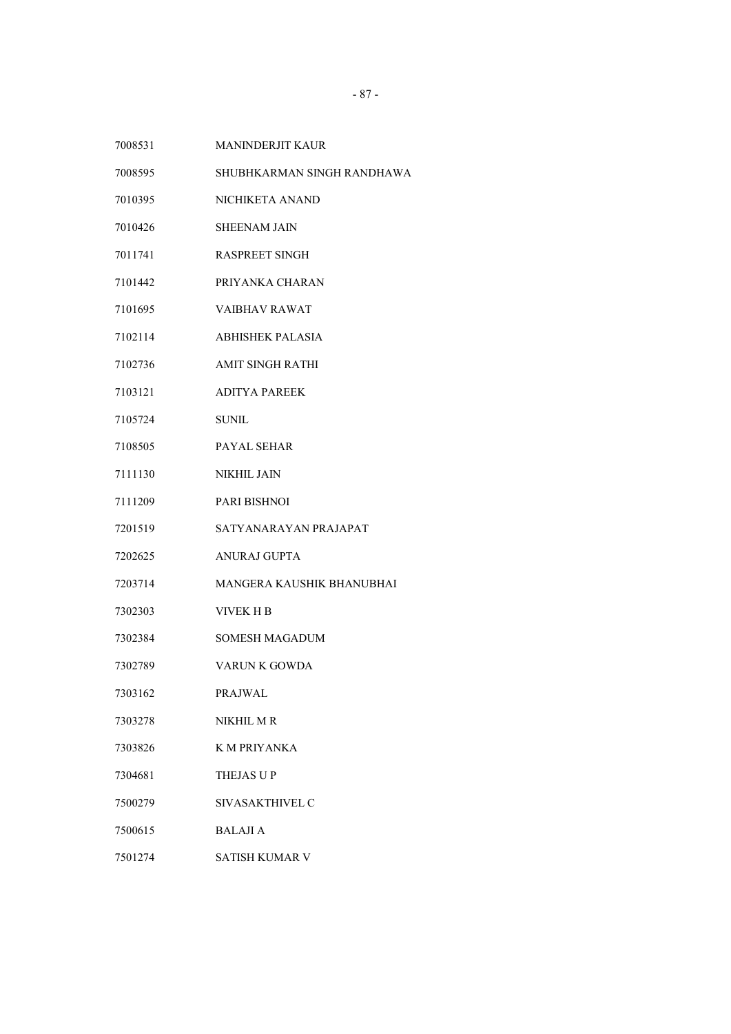| | |
|---|---|
| 7008531 | MANINDERJIT KAUR |
| 7008595 | SHUBHKARMAN SINGH RANDHAWA |
| 7010395 | NICHIKETA ANAND |
| 7010426 | SHEENAM JAIN |
| 7011741 | RASPREET SINGH |
| 7101442 | PRIYANKA CHARAN |
| 7101695 | VAIBHAV RAWAT |
| 7102114 | ABHISHEK PALASIA |
| 7102736 | AMIT SINGH RATHI |
| 7103121 | ADITYA PAREEK |
| 7105724 | SUNIL |
| 7108505 | PAYAL SEHAR |
| 7111130 | NIKHIL JAIN |
| 7111209 | PARI BISHNOI |
| 7201519 | SATYANARAYAN PRAJAPAT |
| 7202625 | ANURAJ GUPTA |
| 7203714 | MANGERA KAUSHIK BHANUBHAI |
| 7302303 | VIVEK H B |
| 7302384 | SOMESH MAGADUM |
| 7302789 | VARUN K GOWDA |
| 7303162 | PRAJWAL |
| 7303278 | NIKHIL M R |
| 7303826 | K M PRIYANKA |
| 7304681 | THEJAS U P |
| 7500279 | SIVASAKTHIVEL C |
| 7500615 | BALAJI A |
| 7501274 | SATISH KUMAR V |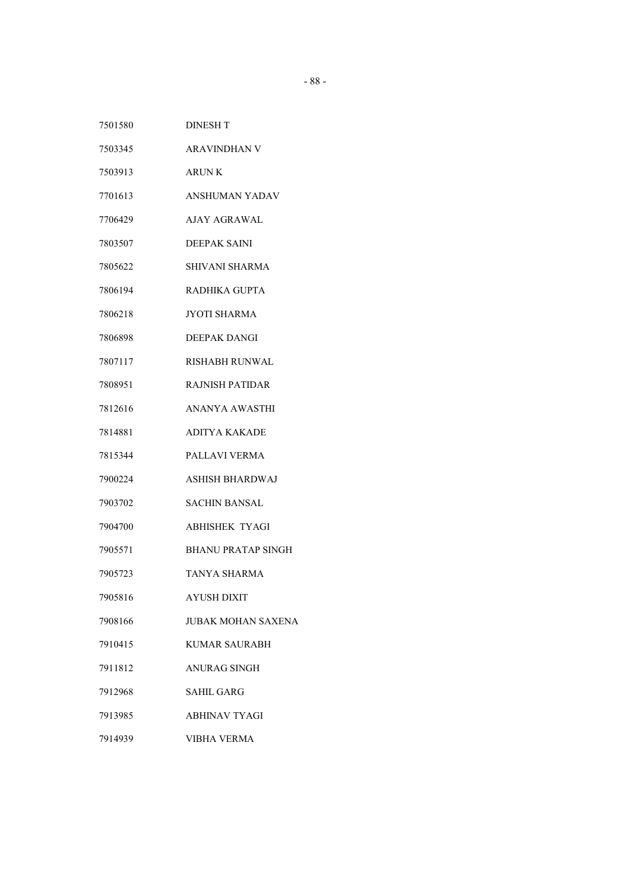| | |
|---|---|
| 7501580 | DINESH T |
| 7503345 | ARAVINDHAN V |
| 7503913 | ARUN K |
| 7701613 | ANSHUMAN YADAV |
| 7706429 | AJAY AGRAWAL |
| 7803507 | DEEPAK SAINI |
| 7805622 | SHIVANI SHARMA |
| 7806194 | RADHIKA GUPTA |
| 7806218 | JYOTI SHARMA |
| 7806898 | DEEPAK DANGI |
| 7807117 | RISHABH RUNWAL |
| 7808951 | RAJNISH PATIDAR |
| 7812616 | ANANYA AWASTHI |
| 7814881 | ADITYA KAKADE |
| 7815344 | PALLAVI VERMA |
| 7900224 | ASHISH BHARDWAJ |
| 7903702 | SACHIN BANSAL |
| 7904700 | ABHISHEK TYAGI |
| 7905571 | BHANU PRATAP SINGH |
| 7905723 | TANYA SHARMA |
| 7905816 | AYUSH DIXIT |
| 7908166 | JUBAK MOHAN SAXENA |
| 7910415 | KUMAR SAURABH |
| 7911812 | ANURAG SINGH |
| 7912968 | SAHIL GARG |
| 7913985 | ABHINAV TYAGI |
| 7914939 | VIBHA VERMA |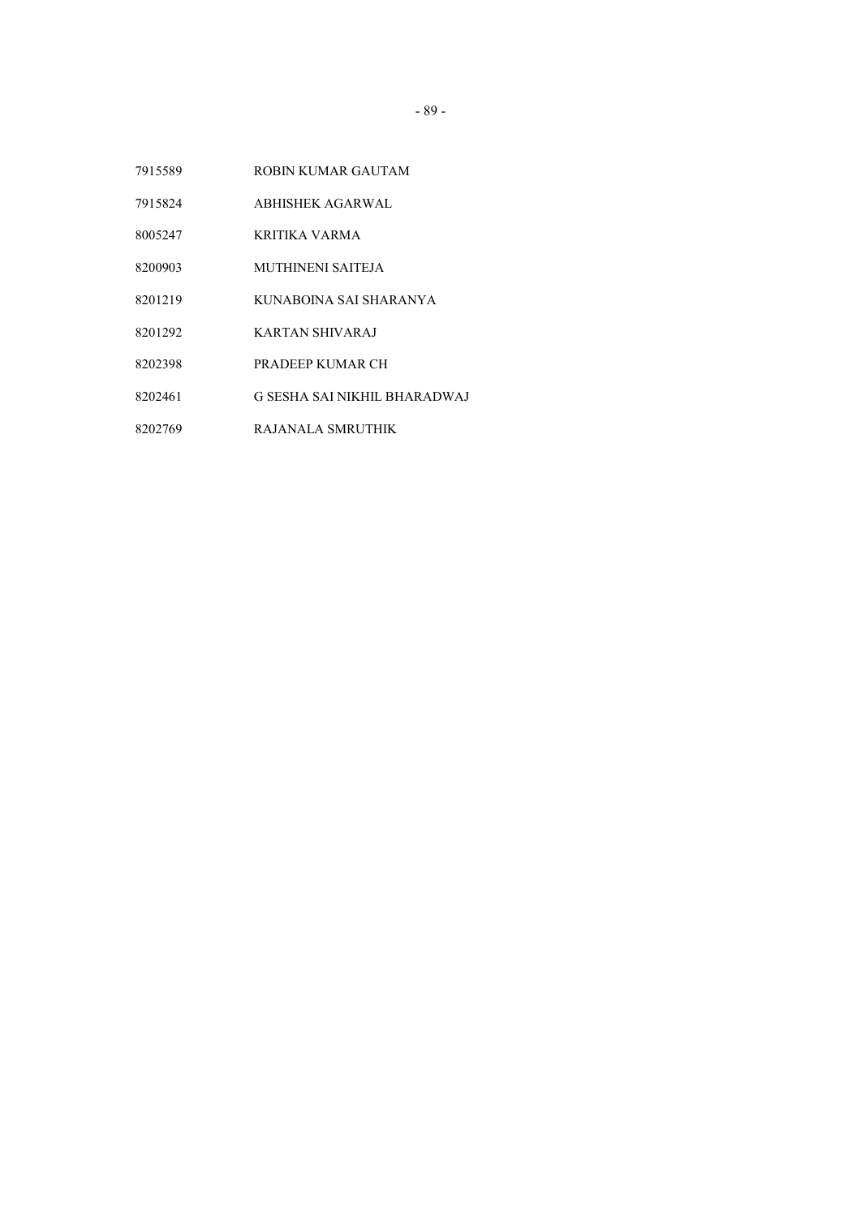| | |
|---|---|
| 7915589 | ROBIN KUMAR GAUTAM |
| 7915824 | ABHISHEK AGARWAL |
| 8005247 | KRITIKA VARMA |
| 8200903 | MUTHINENI SAITEJA |
| 8201219 | KUNABOINA SAI SHARANYA |
| 8201292 | KARTAN SHIVARAJ |
| 8202398 | PRADEEP KUMAR CH |
| 8202461 | G SESHA SAI NIKHIL BHARADWAJ |
| 8202769 | RAJANALA SMRUTHIK |